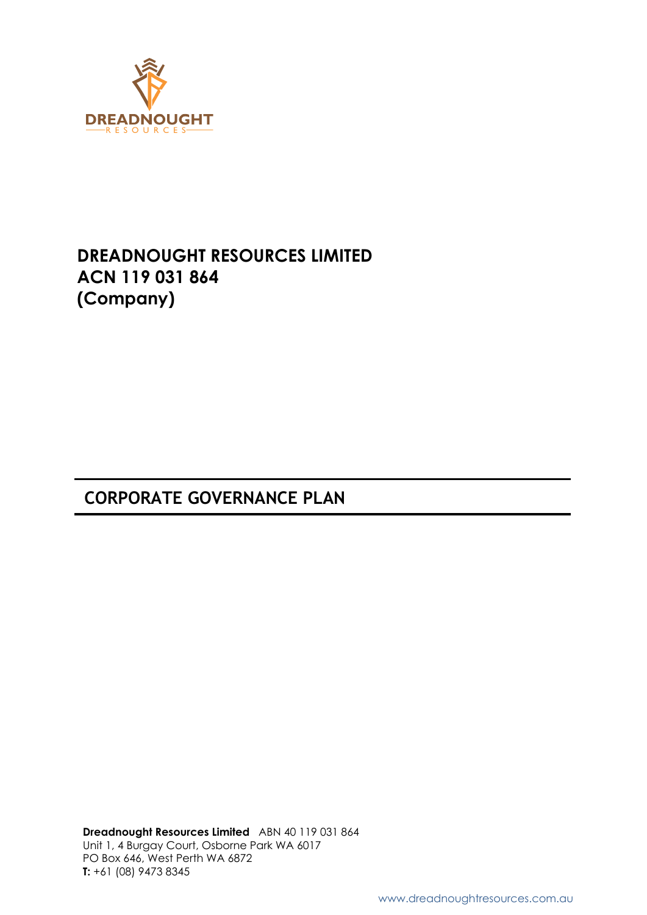DREADNOUGHT RESOURCES

# DREADNOUGHT RESOURCES LIMITED
# ACN 119 031 864
# (Company)

## CORPORATE GOVERNANCE PLAN

**Dreadnought Resources Limited** ABN 40 119 031 864
Unit 1, 4 Burgay Court, Osborne Park WA 6017
PO Box 646, West Perth WA 6872
**T:** +61 (08) 9473 8345

www.dreadnoughtresources.com.au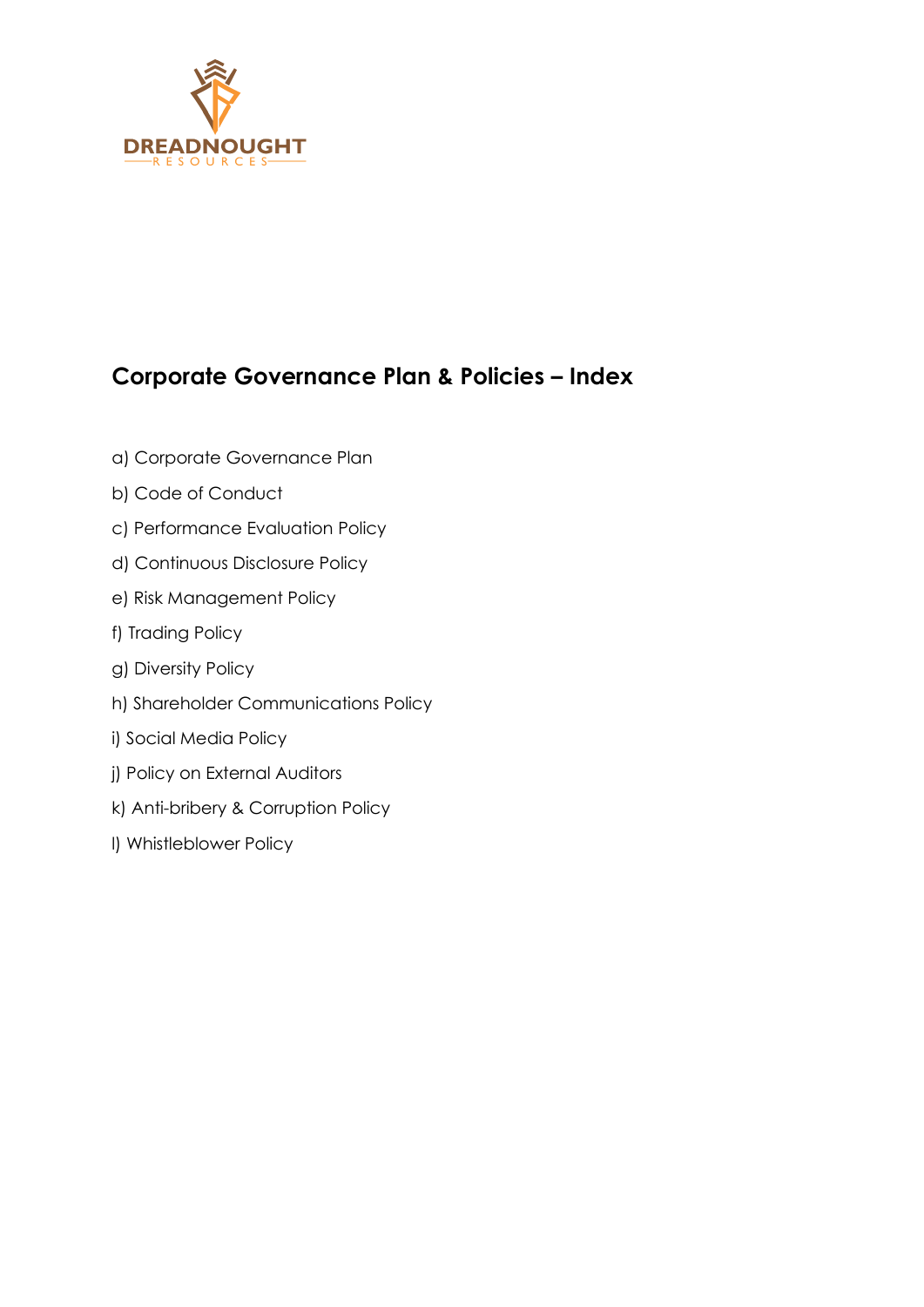# Corporate Governance Plan & Policies – Index

a) Corporate Governance Plan

b) Code of Conduct

c) Performance Evaluation Policy

d) Continuous Disclosure Policy

e) Risk Management Policy

f) Trading Policy

g) Diversity Policy

h) Shareholder Communications Policy

i) Social Media Policy

j) Policy on External Auditors

k) Anti-bribery & Corruption Policy

l) Whistleblower Policy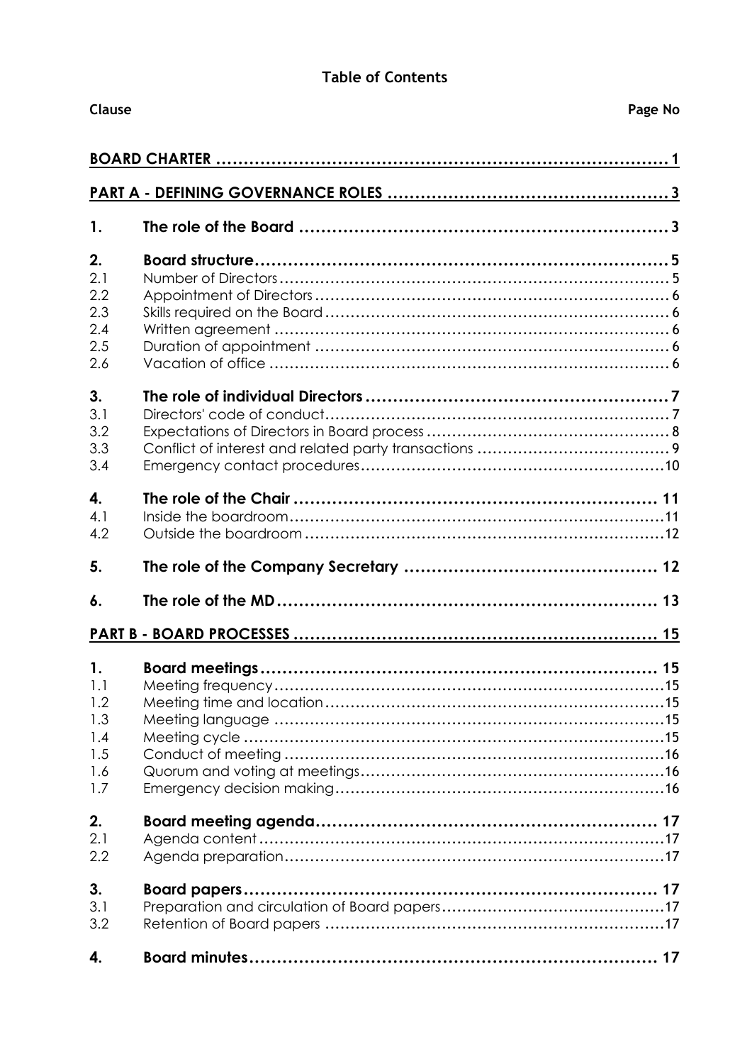# Table of Contents

| Clause | | Page No |
|---|---|---|
| **BOARD CHARTER** | | **1** |
| **PART A - DEFINING GOVERNANCE ROLES** | | **3** |
| **1.** | **The role of the Board** | **3** |
| **2.** | **Board structure** | **5** |
| 2.1 | Number of Directors | 5 |
| 2.2 | Appointment of Directors | 6 |
| 2.3 | Skills required on the Board | 6 |
| 2.4 | Written agreement | 6 |
| 2.5 | Duration of appointment | 6 |
| 2.6 | Vacation of office | 6 |
| **3.** | **The role of individual Directors** | **7** |
| 3.1 | Directors' code of conduct | 7 |
| 3.2 | Expectations of Directors in Board process | 8 |
| 3.3 | Conflict of interest and related party transactions | 9 |
| 3.4 | Emergency contact procedures | 10 |
| **4.** | **The role of the Chair** | **11** |
| 4.1 | Inside the boardroom | 11 |
| 4.2 | Outside the boardroom | 12 |
| **5.** | **The role of the Company Secretary** | **12** |
| **6.** | **The role of the MD** | **13** |
| **PART B - BOARD PROCESSES** | | **15** |
| **1.** | **Board meetings** | **15** |
| 1.1 | Meeting frequency | 15 |
| 1.2 | Meeting time and location | 15 |
| 1.3 | Meeting language | 15 |
| 1.4 | Meeting cycle | 15 |
| 1.5 | Conduct of meeting | 16 |
| 1.6 | Quorum and voting at meetings | 16 |
| 1.7 | Emergency decision making | 16 |
| **2.** | **Board meeting agenda** | **17** |
| 2.1 | Agenda content | 17 |
| 2.2 | Agenda preparation | 17 |
| **3.** | **Board papers** | **17** |
| 3.1 | Preparation and circulation of Board papers | 17 |
| 3.2 | Retention of Board papers | 17 |
| **4.** | **Board minutes** | **17** |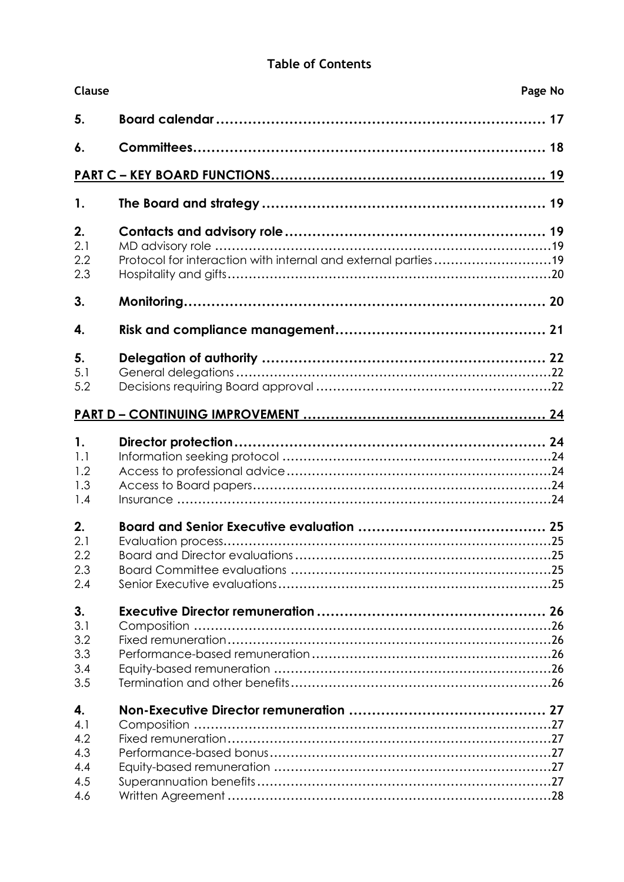**Table of Contents**

| Clause | | Page No |
|---|---|---|
| **5.** | **Board calendar** | **17** |
| **6.** | **Committees** | **18** |
| | **PART C – KEY BOARD FUNCTIONS** | **19** |
| **1.** | **The Board and strategy** | **19** |
| **2.** | **Contacts and advisory role** | **19** |
| 2.1 | MD advisory role | 19 |
| 2.2 | Protocol for interaction with internal and external parties | 19 |
| 2.3 | Hospitality and gifts | 20 |
| **3.** | **Monitoring** | **20** |
| **4.** | **Risk and compliance management** | **21** |
| **5.** | **Delegation of authority** | **22** |
| 5.1 | General delegations | 22 |
| 5.2 | Decisions requiring Board approval | 22 |
| | **PART D – CONTINUING IMPROVEMENT** | **24** |
| **1.** | **Director protection** | **24** |
| 1.1 | Information seeking protocol | 24 |
| 1.2 | Access to professional advice | 24 |
| 1.3 | Access to Board papers | 24 |
| 1.4 | Insurance | 24 |
| **2.** | **Board and Senior Executive evaluation** | **25** |
| 2.1 | Evaluation process | 25 |
| 2.2 | Board and Director evaluations | 25 |
| 2.3 | Board Committee evaluations | 25 |
| 2.4 | Senior Executive evaluations | 25 |
| **3.** | **Executive Director remuneration** | **26** |
| 3.1 | Composition | 26 |
| 3.2 | Fixed remuneration | 26 |
| 3.3 | Performance-based remuneration | 26 |
| 3.4 | Equity-based remuneration | 26 |
| 3.5 | Termination and other benefits | 26 |
| **4.** | **Non-Executive Director remuneration** | **27** |
| 4.1 | Composition | 27 |
| 4.2 | Fixed remuneration | 27 |
| 4.3 | Performance-based bonus | 27 |
| 4.4 | Equity-based remuneration | 27 |
| 4.5 | Superannuation benefits | 27 |
| 4.6 | Written Agreement | 28 |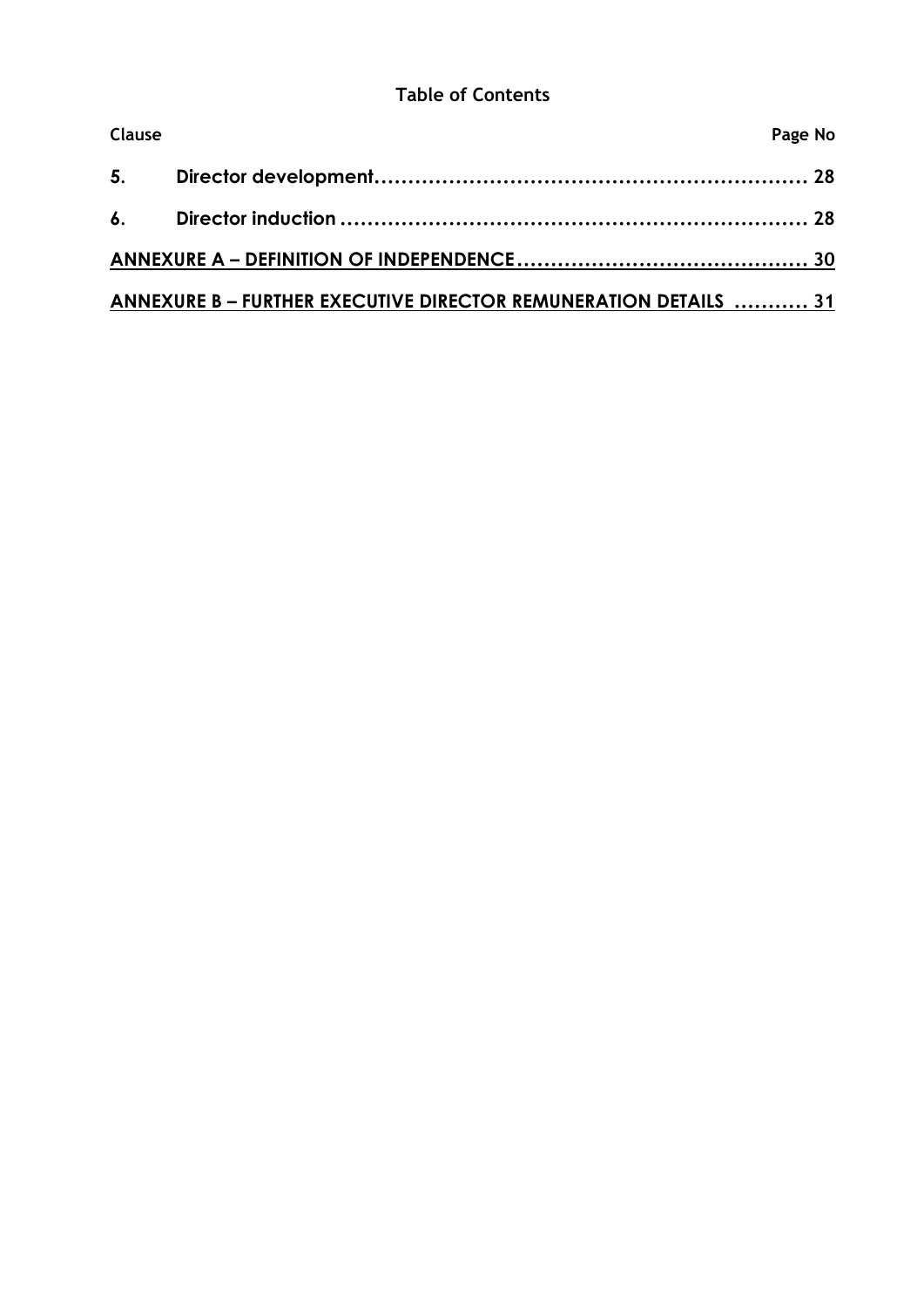**Table of Contents**

| Clause | | Page No |
|---|---|---|
| 5. | Director development | 28 |
| 6. | Director induction | 28 |
| ANNEXURE A – DEFINITION OF INDEPENDENCE | | 30 |
| ANNEXURE B – FURTHER EXECUTIVE DIRECTOR REMUNERATION DETAILS | | 31 |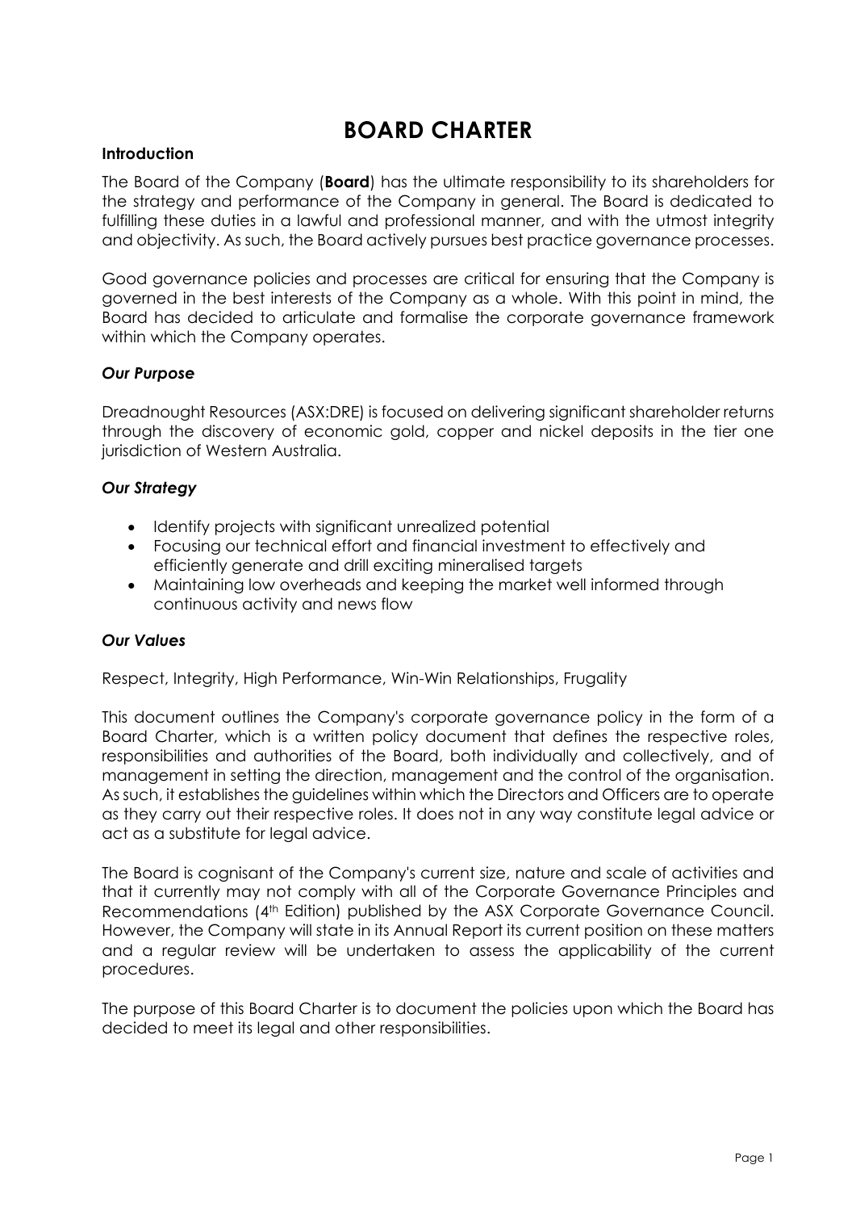# BOARD CHARTER

## Introduction

The Board of the Company (**Board**) has the ultimate responsibility to its shareholders for the strategy and performance of the Company in general. The Board is dedicated to fulfilling these duties in a lawful and professional manner, and with the utmost integrity and objectivity. As such, the Board actively pursues best practice governance processes.

Good governance policies and processes are critical for ensuring that the Company is governed in the best interests of the Company as a whole. With this point in mind, the Board has decided to articulate and formalise the corporate governance framework within which the Company operates.

### *Our Purpose*

Dreadnought Resources (ASX:DRE) is focused on delivering significant shareholder returns through the discovery of economic gold, copper and nickel deposits in the tier one jurisdiction of Western Australia.

### *Our Strategy*

- Identify projects with significant unrealized potential
- Focusing our technical effort and financial investment to effectively and efficiently generate and drill exciting mineralised targets
- Maintaining low overheads and keeping the market well informed through continuous activity and news flow

### *Our Values*

Respect, Integrity, High Performance, Win-Win Relationships, Frugality

This document outlines the Company's corporate governance policy in the form of a Board Charter, which is a written policy document that defines the respective roles, responsibilities and authorities of the Board, both individually and collectively, and of management in setting the direction, management and the control of the organisation. As such, it establishes the guidelines within which the Directors and Officers are to operate as they carry out their respective roles. It does not in any way constitute legal advice or act as a substitute for legal advice.

The Board is cognisant of the Company's current size, nature and scale of activities and that it currently may not comply with all of the Corporate Governance Principles and Recommendations (4th Edition) published by the ASX Corporate Governance Council. However, the Company will state in its Annual Report its current position on these matters and a regular review will be undertaken to assess the applicability of the current procedures.

The purpose of this Board Charter is to document the policies upon which the Board has decided to meet its legal and other responsibilities.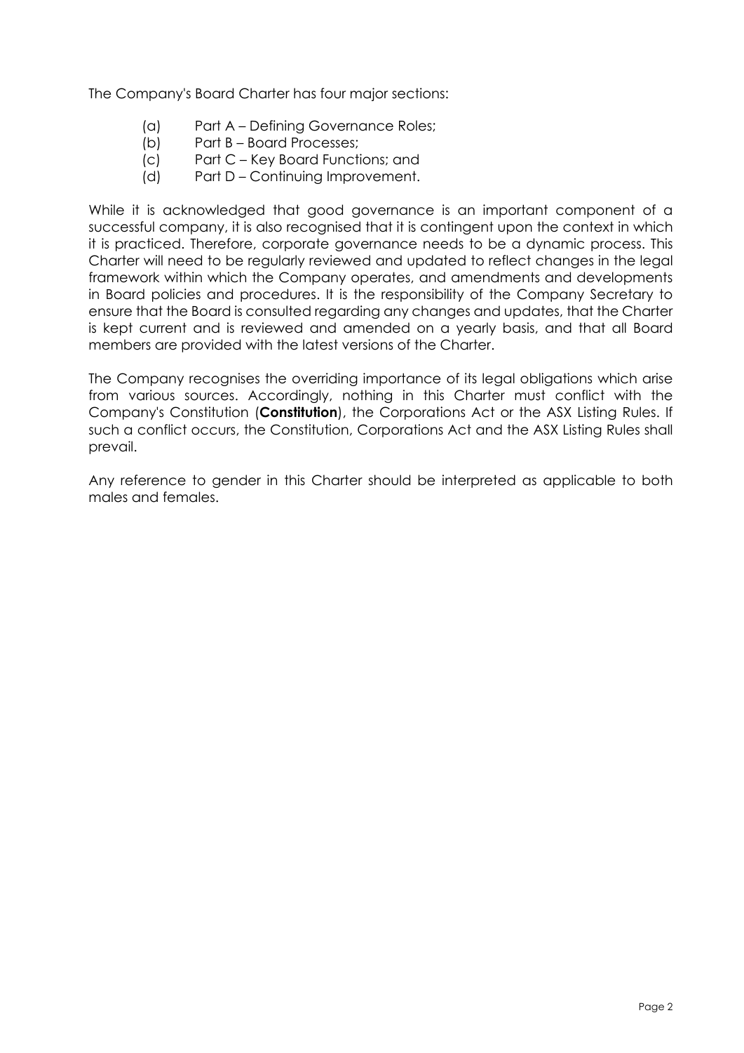The Company's Board Charter has four major sections:

(a) Part A – Defining Governance Roles;
(b) Part B – Board Processes;
(c) Part C – Key Board Functions; and
(d) Part D – Continuing Improvement.

While it is acknowledged that good governance is an important component of a successful company, it is also recognised that it is contingent upon the context in which it is practiced. Therefore, corporate governance needs to be a dynamic process. This Charter will need to be regularly reviewed and updated to reflect changes in the legal framework within which the Company operates, and amendments and developments in Board policies and procedures. It is the responsibility of the Company Secretary to ensure that the Board is consulted regarding any changes and updates, that the Charter is kept current and is reviewed and amended on a yearly basis, and that all Board members are provided with the latest versions of the Charter.

The Company recognises the overriding importance of its legal obligations which arise from various sources. Accordingly, nothing in this Charter must conflict with the Company's Constitution (**Constitution**), the Corporations Act or the ASX Listing Rules. If such a conflict occurs, the Constitution, Corporations Act and the ASX Listing Rules shall prevail.

Any reference to gender in this Charter should be interpreted as applicable to both males and females.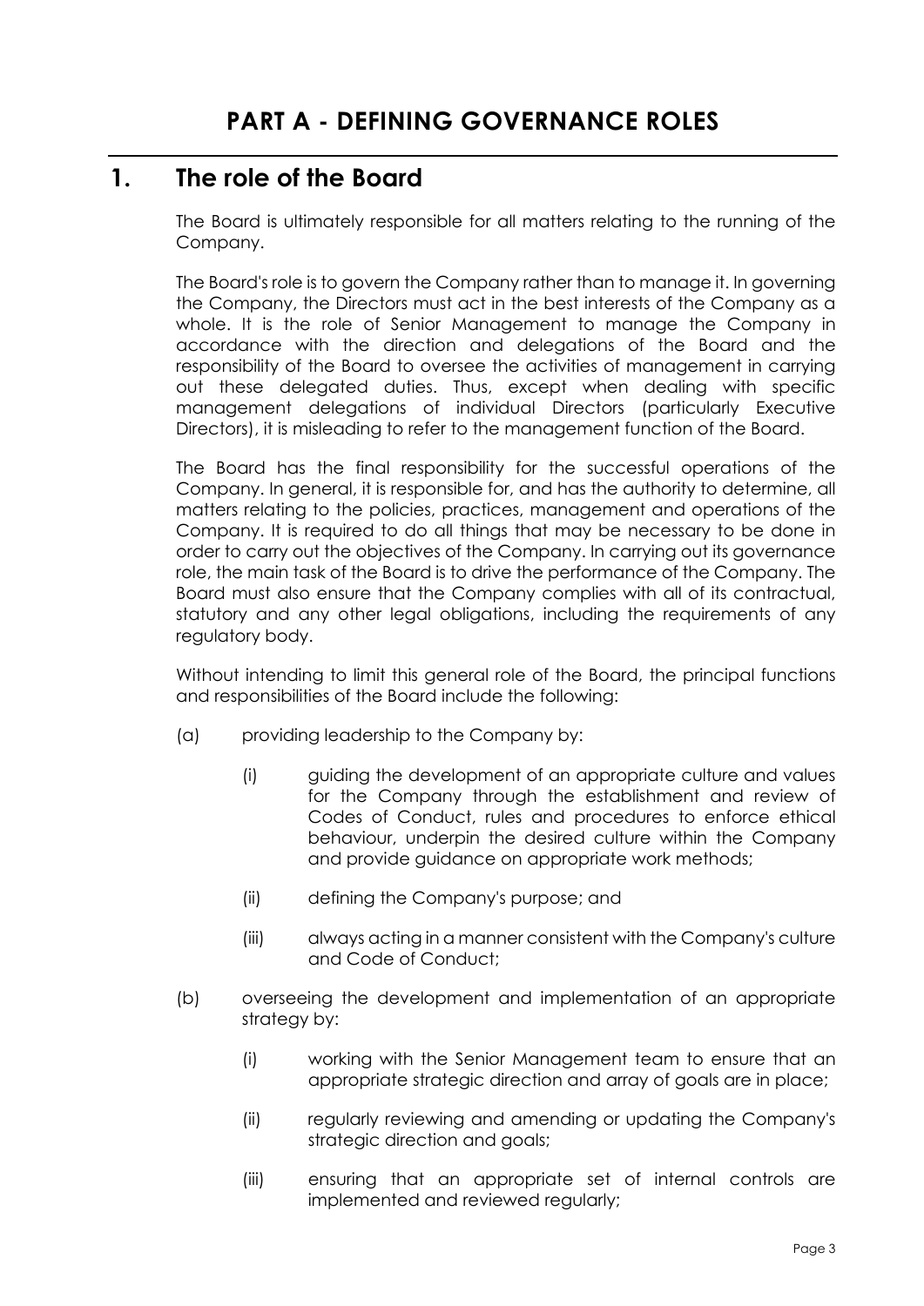# PART A - DEFINING GOVERNANCE ROLES

## 1. The role of the Board

The Board is ultimately responsible for all matters relating to the running of the Company.

The Board's role is to govern the Company rather than to manage it. In governing the Company, the Directors must act in the best interests of the Company as a whole. It is the role of Senior Management to manage the Company in accordance with the direction and delegations of the Board and the responsibility of the Board to oversee the activities of management in carrying out these delegated duties. Thus, except when dealing with specific management delegations of individual Directors (particularly Executive Directors), it is misleading to refer to the management function of the Board.

The Board has the final responsibility for the successful operations of the Company. In general, it is responsible for, and has the authority to determine, all matters relating to the policies, practices, management and operations of the Company. It is required to do all things that may be necessary to be done in order to carry out the objectives of the Company. In carrying out its governance role, the main task of the Board is to drive the performance of the Company. The Board must also ensure that the Company complies with all of its contractual, statutory and any other legal obligations, including the requirements of any regulatory body.

Without intending to limit this general role of the Board, the principal functions and responsibilities of the Board include the following:

(a) providing leadership to the Company by:

  (i) guiding the development of an appropriate culture and values for the Company through the establishment and review of Codes of Conduct, rules and procedures to enforce ethical behaviour, underpin the desired culture within the Company and provide guidance on appropriate work methods;

  (ii) defining the Company's purpose; and

  (iii) always acting in a manner consistent with the Company's culture and Code of Conduct;

(b) overseeing the development and implementation of an appropriate strategy by:

  (i) working with the Senior Management team to ensure that an appropriate strategic direction and array of goals are in place;

  (ii) regularly reviewing and amending or updating the Company's strategic direction and goals;

  (iii) ensuring that an appropriate set of internal controls are implemented and reviewed regularly;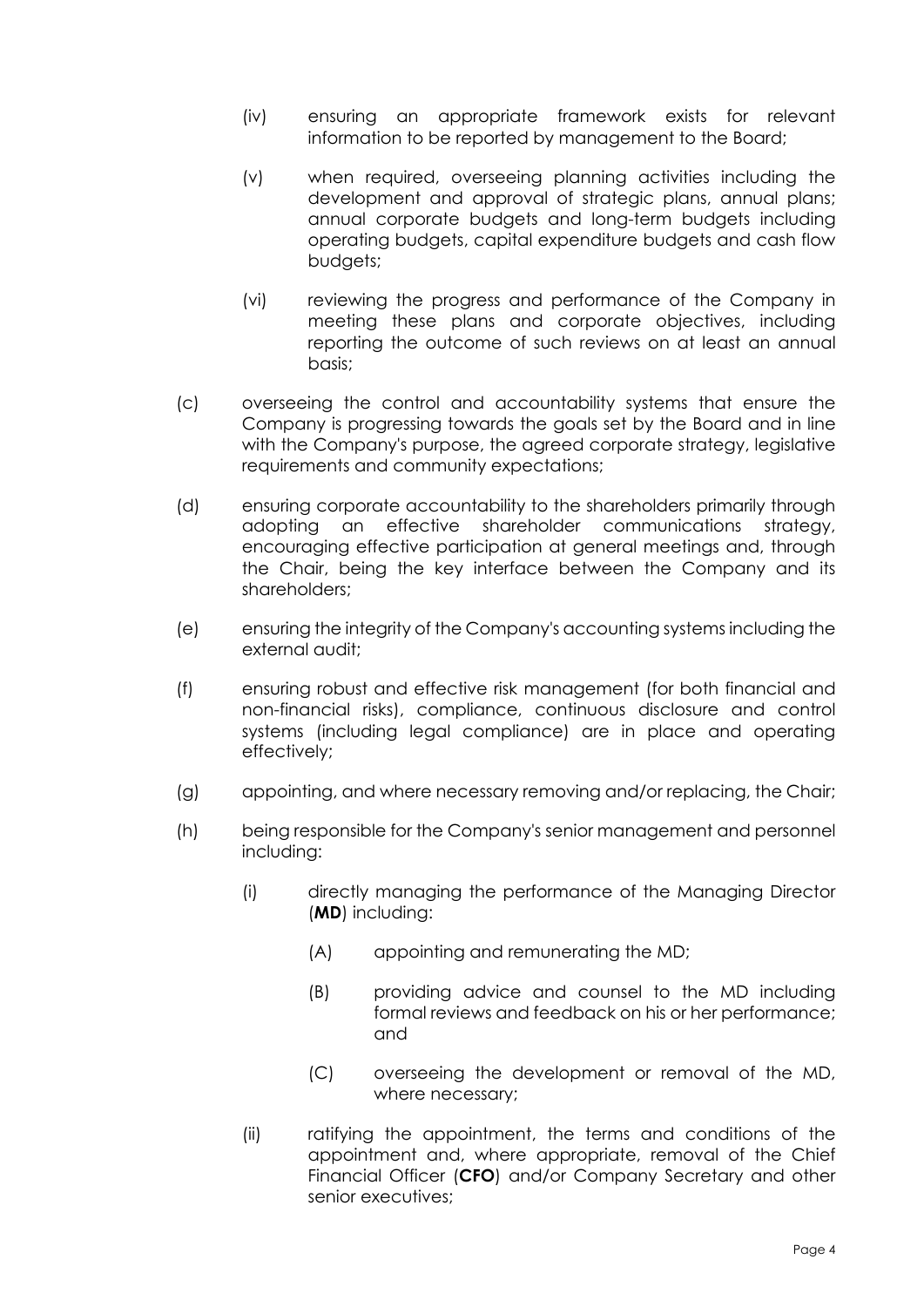(iv) ensuring an appropriate framework exists for relevant information to be reported by management to the Board;

(v) when required, overseeing planning activities including the development and approval of strategic plans, annual plans; annual corporate budgets and long-term budgets including operating budgets, capital expenditure budgets and cash flow budgets;

(vi) reviewing the progress and performance of the Company in meeting these plans and corporate objectives, including reporting the outcome of such reviews on at least an annual basis;

(c) overseeing the control and accountability systems that ensure the Company is progressing towards the goals set by the Board and in line with the Company's purpose, the agreed corporate strategy, legislative requirements and community expectations;

(d) ensuring corporate accountability to the shareholders primarily through adopting an effective shareholder communications strategy, encouraging effective participation at general meetings and, through the Chair, being the key interface between the Company and its shareholders;

(e) ensuring the integrity of the Company's accounting systems including the external audit;

(f) ensuring robust and effective risk management (for both financial and non-financial risks), compliance, continuous disclosure and control systems (including legal compliance) are in place and operating effectively;

(g) appointing, and where necessary removing and/or replacing, the Chair;

(h) being responsible for the Company's senior management and personnel including:

(i) directly managing the performance of the Managing Director (**MD**) including:

(A) appointing and remunerating the MD;

(B) providing advice and counsel to the MD including formal reviews and feedback on his or her performance; and

(C) overseeing the development or removal of the MD, where necessary;

(ii) ratifying the appointment, the terms and conditions of the appointment and, where appropriate, removal of the Chief Financial Officer (**CFO**) and/or Company Secretary and other senior executives;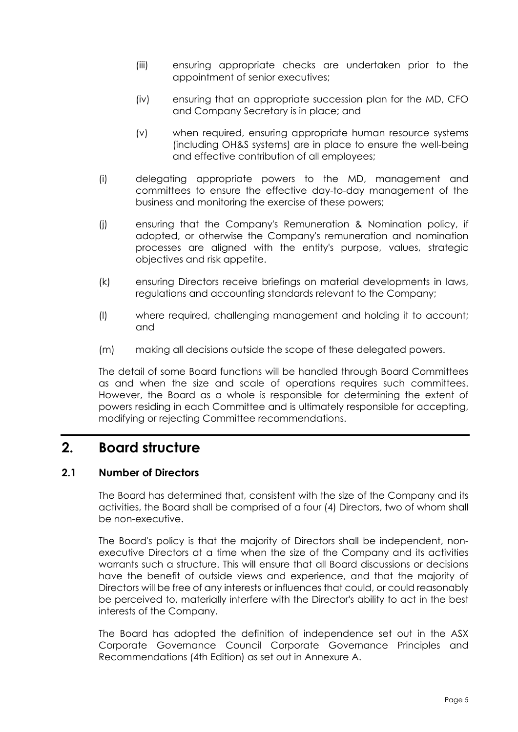(iii) ensuring appropriate checks are undertaken prior to the appointment of senior executives;

(iv) ensuring that an appropriate succession plan for the MD, CFO and Company Secretary is in place; and

(v) when required, ensuring appropriate human resource systems (including OH&S systems) are in place to ensure the well-being and effective contribution of all employees;

(i) delegating appropriate powers to the MD, management and committees to ensure the effective day-to-day management of the business and monitoring the exercise of these powers;

(j) ensuring that the Company's Remuneration & Nomination policy, if adopted, or otherwise the Company's remuneration and nomination processes are aligned with the entity's purpose, values, strategic objectives and risk appetite.

(k) ensuring Directors receive briefings on material developments in laws, regulations and accounting standards relevant to the Company;

(l) where required, challenging management and holding it to account; and

(m) making all decisions outside the scope of these delegated powers.

The detail of some Board functions will be handled through Board Committees as and when the size and scale of operations requires such committees. However, the Board as a whole is responsible for determining the extent of powers residing in each Committee and is ultimately responsible for accepting, modifying or rejecting Committee recommendations.

## 2. Board structure

### 2.1 Number of Directors

The Board has determined that, consistent with the size of the Company and its activities, the Board shall be comprised of a four (4) Directors, two of whom shall be non-executive.

The Board's policy is that the majority of Directors shall be independent, non-executive Directors at a time when the size of the Company and its activities warrants such a structure. This will ensure that all Board discussions or decisions have the benefit of outside views and experience, and that the majority of Directors will be free of any interests or influences that could, or could reasonably be perceived to, materially interfere with the Director's ability to act in the best interests of the Company.

The Board has adopted the definition of independence set out in the ASX Corporate Governance Council Corporate Governance Principles and Recommendations (4th Edition) as set out in Annexure A.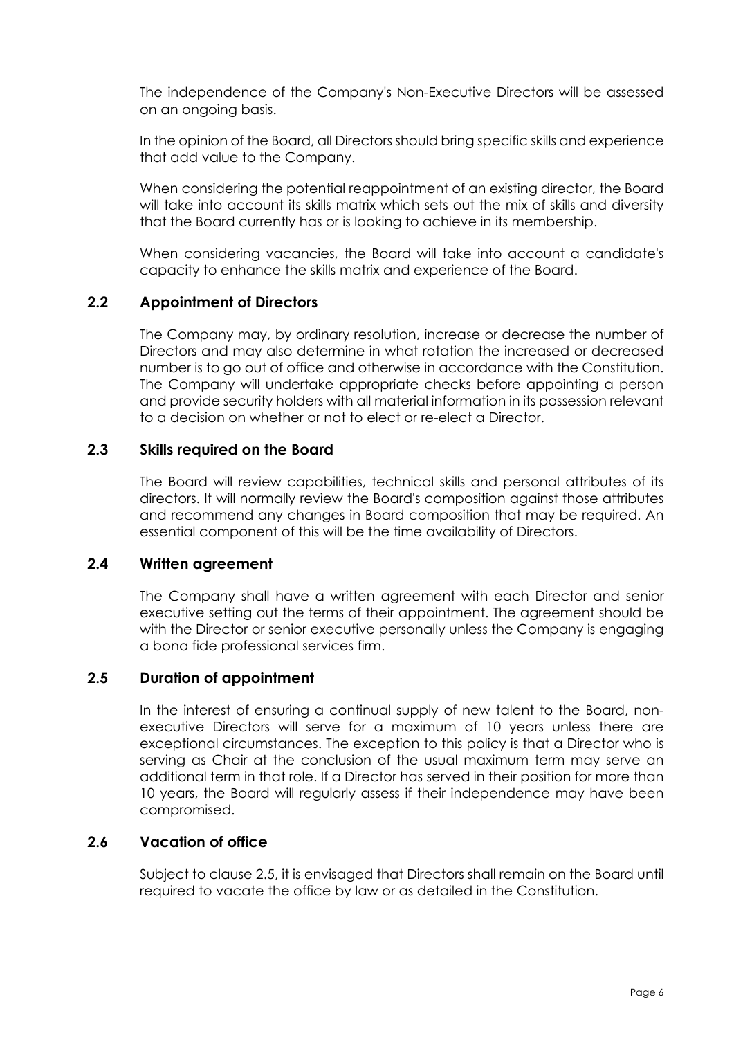The independence of the Company's Non-Executive Directors will be assessed on an ongoing basis.

In the opinion of the Board, all Directors should bring specific skills and experience that add value to the Company.

When considering the potential reappointment of an existing director, the Board will take into account its skills matrix which sets out the mix of skills and diversity that the Board currently has or is looking to achieve in its membership.

When considering vacancies, the Board will take into account a candidate's capacity to enhance the skills matrix and experience of the Board.

### 2.2 Appointment of Directors

The Company may, by ordinary resolution, increase or decrease the number of Directors and may also determine in what rotation the increased or decreased number is to go out of office and otherwise in accordance with the Constitution. The Company will undertake appropriate checks before appointing a person and provide security holders with all material information in its possession relevant to a decision on whether or not to elect or re-elect a Director.

### 2.3 Skills required on the Board

The Board will review capabilities, technical skills and personal attributes of its directors. It will normally review the Board's composition against those attributes and recommend any changes in Board composition that may be required. An essential component of this will be the time availability of Directors.

### 2.4 Written agreement

The Company shall have a written agreement with each Director and senior executive setting out the terms of their appointment. The agreement should be with the Director or senior executive personally unless the Company is engaging a bona fide professional services firm.

### 2.5 Duration of appointment

In the interest of ensuring a continual supply of new talent to the Board, non-executive Directors will serve for a maximum of 10 years unless there are exceptional circumstances. The exception to this policy is that a Director who is serving as Chair at the conclusion of the usual maximum term may serve an additional term in that role. If a Director has served in their position for more than 10 years, the Board will regularly assess if their independence may have been compromised.

### 2.6 Vacation of office

Subject to clause 2.5, it is envisaged that Directors shall remain on the Board until required to vacate the office by law or as detailed in the Constitution.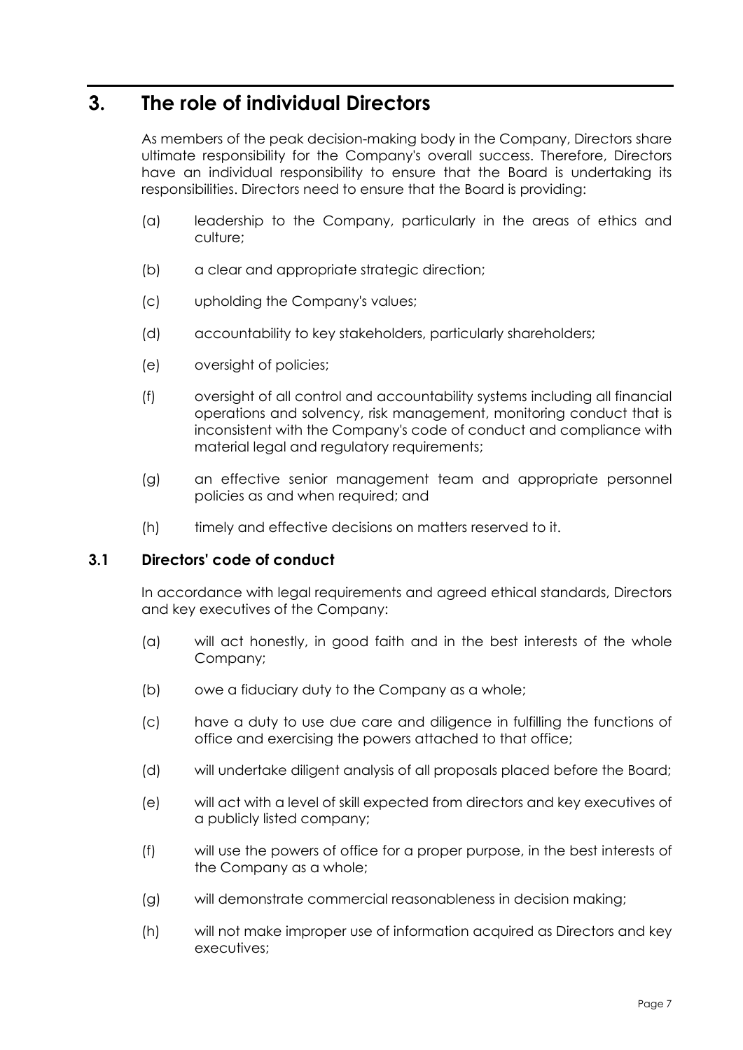# 3. The role of individual Directors

As members of the peak decision-making body in the Company, Directors share ultimate responsibility for the Company's overall success. Therefore, Directors have an individual responsibility to ensure that the Board is undertaking its responsibilities. Directors need to ensure that the Board is providing:

(a) leadership to the Company, particularly in the areas of ethics and culture;

(b) a clear and appropriate strategic direction;

(c) upholding the Company's values;

(d) accountability to key stakeholders, particularly shareholders;

(e) oversight of policies;

(f) oversight of all control and accountability systems including all financial operations and solvency, risk management, monitoring conduct that is inconsistent with the Company's code of conduct and compliance with material legal and regulatory requirements;

(g) an effective senior management team and appropriate personnel policies as and when required; and

(h) timely and effective decisions on matters reserved to it.

## 3.1 Directors' code of conduct

In accordance with legal requirements and agreed ethical standards, Directors and key executives of the Company:

(a) will act honestly, in good faith and in the best interests of the whole Company;

(b) owe a fiduciary duty to the Company as a whole;

(c) have a duty to use due care and diligence in fulfilling the functions of office and exercising the powers attached to that office;

(d) will undertake diligent analysis of all proposals placed before the Board;

(e) will act with a level of skill expected from directors and key executives of a publicly listed company;

(f) will use the powers of office for a proper purpose, in the best interests of the Company as a whole;

(g) will demonstrate commercial reasonableness in decision making;

(h) will not make improper use of information acquired as Directors and key executives;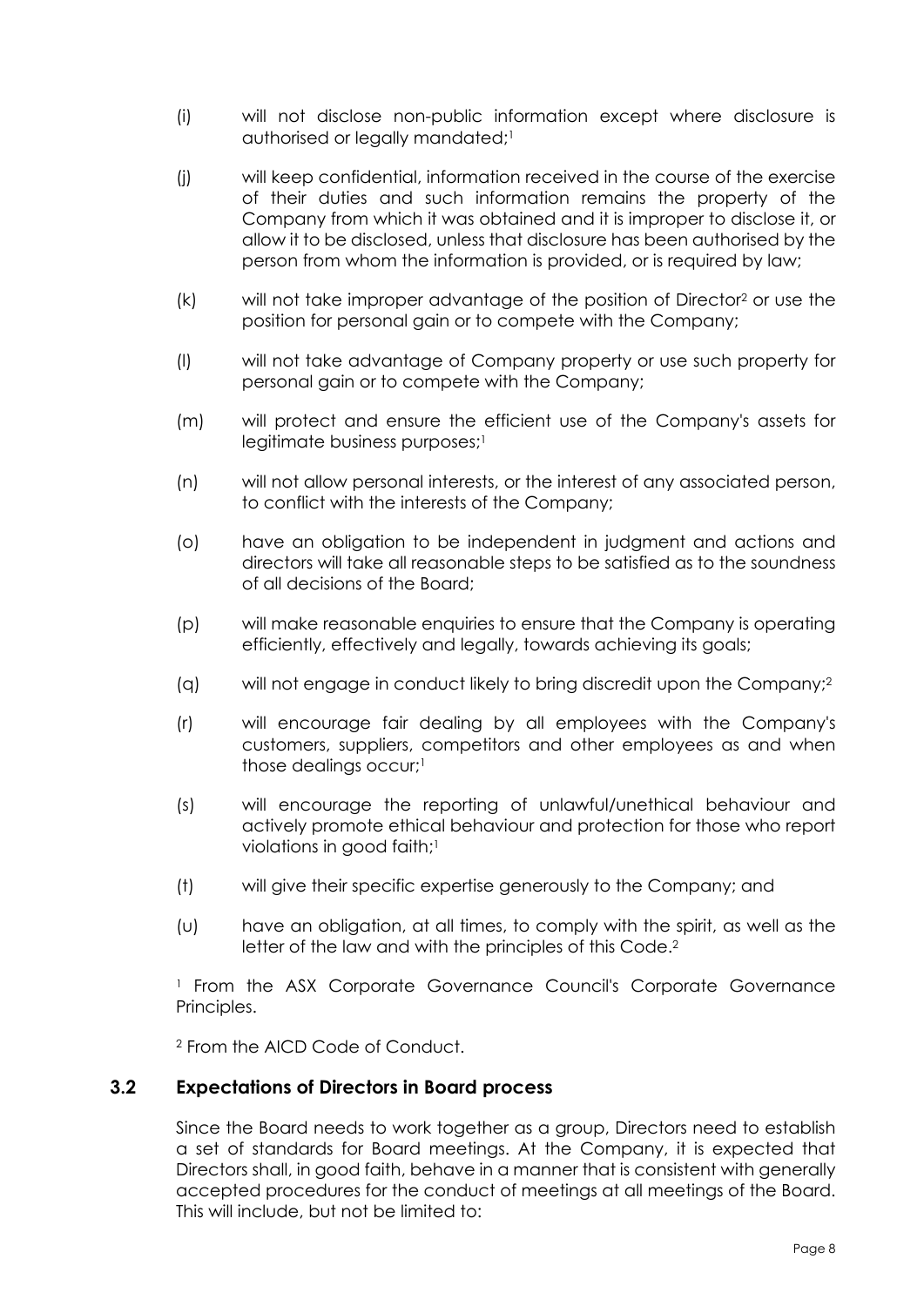(i) will not disclose non-public information except where disclosure is authorised or legally mandated;[1]

(j) will keep confidential, information received in the course of the exercise of their duties and such information remains the property of the Company from which it was obtained and it is improper to disclose it, or allow it to be disclosed, unless that disclosure has been authorised by the person from whom the information is provided, or is required by law;

(k) will not take improper advantage of the position of Director[2] or use the position for personal gain or to compete with the Company;

(l) will not take advantage of Company property or use such property for personal gain or to compete with the Company;

(m) will protect and ensure the efficient use of the Company's assets for legitimate business purposes;[1]

(n) will not allow personal interests, or the interest of any associated person, to conflict with the interests of the Company;

(o) have an obligation to be independent in judgment and actions and directors will take all reasonable steps to be satisfied as to the soundness of all decisions of the Board;

(p) will make reasonable enquiries to ensure that the Company is operating efficiently, effectively and legally, towards achieving its goals;

(q) will not engage in conduct likely to bring discredit upon the Company;[2]

(r) will encourage fair dealing by all employees with the Company's customers, suppliers, competitors and other employees as and when those dealings occur;[1]

(s) will encourage the reporting of unlawful/unethical behaviour and actively promote ethical behaviour and protection for those who report violations in good faith;[1]

(t) will give their specific expertise generously to the Company; and

(u) have an obligation, at all times, to comply with the spirit, as well as the letter of the law and with the principles of this Code.[2]

[1] From the ASX Corporate Governance Council's Corporate Governance Principles.

[2] From the AICD Code of Conduct.

### 3.2 Expectations of Directors in Board process

Since the Board needs to work together as a group, Directors need to establish a set of standards for Board meetings. At the Company, it is expected that Directors shall, in good faith, behave in a manner that is consistent with generally accepted procedures for the conduct of meetings at all meetings of the Board. This will include, but not be limited to: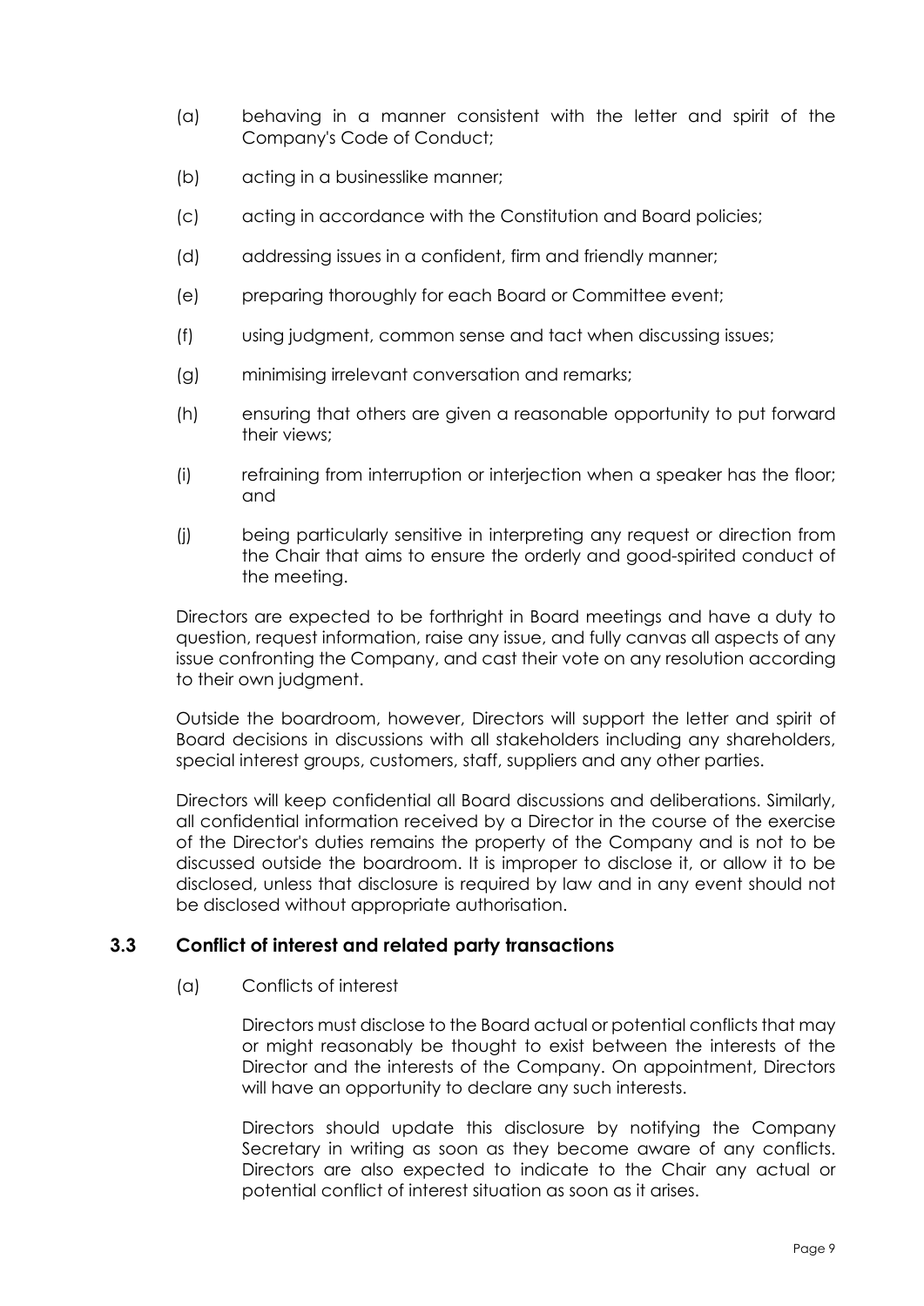(a) behaving in a manner consistent with the letter and spirit of the Company's Code of Conduct;

(b) acting in a businesslike manner;

(c) acting in accordance with the Constitution and Board policies;

(d) addressing issues in a confident, firm and friendly manner;

(e) preparing thoroughly for each Board or Committee event;

(f) using judgment, common sense and tact when discussing issues;

(g) minimising irrelevant conversation and remarks;

(h) ensuring that others are given a reasonable opportunity to put forward their views;

(i) refraining from interruption or interjection when a speaker has the floor; and

(j) being particularly sensitive in interpreting any request or direction from the Chair that aims to ensure the orderly and good-spirited conduct of the meeting.

Directors are expected to be forthright in Board meetings and have a duty to question, request information, raise any issue, and fully canvas all aspects of any issue confronting the Company, and cast their vote on any resolution according to their own judgment.

Outside the boardroom, however, Directors will support the letter and spirit of Board decisions in discussions with all stakeholders including any shareholders, special interest groups, customers, staff, suppliers and any other parties.

Directors will keep confidential all Board discussions and deliberations. Similarly, all confidential information received by a Director in the course of the exercise of the Director's duties remains the property of the Company and is not to be discussed outside the boardroom. It is improper to disclose it, or allow it to be disclosed, unless that disclosure is required by law and in any event should not be disclosed without appropriate authorisation.

### 3.3 Conflict of interest and related party transactions

(a) Conflicts of interest

Directors must disclose to the Board actual or potential conflicts that may or might reasonably be thought to exist between the interests of the Director and the interests of the Company. On appointment, Directors will have an opportunity to declare any such interests.

Directors should update this disclosure by notifying the Company Secretary in writing as soon as they become aware of any conflicts. Directors are also expected to indicate to the Chair any actual or potential conflict of interest situation as soon as it arises.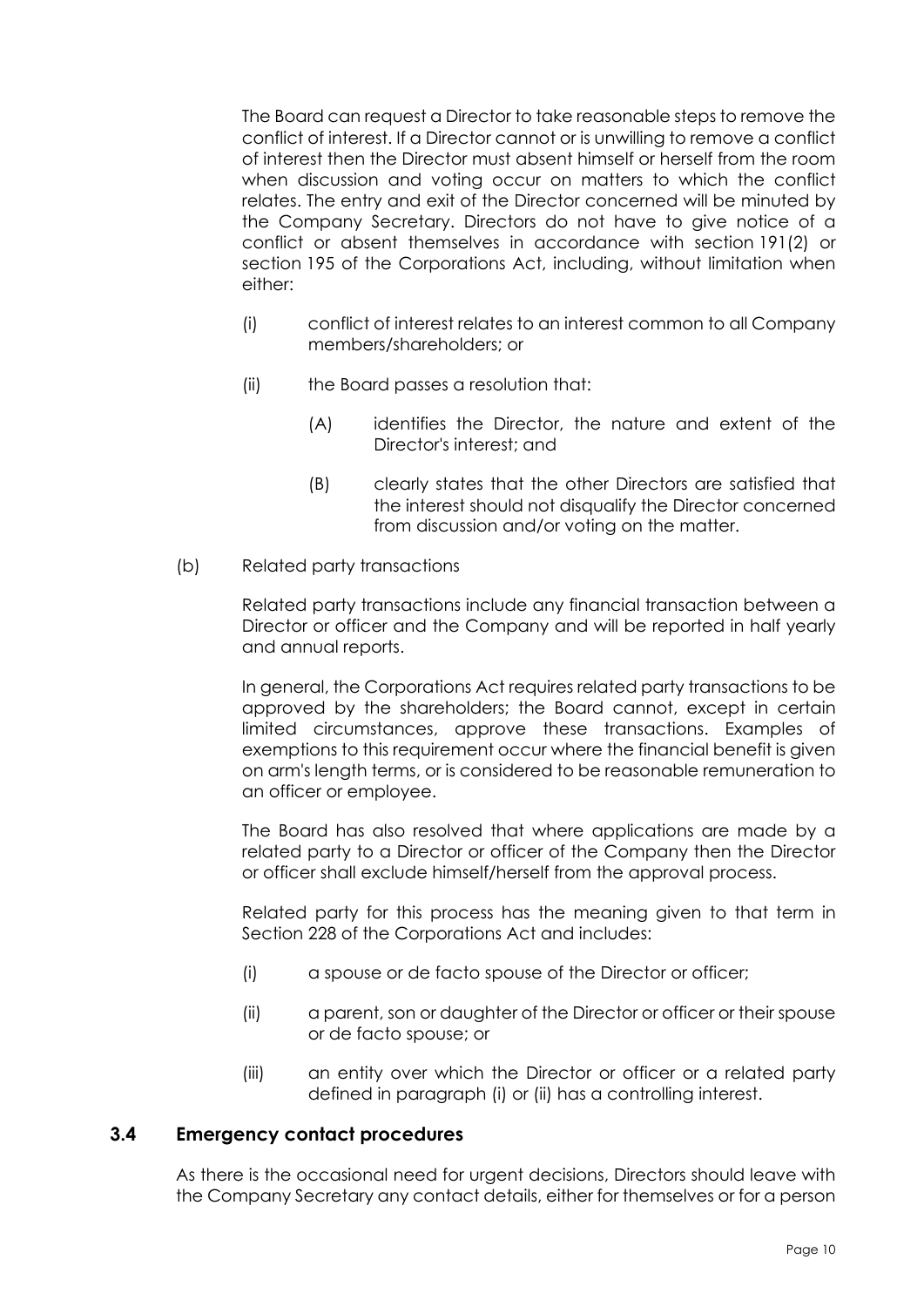The Board can request a Director to take reasonable steps to remove the conflict of interest. If a Director cannot or is unwilling to remove a conflict of interest then the Director must absent himself or herself from the room when discussion and voting occur on matters to which the conflict relates. The entry and exit of the Director concerned will be minuted by the Company Secretary. Directors do not have to give notice of a conflict or absent themselves in accordance with section 191(2) or section 195 of the Corporations Act, including, without limitation when either:

(i) conflict of interest relates to an interest common to all Company members/shareholders; or

(ii) the Board passes a resolution that:

(A) identifies the Director, the nature and extent of the Director's interest; and

(B) clearly states that the other Directors are satisfied that the interest should not disqualify the Director concerned from discussion and/or voting on the matter.

(b) Related party transactions

Related party transactions include any financial transaction between a Director or officer and the Company and will be reported in half yearly and annual reports.

In general, the Corporations Act requires related party transactions to be approved by the shareholders; the Board cannot, except in certain limited circumstances, approve these transactions. Examples of exemptions to this requirement occur where the financial benefit is given on arm's length terms, or is considered to be reasonable remuneration to an officer or employee.

The Board has also resolved that where applications are made by a related party to a Director or officer of the Company then the Director or officer shall exclude himself/herself from the approval process.

Related party for this process has the meaning given to that term in Section 228 of the Corporations Act and includes:

(i) a spouse or de facto spouse of the Director or officer;

(ii) a parent, son or daughter of the Director or officer or their spouse or de facto spouse; or

(iii) an entity over which the Director or officer or a related party defined in paragraph (i) or (ii) has a controlling interest.

### 3.4 Emergency contact procedures

As there is the occasional need for urgent decisions, Directors should leave with the Company Secretary any contact details, either for themselves or for a person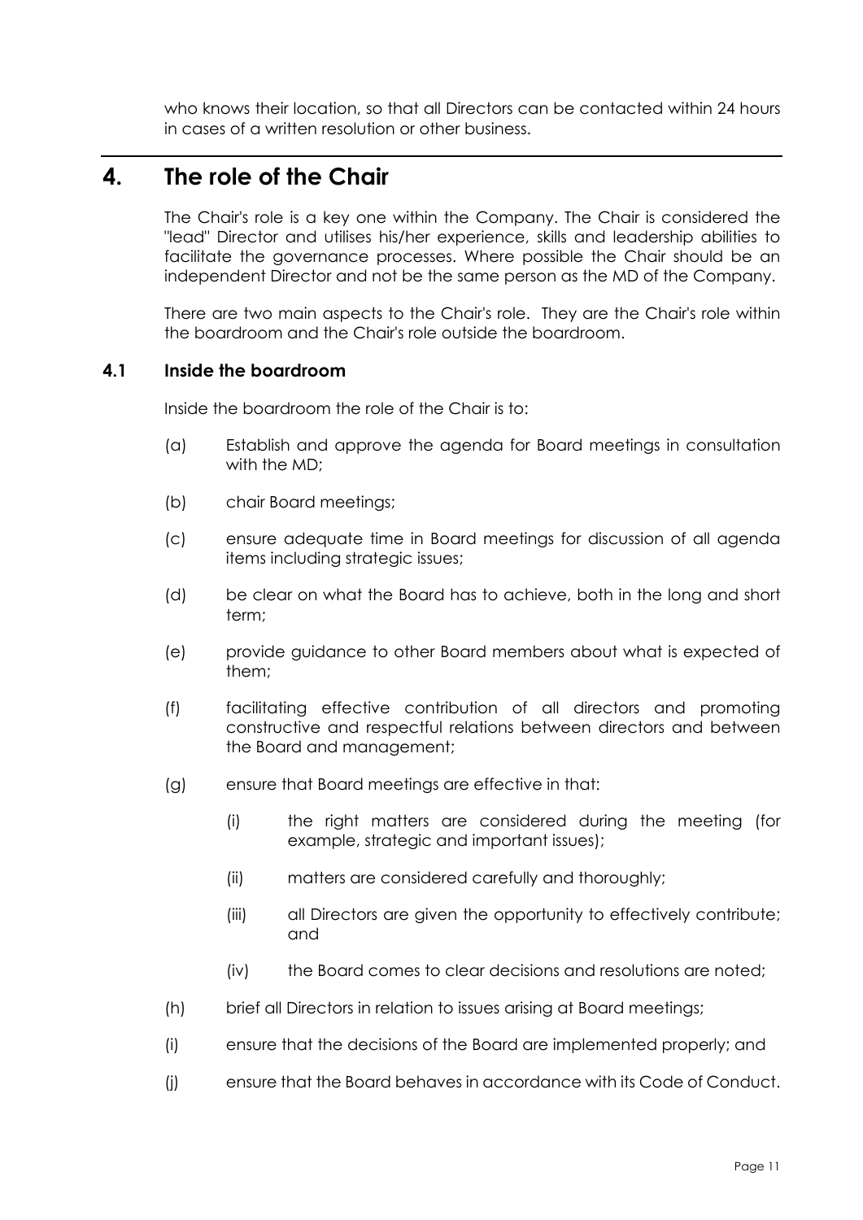who knows their location, so that all Directors can be contacted within 24 hours in cases of a written resolution or other business.

## 4. The role of the Chair

The Chair's role is a key one within the Company. The Chair is considered the "lead" Director and utilises his/her experience, skills and leadership abilities to facilitate the governance processes. Where possible the Chair should be an independent Director and not be the same person as the MD of the Company.

There are two main aspects to the Chair's role. They are the Chair's role within the boardroom and the Chair's role outside the boardroom.

### 4.1 Inside the boardroom

Inside the boardroom the role of the Chair is to:

(a) Establish and approve the agenda for Board meetings in consultation with the MD;

(b) chair Board meetings;

(c) ensure adequate time in Board meetings for discussion of all agenda items including strategic issues;

(d) be clear on what the Board has to achieve, both in the long and short term;

(e) provide guidance to other Board members about what is expected of them;

(f) facilitating effective contribution of all directors and promoting constructive and respectful relations between directors and between the Board and management;

(g) ensure that Board meetings are effective in that:

  (i) the right matters are considered during the meeting (for example, strategic and important issues);

  (ii) matters are considered carefully and thoroughly;

  (iii) all Directors are given the opportunity to effectively contribute; and

  (iv) the Board comes to clear decisions and resolutions are noted;

(h) brief all Directors in relation to issues arising at Board meetings;

(i) ensure that the decisions of the Board are implemented properly; and

(j) ensure that the Board behaves in accordance with its Code of Conduct.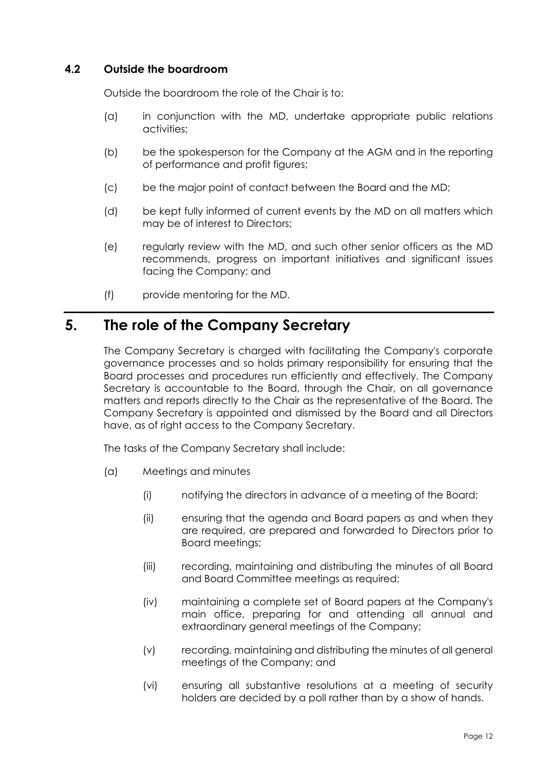### 4.2 Outside the boardroom

Outside the boardroom the role of the Chair is to:

(a) in conjunction with the MD, undertake appropriate public relations activities;

(b) be the spokesperson for the Company at the AGM and in the reporting of performance and profit figures;

(c) be the major point of contact between the Board and the MD;

(d) be kept fully informed of current events by the MD on all matters which may be of interest to Directors;

(e) regularly review with the MD, and such other senior officers as the MD recommends, progress on important initiatives and significant issues facing the Company; and

(f) provide mentoring for the MD.

## 5. The role of the Company Secretary

The Company Secretary is charged with facilitating the Company's corporate governance processes and so holds primary responsibility for ensuring that the Board processes and procedures run efficiently and effectively. The Company Secretary is accountable to the Board, through the Chair, on all governance matters and reports directly to the Chair as the representative of the Board. The Company Secretary is appointed and dismissed by the Board and all Directors have, as of right access to the Company Secretary.

The tasks of the Company Secretary shall include:

(a) Meetings and minutes

(i) notifying the directors in advance of a meeting of the Board;

(ii) ensuring that the agenda and Board papers as and when they are required, are prepared and forwarded to Directors prior to Board meetings;

(iii) recording, maintaining and distributing the minutes of all Board and Board Committee meetings as required;

(iv) maintaining a complete set of Board papers at the Company's main office, preparing for and attending all annual and extraordinary general meetings of the Company;

(v) recording, maintaining and distributing the minutes of all general meetings of the Company; and

(vi) ensuring all substantive resolutions at a meeting of security holders are decided by a poll rather than by a show of hands.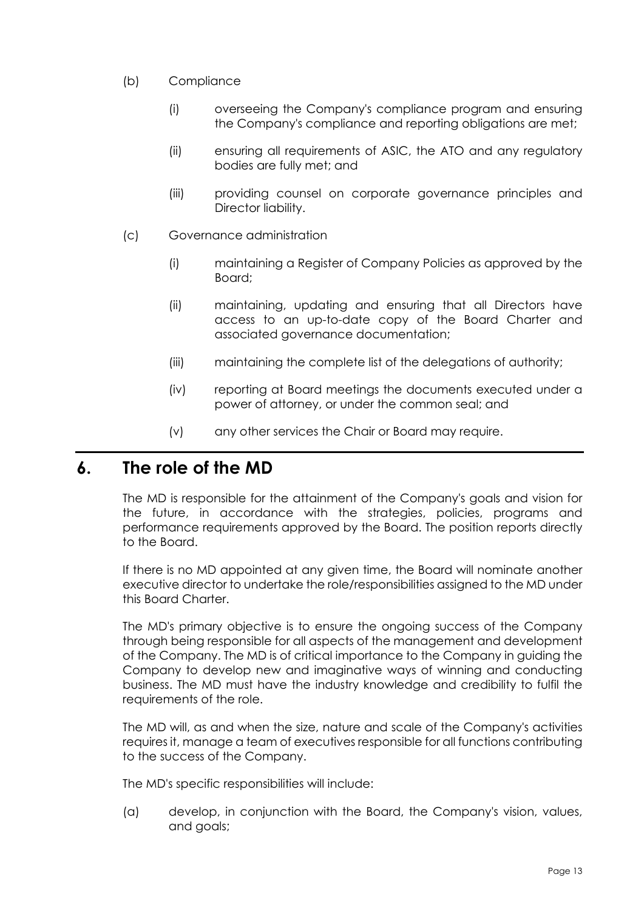(b) Compliance

(i) overseeing the Company's compliance program and ensuring the Company's compliance and reporting obligations are met;

(ii) ensuring all requirements of ASIC, the ATO and any regulatory bodies are fully met; and

(iii) providing counsel on corporate governance principles and Director liability.

(c) Governance administration

(i) maintaining a Register of Company Policies as approved by the Board;

(ii) maintaining, updating and ensuring that all Directors have access to an up-to-date copy of the Board Charter and associated governance documentation;

(iii) maintaining the complete list of the delegations of authority;

(iv) reporting at Board meetings the documents executed under a power of attorney, or under the common seal; and

(v) any other services the Chair or Board may require.

# 6. The role of the MD

The MD is responsible for the attainment of the Company's goals and vision for the future, in accordance with the strategies, policies, programs and performance requirements approved by the Board. The position reports directly to the Board.

If there is no MD appointed at any given time, the Board will nominate another executive director to undertake the role/responsibilities assigned to the MD under this Board Charter.

The MD's primary objective is to ensure the ongoing success of the Company through being responsible for all aspects of the management and development of the Company. The MD is of critical importance to the Company in guiding the Company to develop new and imaginative ways of winning and conducting business. The MD must have the industry knowledge and credibility to fulfil the requirements of the role.

The MD will, as and when the size, nature and scale of the Company's activities requires it, manage a team of executives responsible for all functions contributing to the success of the Company.

The MD's specific responsibilities will include:

(a) develop, in conjunction with the Board, the Company's vision, values, and goals;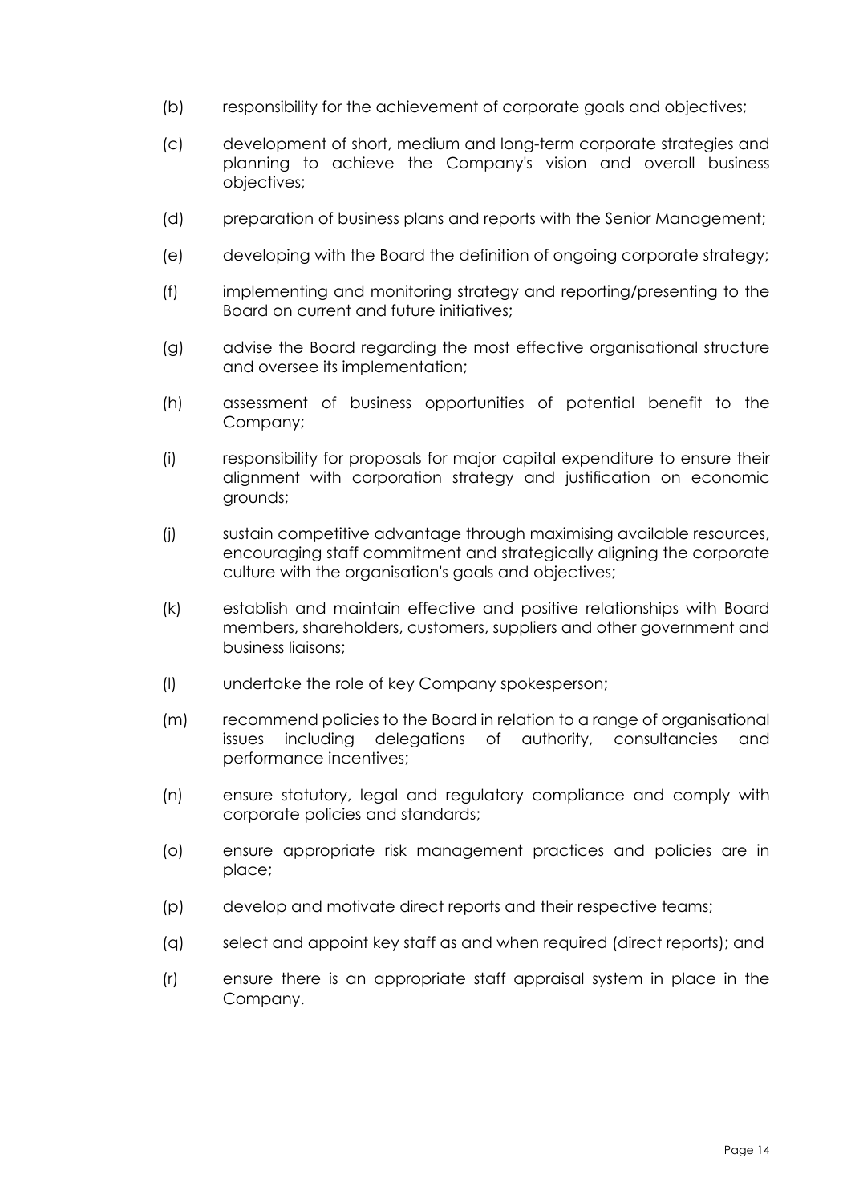(b) responsibility for the achievement of corporate goals and objectives;

(c) development of short, medium and long-term corporate strategies and planning to achieve the Company's vision and overall business objectives;

(d) preparation of business plans and reports with the Senior Management;

(e) developing with the Board the definition of ongoing corporate strategy;

(f) implementing and monitoring strategy and reporting/presenting to the Board on current and future initiatives;

(g) advise the Board regarding the most effective organisational structure and oversee its implementation;

(h) assessment of business opportunities of potential benefit to the Company;

(i) responsibility for proposals for major capital expenditure to ensure their alignment with corporation strategy and justification on economic grounds;

(j) sustain competitive advantage through maximising available resources, encouraging staff commitment and strategically aligning the corporate culture with the organisation's goals and objectives;

(k) establish and maintain effective and positive relationships with Board members, shareholders, customers, suppliers and other government and business liaisons;

(l) undertake the role of key Company spokesperson;

(m) recommend policies to the Board in relation to a range of organisational issues including delegations of authority, consultancies and performance incentives;

(n) ensure statutory, legal and regulatory compliance and comply with corporate policies and standards;

(o) ensure appropriate risk management practices and policies are in place;

(p) develop and motivate direct reports and their respective teams;

(q) select and appoint key staff as and when required (direct reports); and

(r) ensure there is an appropriate staff appraisal system in place in the Company.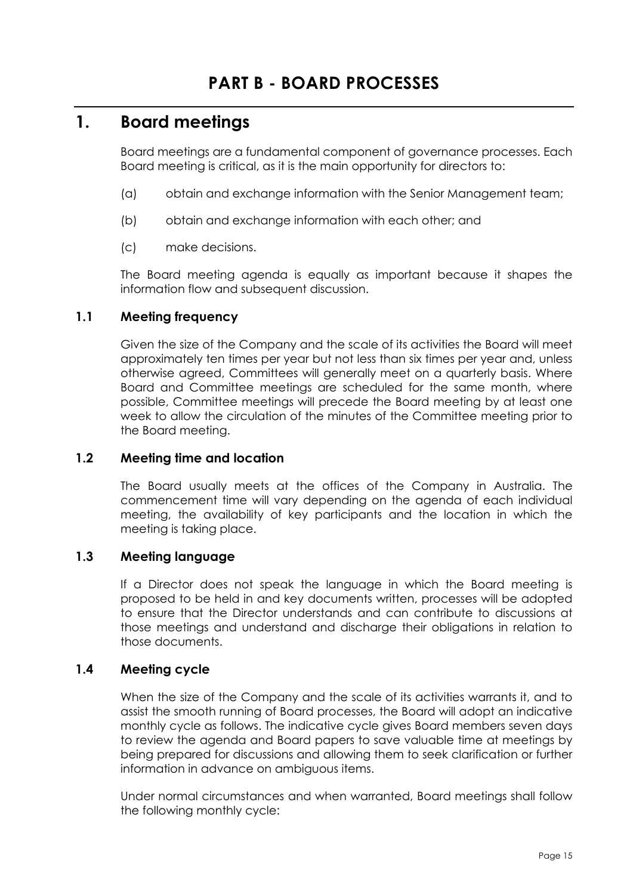# PART B - BOARD PROCESSES

## 1. Board meetings

Board meetings are a fundamental component of governance processes. Each Board meeting is critical, as it is the main opportunity for directors to:

(a) obtain and exchange information with the Senior Management team;

(b) obtain and exchange information with each other; and

(c) make decisions.

The Board meeting agenda is equally as important because it shapes the information flow and subsequent discussion.

### 1.1 Meeting frequency

Given the size of the Company and the scale of its activities the Board will meet approximately ten times per year but not less than six times per year and, unless otherwise agreed, Committees will generally meet on a quarterly basis. Where Board and Committee meetings are scheduled for the same month, where possible, Committee meetings will precede the Board meeting by at least one week to allow the circulation of the minutes of the Committee meeting prior to the Board meeting.

### 1.2 Meeting time and location

The Board usually meets at the offices of the Company in Australia. The commencement time will vary depending on the agenda of each individual meeting, the availability of key participants and the location in which the meeting is taking place.

### 1.3 Meeting language

If a Director does not speak the language in which the Board meeting is proposed to be held in and key documents written, processes will be adopted to ensure that the Director understands and can contribute to discussions at those meetings and understand and discharge their obligations in relation to those documents.

### 1.4 Meeting cycle

When the size of the Company and the scale of its activities warrants it, and to assist the smooth running of Board processes, the Board will adopt an indicative monthly cycle as follows. The indicative cycle gives Board members seven days to review the agenda and Board papers to save valuable time at meetings by being prepared for discussions and allowing them to seek clarification or further information in advance on ambiguous items.

Under normal circumstances and when warranted, Board meetings shall follow the following monthly cycle: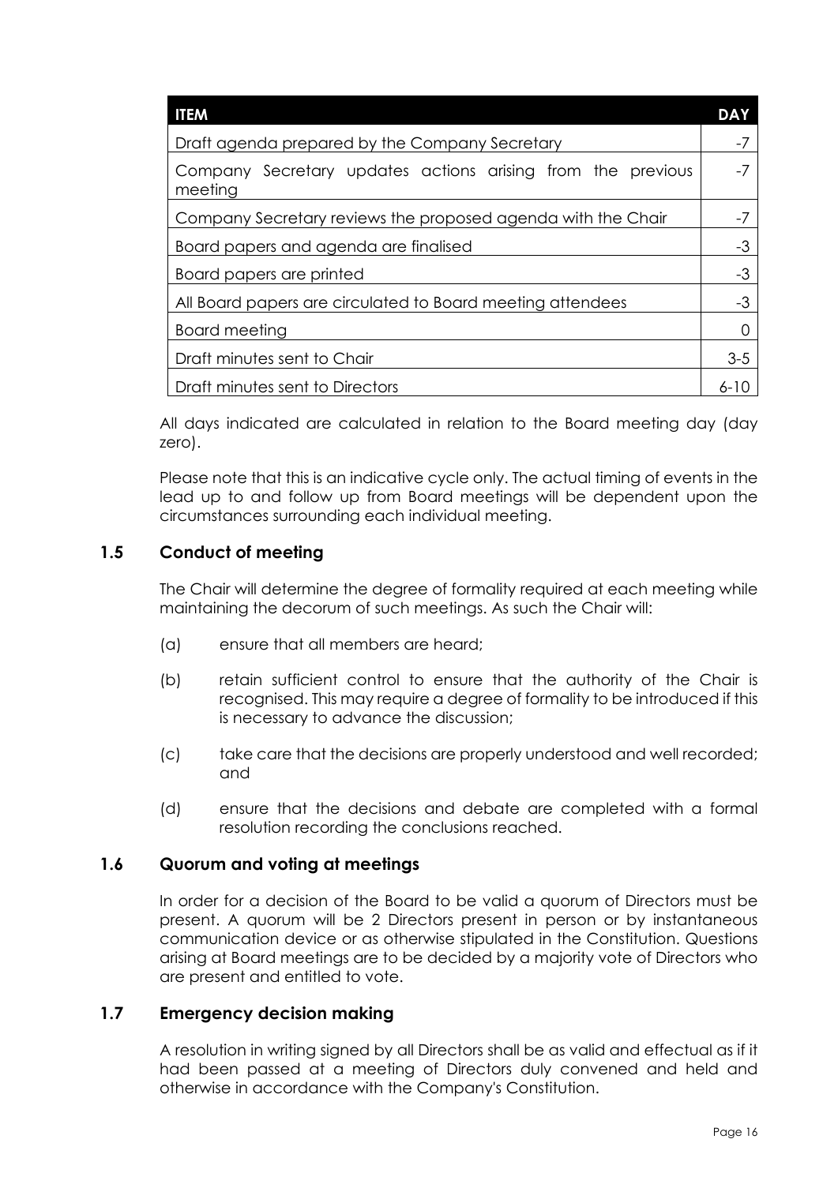| ITEM | DAY |
|---|---|
| Draft agenda prepared by the Company Secretary | -7 |
| Company Secretary updates actions arising from the previous meeting | -7 |
| Company Secretary reviews the proposed agenda with the Chair | -7 |
| Board papers and agenda are finalised | -3 |
| Board papers are printed | -3 |
| All Board papers are circulated to Board meeting attendees | -3 |
| Board meeting | 0 |
| Draft minutes sent to Chair | 3-5 |
| Draft minutes sent to Directors | 6-10 |

All days indicated are calculated in relation to the Board meeting day (day zero).

Please note that this is an indicative cycle only. The actual timing of events in the lead up to and follow up from Board meetings will be dependent upon the circumstances surrounding each individual meeting.

### 1.5 Conduct of meeting

The Chair will determine the degree of formality required at each meeting while maintaining the decorum of such meetings. As such the Chair will:

(a) ensure that all members are heard;

(b) retain sufficient control to ensure that the authority of the Chair is recognised. This may require a degree of formality to be introduced if this is necessary to advance the discussion;

(c) take care that the decisions are properly understood and well recorded; and

(d) ensure that the decisions and debate are completed with a formal resolution recording the conclusions reached.

### 1.6 Quorum and voting at meetings

In order for a decision of the Board to be valid a quorum of Directors must be present. A quorum will be 2 Directors present in person or by instantaneous communication device or as otherwise stipulated in the Constitution. Questions arising at Board meetings are to be decided by a majority vote of Directors who are present and entitled to vote.

### 1.7 Emergency decision making

A resolution in writing signed by all Directors shall be as valid and effectual as if it had been passed at a meeting of Directors duly convened and held and otherwise in accordance with the Company's Constitution.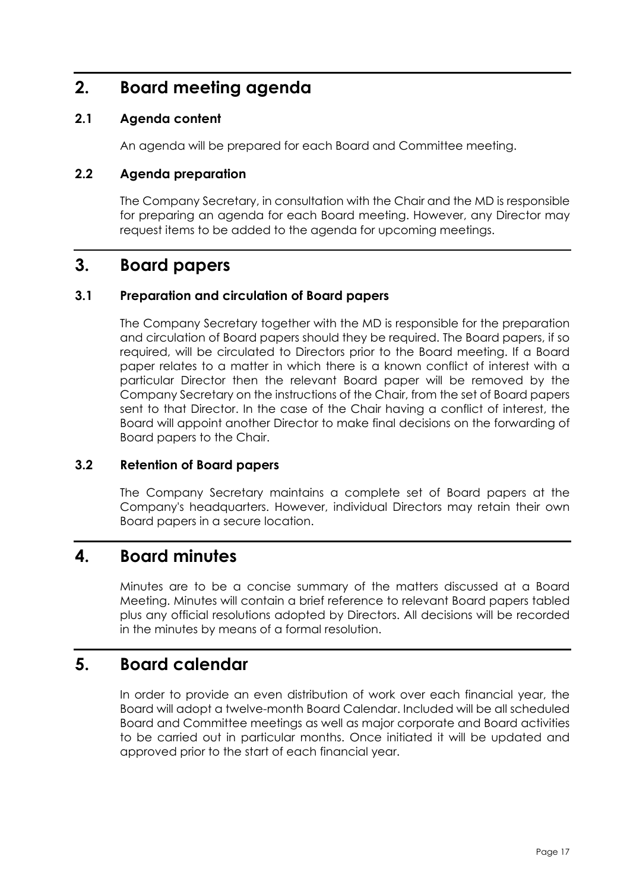## 2. Board meeting agenda

### 2.1 Agenda content

An agenda will be prepared for each Board and Committee meeting.

### 2.2 Agenda preparation

The Company Secretary, in consultation with the Chair and the MD is responsible for preparing an agenda for each Board meeting. However, any Director may request items to be added to the agenda for upcoming meetings.

## 3. Board papers

### 3.1 Preparation and circulation of Board papers

The Company Secretary together with the MD is responsible for the preparation and circulation of Board papers should they be required. The Board papers, if so required, will be circulated to Directors prior to the Board meeting. If a Board paper relates to a matter in which there is a known conflict of interest with a particular Director then the relevant Board paper will be removed by the Company Secretary on the instructions of the Chair, from the set of Board papers sent to that Director. In the case of the Chair having a conflict of interest, the Board will appoint another Director to make final decisions on the forwarding of Board papers to the Chair.

### 3.2 Retention of Board papers

The Company Secretary maintains a complete set of Board papers at the Company's headquarters. However, individual Directors may retain their own Board papers in a secure location.

## 4. Board minutes

Minutes are to be a concise summary of the matters discussed at a Board Meeting. Minutes will contain a brief reference to relevant Board papers tabled plus any official resolutions adopted by Directors. All decisions will be recorded in the minutes by means of a formal resolution.

## 5. Board calendar

In order to provide an even distribution of work over each financial year, the Board will adopt a twelve-month Board Calendar. Included will be all scheduled Board and Committee meetings as well as major corporate and Board activities to be carried out in particular months. Once initiated it will be updated and approved prior to the start of each financial year.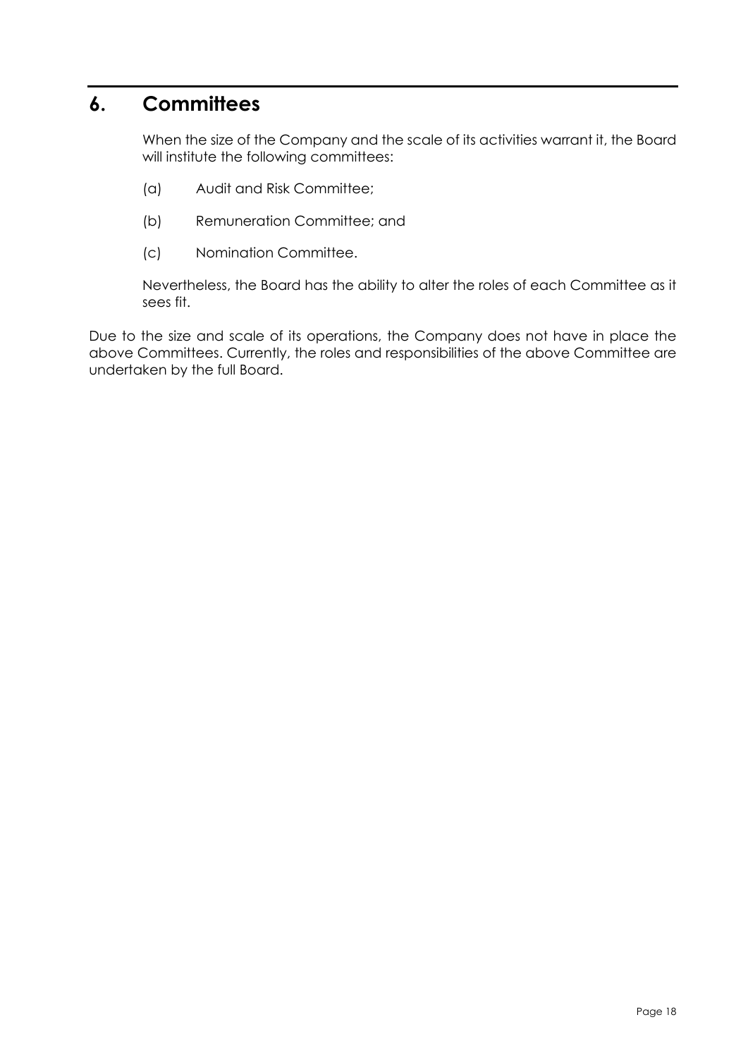## 6. Committees

When the size of the Company and the scale of its activities warrant it, the Board will institute the following committees:

(a) Audit and Risk Committee;

(b) Remuneration Committee; and

(c) Nomination Committee.

Nevertheless, the Board has the ability to alter the roles of each Committee as it sees fit.

Due to the size and scale of its operations, the Company does not have in place the above Committees. Currently, the roles and responsibilities of the above Committee are undertaken by the full Board.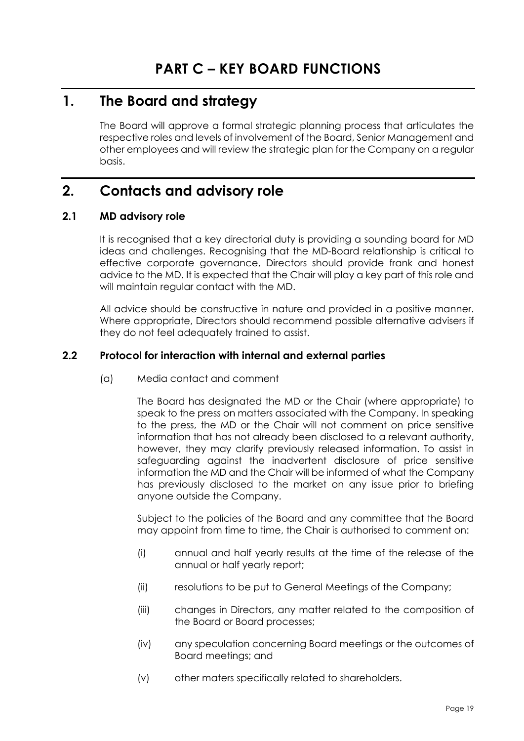# PART C – KEY BOARD FUNCTIONS

## 1. The Board and strategy

The Board will approve a formal strategic planning process that articulates the respective roles and levels of involvement of the Board, Senior Management and other employees and will review the strategic plan for the Company on a regular basis.

## 2. Contacts and advisory role

### 2.1 MD advisory role

It is recognised that a key directorial duty is providing a sounding board for MD ideas and challenges. Recognising that the MD-Board relationship is critical to effective corporate governance, Directors should provide frank and honest advice to the MD. It is expected that the Chair will play a key part of this role and will maintain regular contact with the MD.

All advice should be constructive in nature and provided in a positive manner. Where appropriate, Directors should recommend possible alternative advisers if they do not feel adequately trained to assist.

### 2.2 Protocol for interaction with internal and external parties

(a) Media contact and comment

The Board has designated the MD or the Chair (where appropriate) to speak to the press on matters associated with the Company. In speaking to the press, the MD or the Chair will not comment on price sensitive information that has not already been disclosed to a relevant authority, however, they may clarify previously released information. To assist in safeguarding against the inadvertent disclosure of price sensitive information the MD and the Chair will be informed of what the Company has previously disclosed to the market on any issue prior to briefing anyone outside the Company.

Subject to the policies of the Board and any committee that the Board may appoint from time to time, the Chair is authorised to comment on:

(i) annual and half yearly results at the time of the release of the annual or half yearly report;

(ii) resolutions to be put to General Meetings of the Company;

(iii) changes in Directors, any matter related to the composition of the Board or Board processes;

(iv) any speculation concerning Board meetings or the outcomes of Board meetings; and

(v) other maters specifically related to shareholders.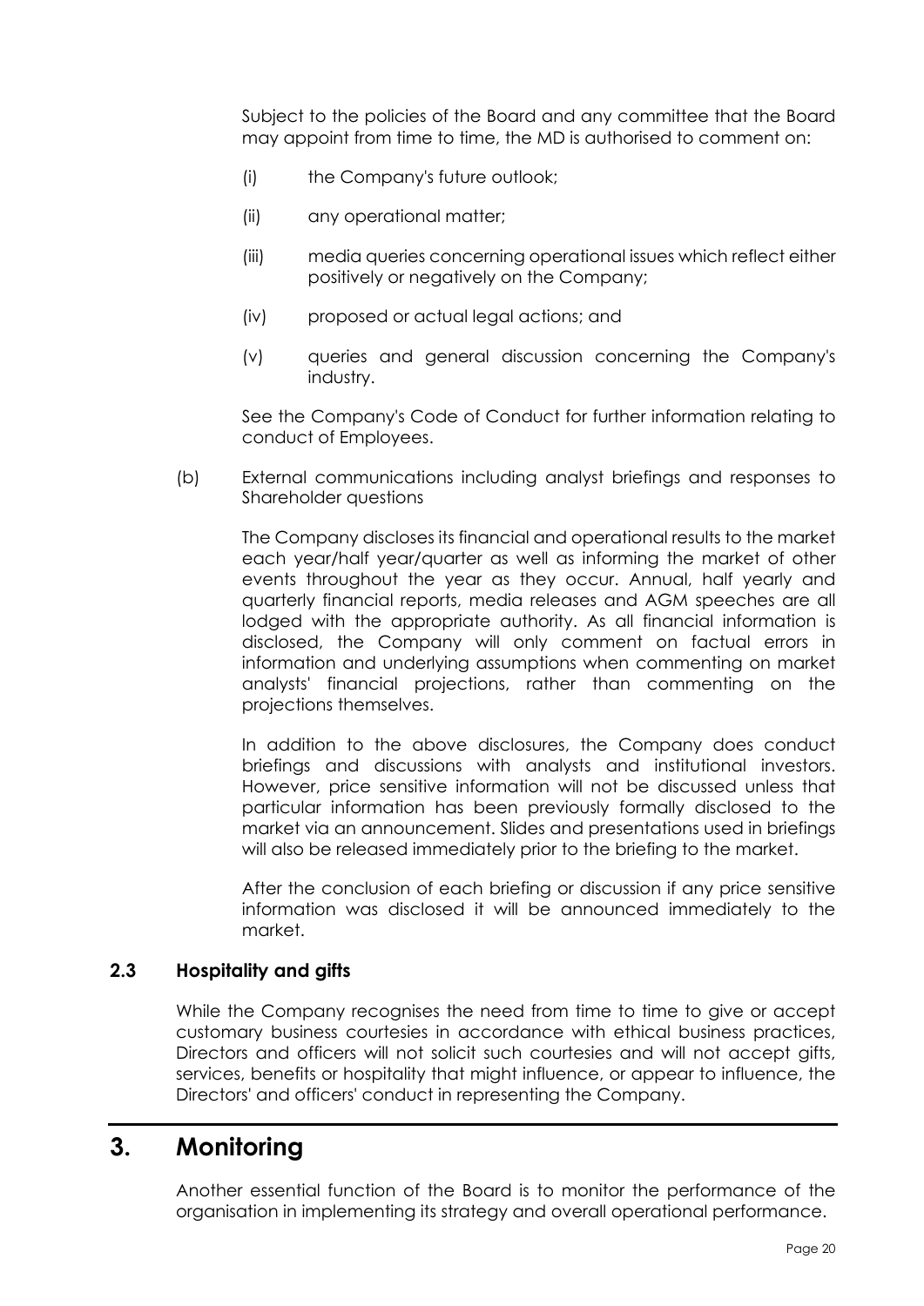Subject to the policies of the Board and any committee that the Board may appoint from time to time, the MD is authorised to comment on:

(i) the Company's future outlook;

(ii) any operational matter;

(iii) media queries concerning operational issues which reflect either positively or negatively on the Company;

(iv) proposed or actual legal actions; and

(v) queries and general discussion concerning the Company's industry.

See the Company's Code of Conduct for further information relating to conduct of Employees.

(b) External communications including analyst briefings and responses to Shareholder questions

The Company discloses its financial and operational results to the market each year/half year/quarter as well as informing the market of other events throughout the year as they occur. Annual, half yearly and quarterly financial reports, media releases and AGM speeches are all lodged with the appropriate authority. As all financial information is disclosed, the Company will only comment on factual errors in information and underlying assumptions when commenting on market analysts' financial projections, rather than commenting on the projections themselves.

In addition to the above disclosures, the Company does conduct briefings and discussions with analysts and institutional investors. However, price sensitive information will not be discussed unless that particular information has been previously formally disclosed to the market via an announcement. Slides and presentations used in briefings will also be released immediately prior to the briefing to the market.

After the conclusion of each briefing or discussion if any price sensitive information was disclosed it will be announced immediately to the market.

### 2.3 Hospitality and gifts

While the Company recognises the need from time to time to give or accept customary business courtesies in accordance with ethical business practices, Directors and officers will not solicit such courtesies and will not accept gifts, services, benefits or hospitality that might influence, or appear to influence, the Directors' and officers' conduct in representing the Company.

## 3. Monitoring

Another essential function of the Board is to monitor the performance of the organisation in implementing its strategy and overall operational performance.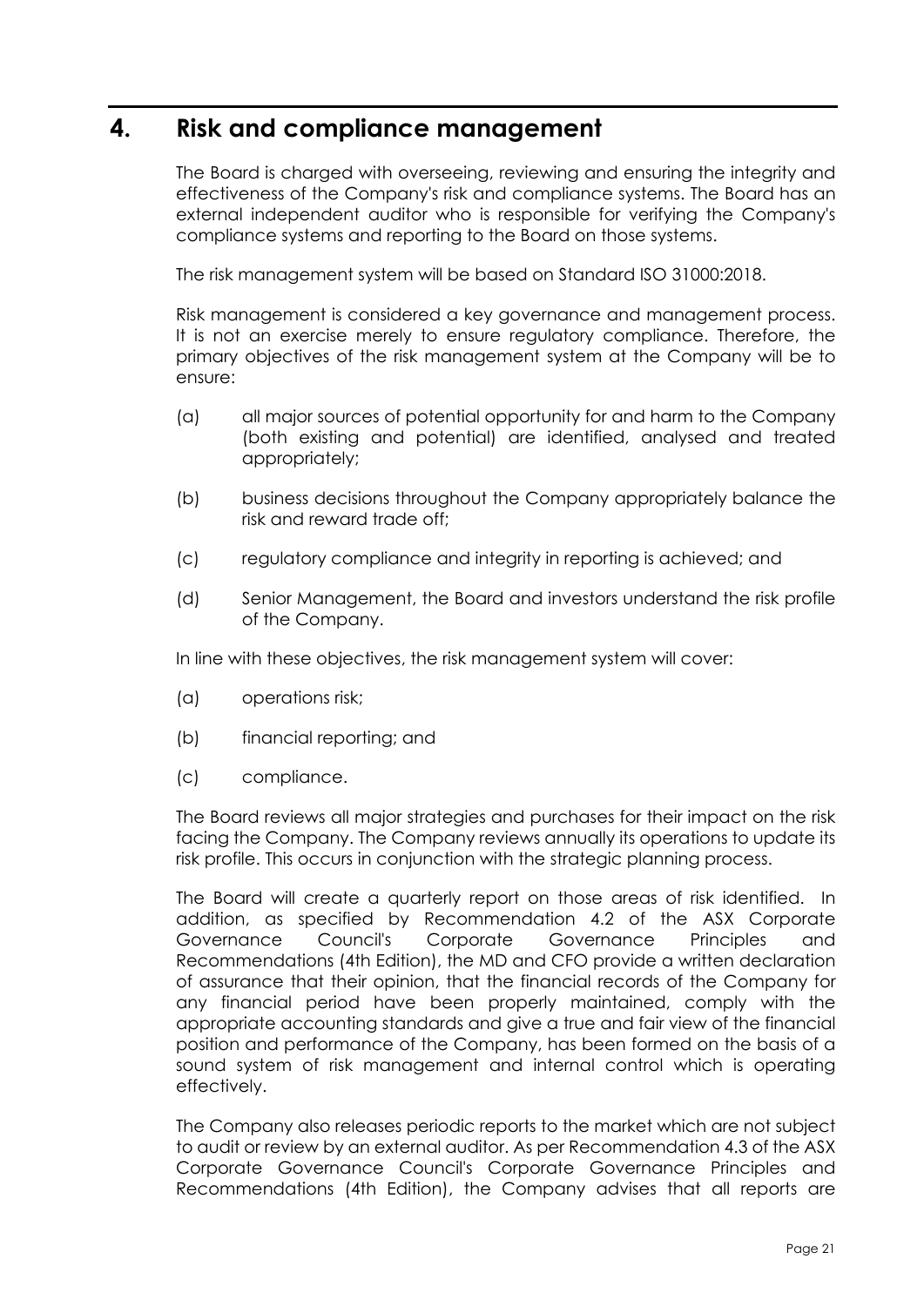# 4. Risk and compliance management

The Board is charged with overseeing, reviewing and ensuring the integrity and effectiveness of the Company's risk and compliance systems. The Board has an external independent auditor who is responsible for verifying the Company's compliance systems and reporting to the Board on those systems.

The risk management system will be based on Standard ISO 31000:2018.

Risk management is considered a key governance and management process. It is not an exercise merely to ensure regulatory compliance. Therefore, the primary objectives of the risk management system at the Company will be to ensure:

(a) all major sources of potential opportunity for and harm to the Company (both existing and potential) are identified, analysed and treated appropriately;

(b) business decisions throughout the Company appropriately balance the risk and reward trade off;

(c) regulatory compliance and integrity in reporting is achieved; and

(d) Senior Management, the Board and investors understand the risk profile of the Company.

In line with these objectives, the risk management system will cover:

(a) operations risk;

(b) financial reporting; and

(c) compliance.

The Board reviews all major strategies and purchases for their impact on the risk facing the Company. The Company reviews annually its operations to update its risk profile. This occurs in conjunction with the strategic planning process.

The Board will create a quarterly report on those areas of risk identified. In addition, as specified by Recommendation 4.2 of the ASX Corporate Governance Council's Corporate Governance Principles and Recommendations (4th Edition), the MD and CFO provide a written declaration of assurance that their opinion, that the financial records of the Company for any financial period have been properly maintained, comply with the appropriate accounting standards and give a true and fair view of the financial position and performance of the Company, has been formed on the basis of a sound system of risk management and internal control which is operating effectively.

The Company also releases periodic reports to the market which are not subject to audit or review by an external auditor. As per Recommendation 4.3 of the ASX Corporate Governance Council's Corporate Governance Principles and Recommendations (4th Edition), the Company advises that all reports are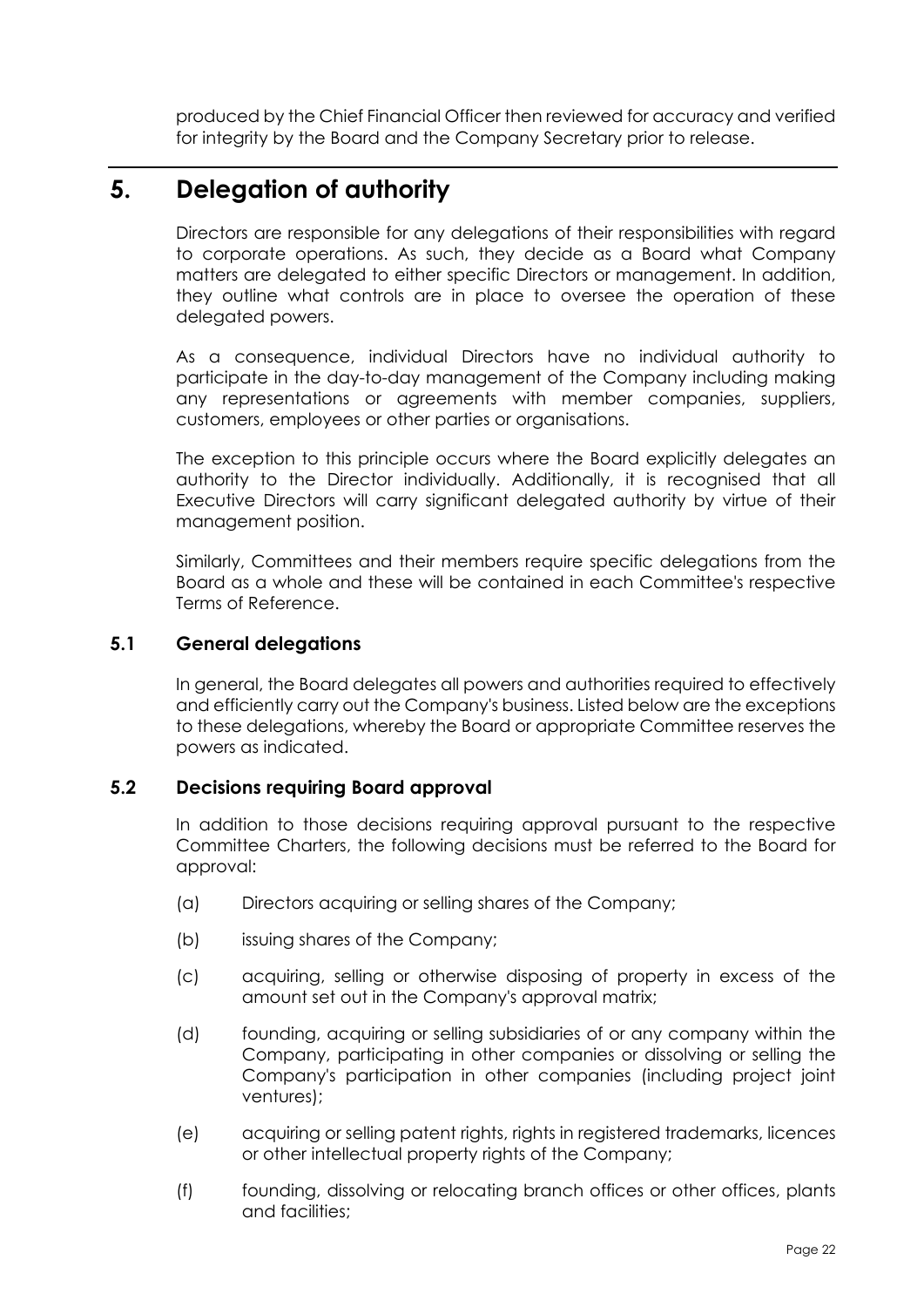produced by the Chief Financial Officer then reviewed for accuracy and verified for integrity by the Board and the Company Secretary prior to release.

# 5. Delegation of authority

Directors are responsible for any delegations of their responsibilities with regard to corporate operations. As such, they decide as a Board what Company matters are delegated to either specific Directors or management. In addition, they outline what controls are in place to oversee the operation of these delegated powers.

As a consequence, individual Directors have no individual authority to participate in the day-to-day management of the Company including making any representations or agreements with member companies, suppliers, customers, employees or other parties or organisations.

The exception to this principle occurs where the Board explicitly delegates an authority to the Director individually. Additionally, it is recognised that all Executive Directors will carry significant delegated authority by virtue of their management position.

Similarly, Committees and their members require specific delegations from the Board as a whole and these will be contained in each Committee's respective Terms of Reference.

## 5.1 General delegations

In general, the Board delegates all powers and authorities required to effectively and efficiently carry out the Company's business. Listed below are the exceptions to these delegations, whereby the Board or appropriate Committee reserves the powers as indicated.

## 5.2 Decisions requiring Board approval

In addition to those decisions requiring approval pursuant to the respective Committee Charters, the following decisions must be referred to the Board for approval:

(a) Directors acquiring or selling shares of the Company;

(b) issuing shares of the Company;

(c) acquiring, selling or otherwise disposing of property in excess of the amount set out in the Company's approval matrix;

(d) founding, acquiring or selling subsidiaries of or any company within the Company, participating in other companies or dissolving or selling the Company's participation in other companies (including project joint ventures);

(e) acquiring or selling patent rights, rights in registered trademarks, licences or other intellectual property rights of the Company;

(f) founding, dissolving or relocating branch offices or other offices, plants and facilities;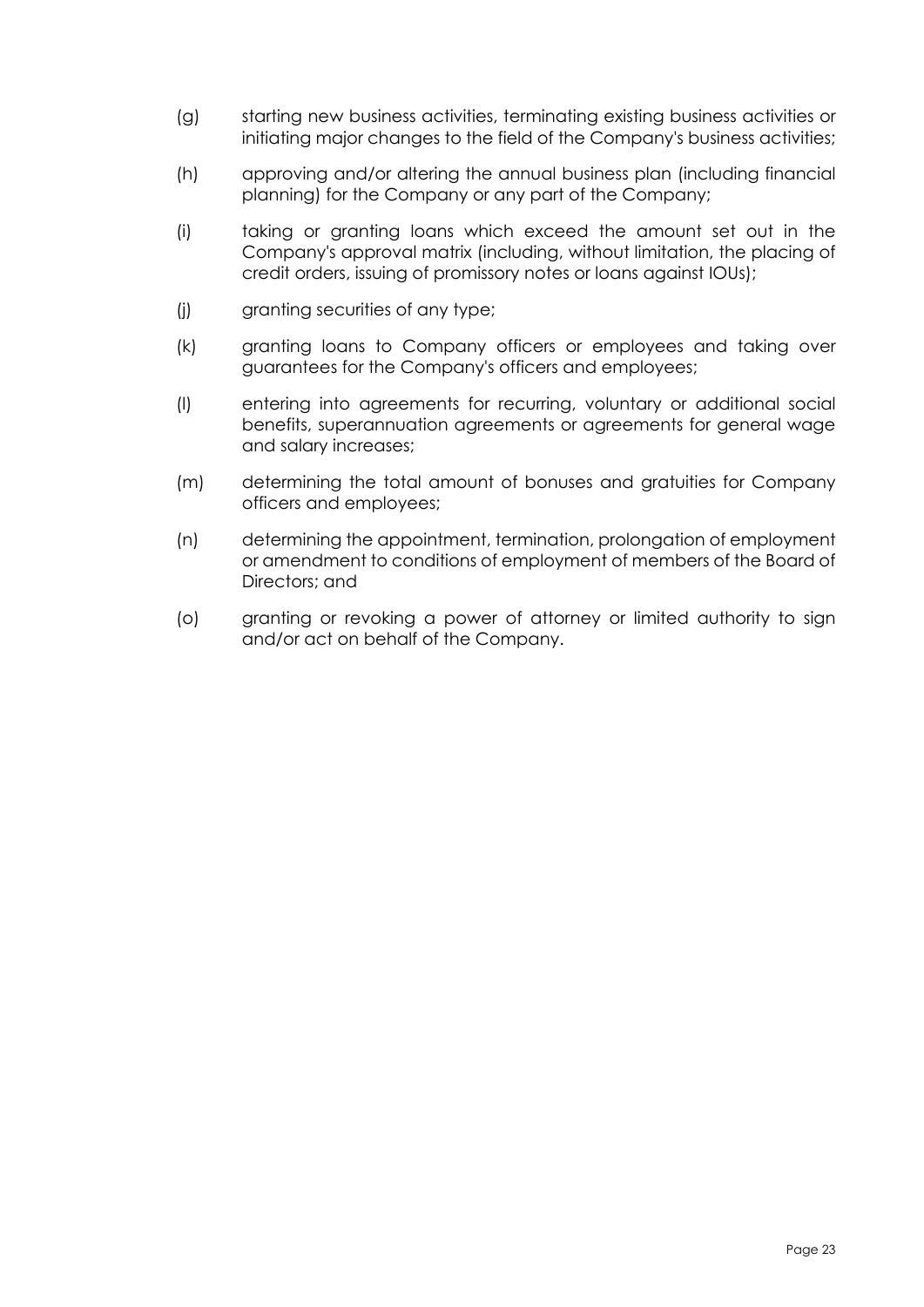(g) starting new business activities, terminating existing business activities or initiating major changes to the field of the Company's business activities;

(h) approving and/or altering the annual business plan (including financial planning) for the Company or any part of the Company;

(i) taking or granting loans which exceed the amount set out in the Company's approval matrix (including, without limitation, the placing of credit orders, issuing of promissory notes or loans against IOUs);

(j) granting securities of any type;

(k) granting loans to Company officers or employees and taking over guarantees for the Company's officers and employees;

(l) entering into agreements for recurring, voluntary or additional social benefits, superannuation agreements or agreements for general wage and salary increases;

(m) determining the total amount of bonuses and gratuities for Company officers and employees;

(n) determining the appointment, termination, prolongation of employment or amendment to conditions of employment of members of the Board of Directors; and

(o) granting or revoking a power of attorney or limited authority to sign and/or act on behalf of the Company.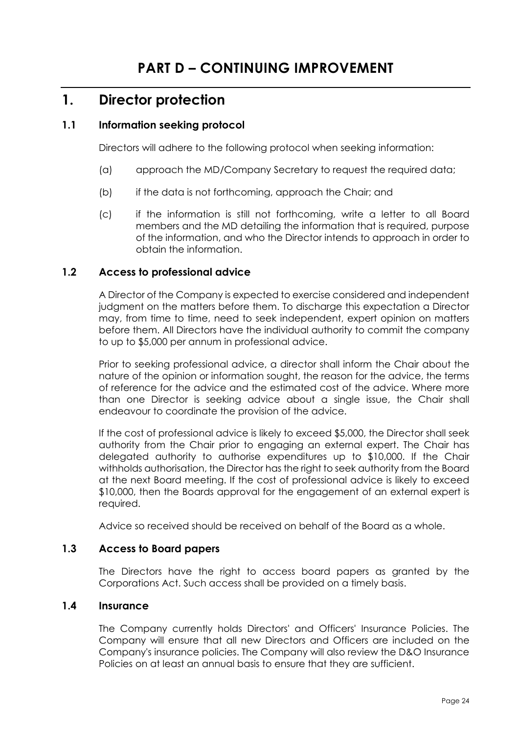# PART D – CONTINUING IMPROVEMENT

## 1. Director protection

### 1.1 Information seeking protocol

Directors will adhere to the following protocol when seeking information:

(a) approach the MD/Company Secretary to request the required data;

(b) if the data is not forthcoming, approach the Chair; and

(c) if the information is still not forthcoming, write a letter to all Board members and the MD detailing the information that is required, purpose of the information, and who the Director intends to approach in order to obtain the information.

### 1.2 Access to professional advice

A Director of the Company is expected to exercise considered and independent judgment on the matters before them. To discharge this expectation a Director may, from time to time, need to seek independent, expert opinion on matters before them. All Directors have the individual authority to commit the company to up to $5,000 per annum in professional advice.

Prior to seeking professional advice, a director shall inform the Chair about the nature of the opinion or information sought, the reason for the advice, the terms of reference for the advice and the estimated cost of the advice. Where more than one Director is seeking advice about a single issue, the Chair shall endeavour to coordinate the provision of the advice.

If the cost of professional advice is likely to exceed $5,000, the Director shall seek authority from the Chair prior to engaging an external expert. The Chair has delegated authority to authorise expenditures up to $10,000. If the Chair withholds authorisation, the Director has the right to seek authority from the Board at the next Board meeting. If the cost of professional advice is likely to exceed $10,000, then the Boards approval for the engagement of an external expert is required.

Advice so received should be received on behalf of the Board as a whole.

### 1.3 Access to Board papers

The Directors have the right to access board papers as granted by the Corporations Act. Such access shall be provided on a timely basis.

### 1.4 Insurance

The Company currently holds Directors' and Officers' Insurance Policies. The Company will ensure that all new Directors and Officers are included on the Company's insurance policies. The Company will also review the D&O Insurance Policies on at least an annual basis to ensure that they are sufficient.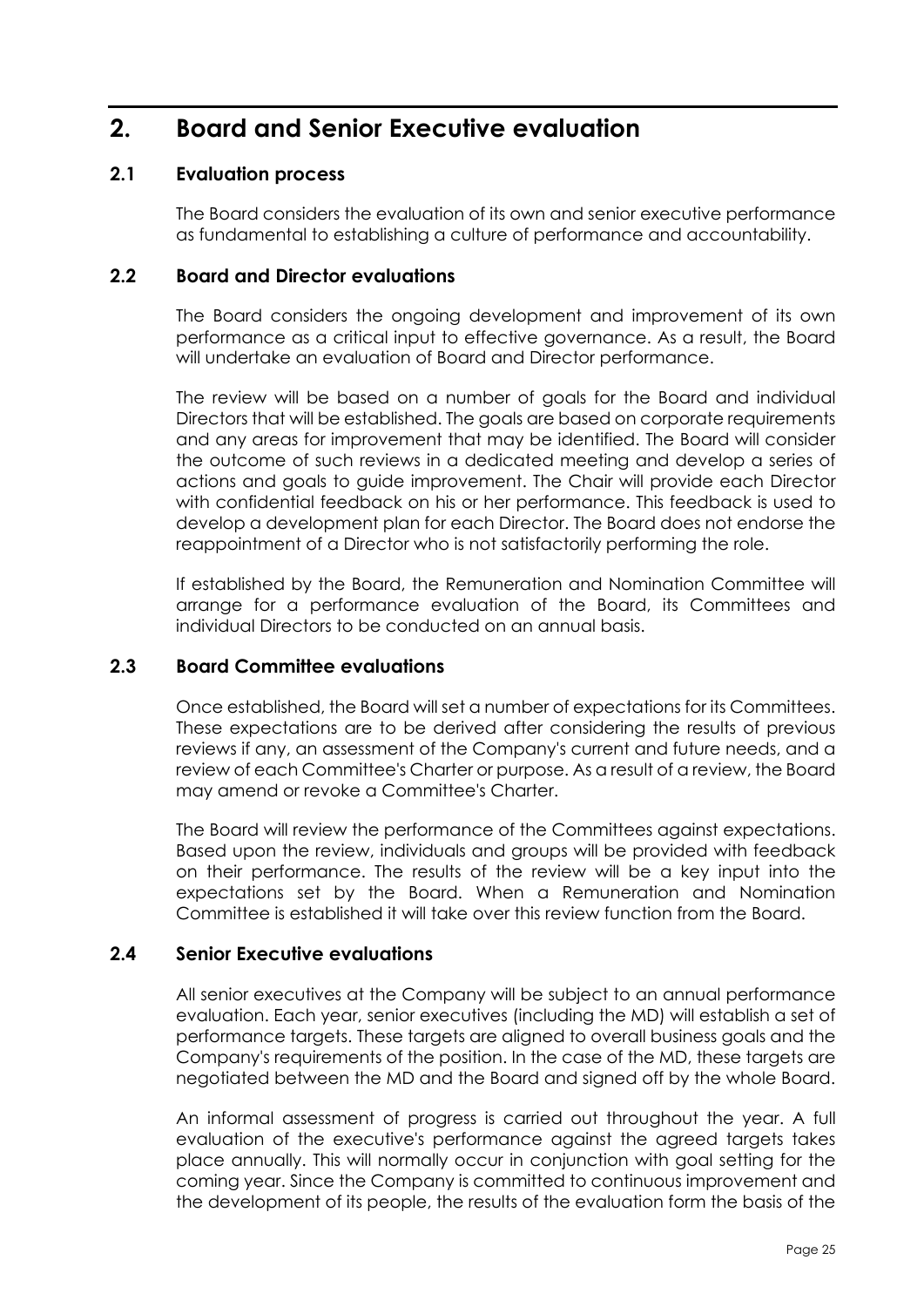# 2. Board and Senior Executive evaluation

## 2.1 Evaluation process

The Board considers the evaluation of its own and senior executive performance as fundamental to establishing a culture of performance and accountability.

## 2.2 Board and Director evaluations

The Board considers the ongoing development and improvement of its own performance as a critical input to effective governance. As a result, the Board will undertake an evaluation of Board and Director performance.

The review will be based on a number of goals for the Board and individual Directors that will be established. The goals are based on corporate requirements and any areas for improvement that may be identified. The Board will consider the outcome of such reviews in a dedicated meeting and develop a series of actions and goals to guide improvement. The Chair will provide each Director with confidential feedback on his or her performance. This feedback is used to develop a development plan for each Director. The Board does not endorse the reappointment of a Director who is not satisfactorily performing the role.

If established by the Board, the Remuneration and Nomination Committee will arrange for a performance evaluation of the Board, its Committees and individual Directors to be conducted on an annual basis.

## 2.3 Board Committee evaluations

Once established, the Board will set a number of expectations for its Committees. These expectations are to be derived after considering the results of previous reviews if any, an assessment of the Company's current and future needs, and a review of each Committee's Charter or purpose. As a result of a review, the Board may amend or revoke a Committee's Charter.

The Board will review the performance of the Committees against expectations. Based upon the review, individuals and groups will be provided with feedback on their performance. The results of the review will be a key input into the expectations set by the Board. When a Remuneration and Nomination Committee is established it will take over this review function from the Board.

## 2.4 Senior Executive evaluations

All senior executives at the Company will be subject to an annual performance evaluation. Each year, senior executives (including the MD) will establish a set of performance targets. These targets are aligned to overall business goals and the Company's requirements of the position. In the case of the MD, these targets are negotiated between the MD and the Board and signed off by the whole Board.

An informal assessment of progress is carried out throughout the year. A full evaluation of the executive's performance against the agreed targets takes place annually. This will normally occur in conjunction with goal setting for the coming year. Since the Company is committed to continuous improvement and the development of its people, the results of the evaluation form the basis of the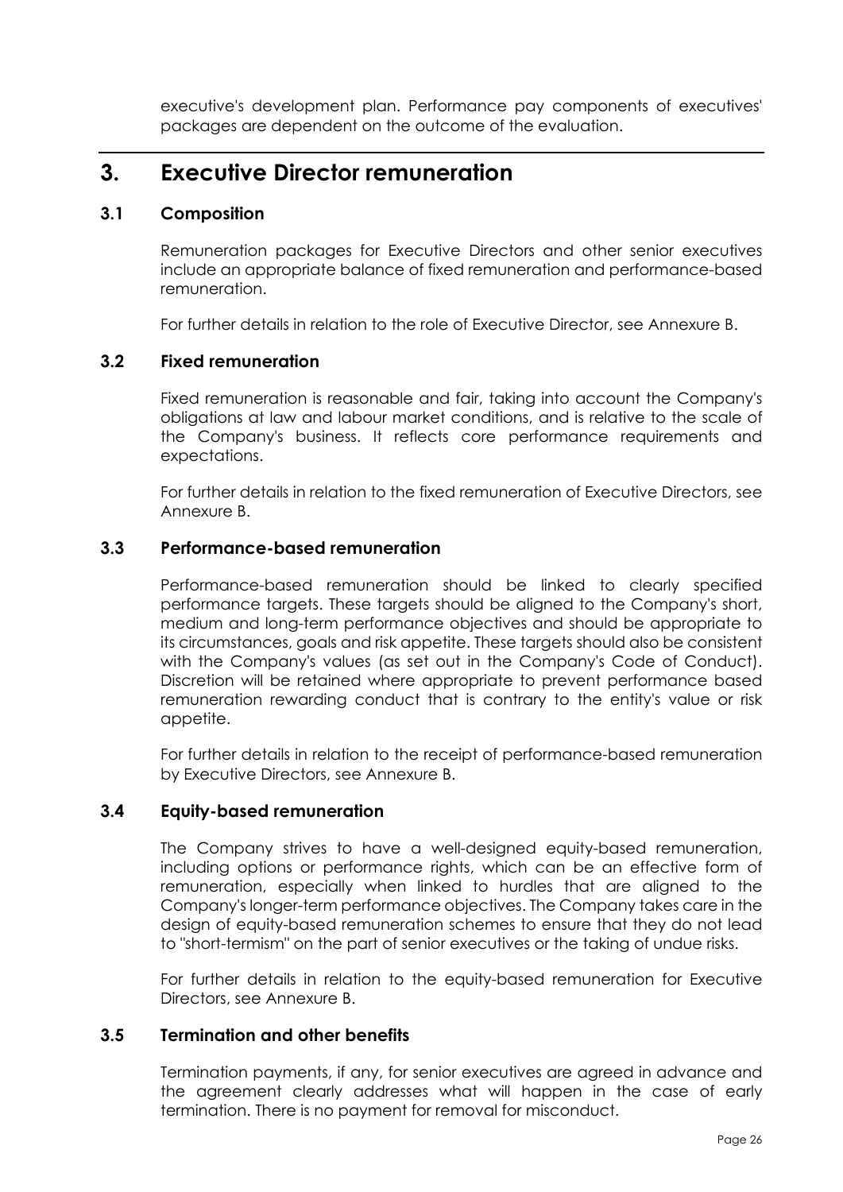executive's development plan. Performance pay components of executives' packages are dependent on the outcome of the evaluation.

## 3. Executive Director remuneration

### 3.1 Composition

Remuneration packages for Executive Directors and other senior executives include an appropriate balance of fixed remuneration and performance-based remuneration.

For further details in relation to the role of Executive Director, see Annexure B.

### 3.2 Fixed remuneration

Fixed remuneration is reasonable and fair, taking into account the Company's obligations at law and labour market conditions, and is relative to the scale of the Company's business. It reflects core performance requirements and expectations.

For further details in relation to the fixed remuneration of Executive Directors, see Annexure B.

### 3.3 Performance-based remuneration

Performance-based remuneration should be linked to clearly specified performance targets. These targets should be aligned to the Company's short, medium and long-term performance objectives and should be appropriate to its circumstances, goals and risk appetite. These targets should also be consistent with the Company's values (as set out in the Company's Code of Conduct). Discretion will be retained where appropriate to prevent performance based remuneration rewarding conduct that is contrary to the entity's value or risk appetite.

For further details in relation to the receipt of performance-based remuneration by Executive Directors, see Annexure B.

### 3.4 Equity-based remuneration

The Company strives to have a well-designed equity-based remuneration, including options or performance rights, which can be an effective form of remuneration, especially when linked to hurdles that are aligned to the Company's longer-term performance objectives. The Company takes care in the design of equity-based remuneration schemes to ensure that they do not lead to "short-termism" on the part of senior executives or the taking of undue risks.

For further details in relation to the equity-based remuneration for Executive Directors, see Annexure B.

### 3.5 Termination and other benefits

Termination payments, if any, for senior executives are agreed in advance and the agreement clearly addresses what will happen in the case of early termination. There is no payment for removal for misconduct.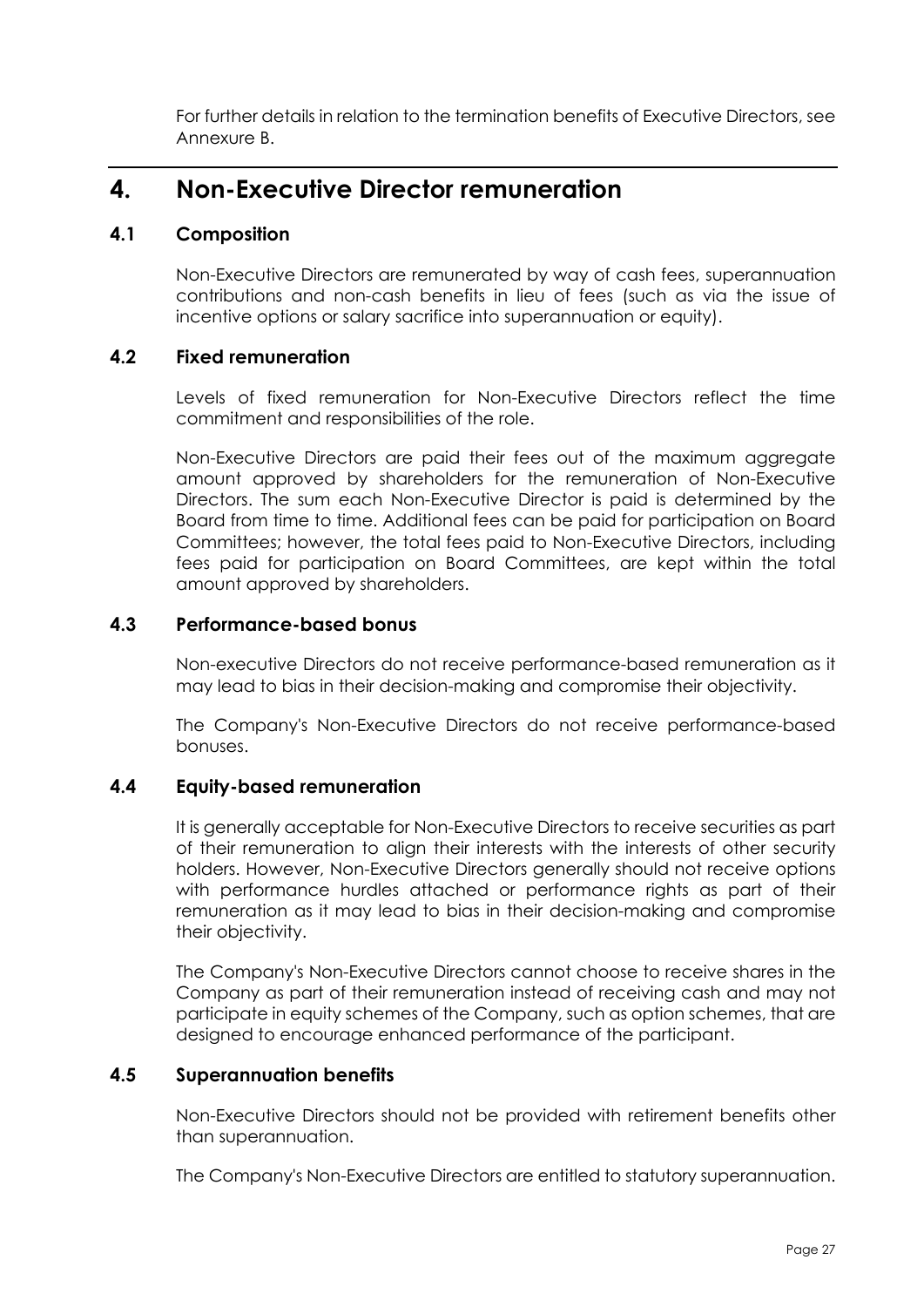For further details in relation to the termination benefits of Executive Directors, see Annexure B.

# 4. Non-Executive Director remuneration

## 4.1 Composition

Non-Executive Directors are remunerated by way of cash fees, superannuation contributions and non-cash benefits in lieu of fees (such as via the issue of incentive options or salary sacrifice into superannuation or equity).

## 4.2 Fixed remuneration

Levels of fixed remuneration for Non-Executive Directors reflect the time commitment and responsibilities of the role.

Non-Executive Directors are paid their fees out of the maximum aggregate amount approved by shareholders for the remuneration of Non-Executive Directors. The sum each Non-Executive Director is paid is determined by the Board from time to time. Additional fees can be paid for participation on Board Committees; however, the total fees paid to Non-Executive Directors, including fees paid for participation on Board Committees, are kept within the total amount approved by shareholders.

## 4.3 Performance-based bonus

Non-executive Directors do not receive performance-based remuneration as it may lead to bias in their decision-making and compromise their objectivity.

The Company's Non-Executive Directors do not receive performance-based bonuses.

## 4.4 Equity-based remuneration

It is generally acceptable for Non-Executive Directors to receive securities as part of their remuneration to align their interests with the interests of other security holders. However, Non-Executive Directors generally should not receive options with performance hurdles attached or performance rights as part of their remuneration as it may lead to bias in their decision-making and compromise their objectivity.

The Company's Non-Executive Directors cannot choose to receive shares in the Company as part of their remuneration instead of receiving cash and may not participate in equity schemes of the Company, such as option schemes, that are designed to encourage enhanced performance of the participant.

## 4.5 Superannuation benefits

Non-Executive Directors should not be provided with retirement benefits other than superannuation.

The Company's Non-Executive Directors are entitled to statutory superannuation.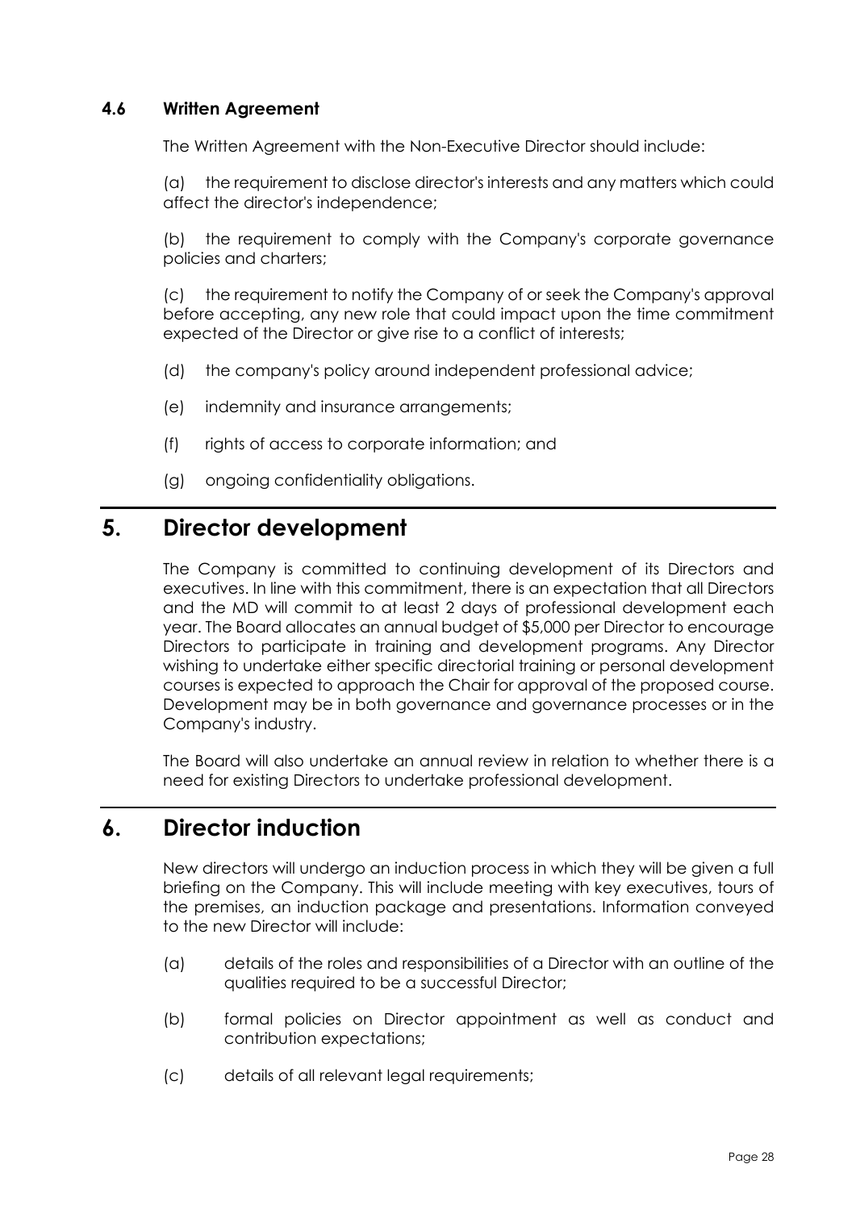### 4.6 Written Agreement

The Written Agreement with the Non-Executive Director should include:

(a) the requirement to disclose director's interests and any matters which could affect the director's independence;

(b) the requirement to comply with the Company's corporate governance policies and charters;

(c) the requirement to notify the Company of or seek the Company's approval before accepting, any new role that could impact upon the time commitment expected of the Director or give rise to a conflict of interests;

(d) the company's policy around independent professional advice;

(e) indemnity and insurance arrangements;

(f) rights of access to corporate information; and

(g) ongoing confidentiality obligations.

## 5. Director development

The Company is committed to continuing development of its Directors and executives. In line with this commitment, there is an expectation that all Directors and the MD will commit to at least 2 days of professional development each year. The Board allocates an annual budget of $5,000 per Director to encourage Directors to participate in training and development programs. Any Director wishing to undertake either specific directorial training or personal development courses is expected to approach the Chair for approval of the proposed course. Development may be in both governance and governance processes or in the Company's industry.

The Board will also undertake an annual review in relation to whether there is a need for existing Directors to undertake professional development.

## 6. Director induction

New directors will undergo an induction process in which they will be given a full briefing on the Company. This will include meeting with key executives, tours of the premises, an induction package and presentations. Information conveyed to the new Director will include:

(a) details of the roles and responsibilities of a Director with an outline of the qualities required to be a successful Director;

(b) formal policies on Director appointment as well as conduct and contribution expectations;

(c) details of all relevant legal requirements;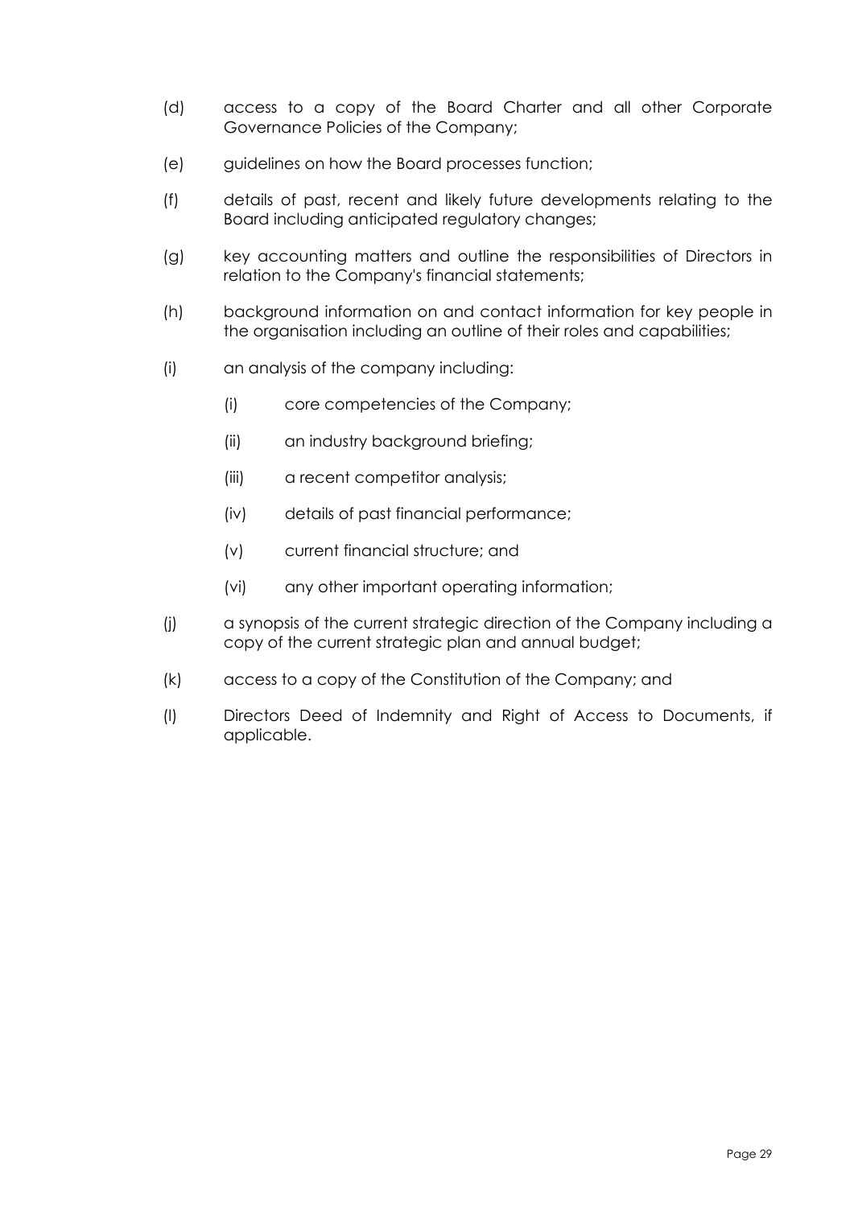(d) access to a copy of the Board Charter and all other Corporate Governance Policies of the Company;

(e) guidelines on how the Board processes function;

(f) details of past, recent and likely future developments relating to the Board including anticipated regulatory changes;

(g) key accounting matters and outline the responsibilities of Directors in relation to the Company's financial statements;

(h) background information on and contact information for key people in the organisation including an outline of their roles and capabilities;

(i) an analysis of the company including:

  (i) core competencies of the Company;

  (ii) an industry background briefing;

  (iii) a recent competitor analysis;

  (iv) details of past financial performance;

  (v) current financial structure; and

  (vi) any other important operating information;

(j) a synopsis of the current strategic direction of the Company including a copy of the current strategic plan and annual budget;

(k) access to a copy of the Constitution of the Company; and

(l) Directors Deed of Indemnity and Right of Access to Documents, if applicable.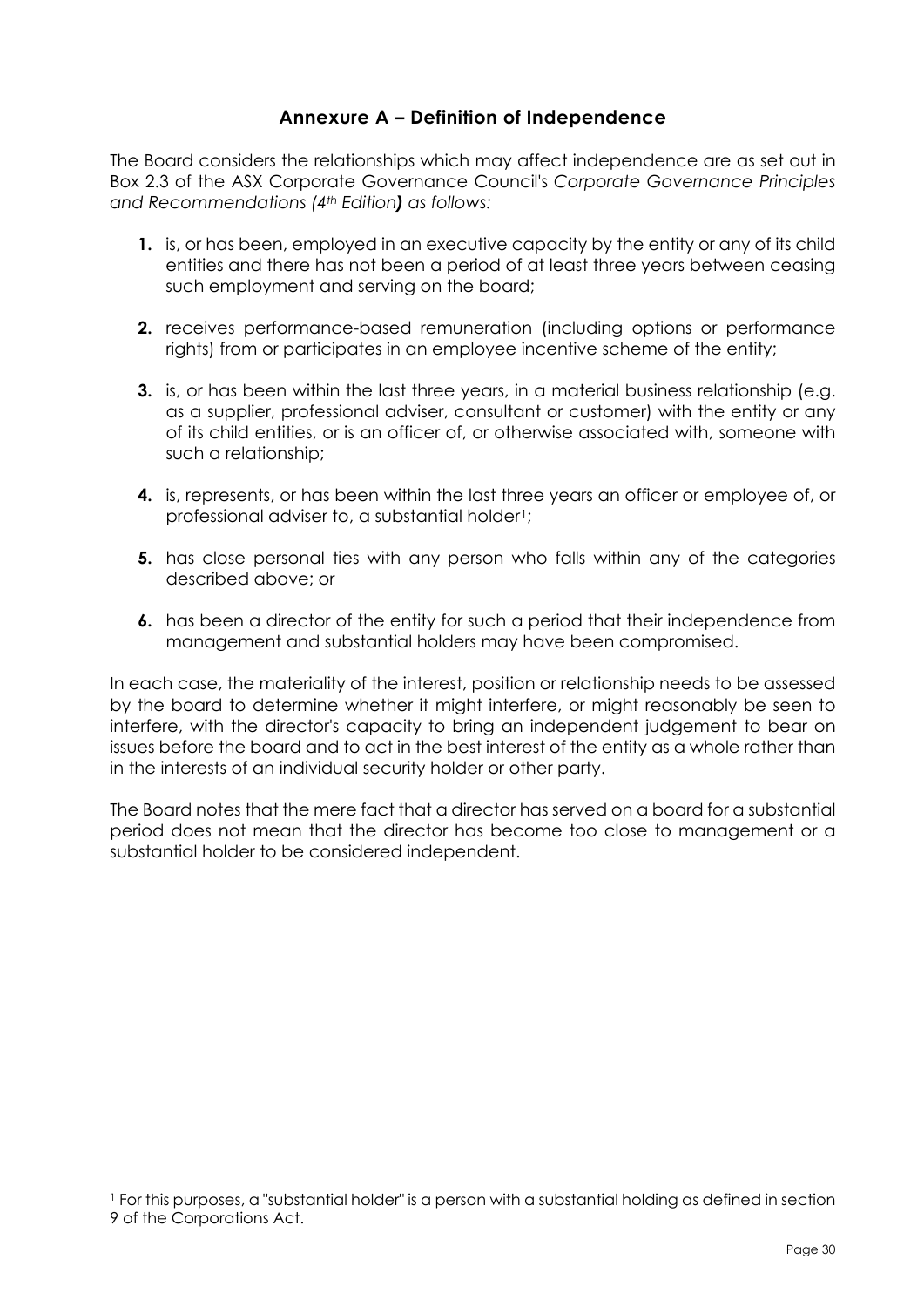## Annexure A – Definition of Independence

The Board considers the relationships which may affect independence are as set out in Box 2.3 of the ASX Corporate Governance Council's *Corporate Governance Principles and Recommendations (4th Edition) as follows:*

1. is, or has been, employed in an executive capacity by the entity or any of its child entities and there has not been a period of at least three years between ceasing such employment and serving on the board;
2. receives performance-based remuneration (including options or performance rights) from or participates in an employee incentive scheme of the entity;
3. is, or has been within the last three years, in a material business relationship (e.g. as a supplier, professional adviser, consultant or customer) with the entity or any of its child entities, or is an officer of, or otherwise associated with, someone with such a relationship;
4. is, represents, or has been within the last three years an officer or employee of, or professional adviser to, a substantial holder[1];
5. has close personal ties with any person who falls within any of the categories described above; or
6. has been a director of the entity for such a period that their independence from management and substantial holders may have been compromised.

In each case, the materiality of the interest, position or relationship needs to be assessed by the board to determine whether it might interfere, or might reasonably be seen to interfere, with the director's capacity to bring an independent judgement to bear on issues before the board and to act in the best interest of the entity as a whole rather than in the interests of an individual security holder or other party.

The Board notes that the mere fact that a director has served on a board for a substantial period does not mean that the director has become too close to management or a substantial holder to be considered independent.

[1] For this purposes, a "substantial holder" is a person with a substantial holding as defined in section 9 of the Corporations Act.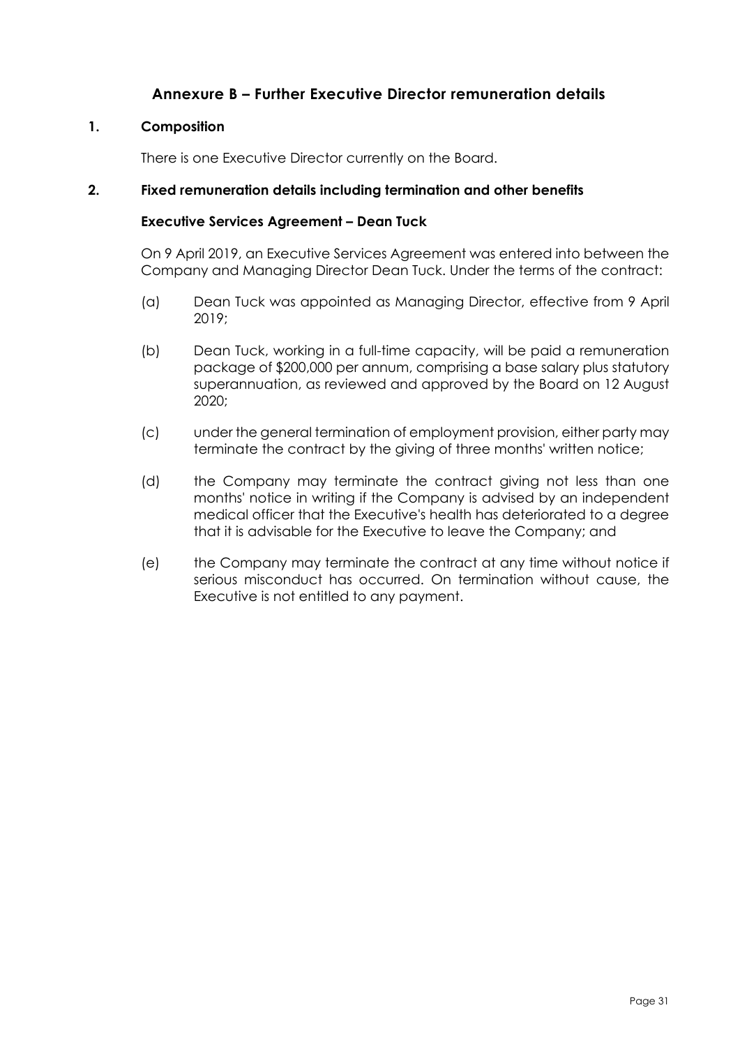# Annexure B – Further Executive Director remuneration details

## 1. Composition

There is one Executive Director currently on the Board.

## 2. Fixed remuneration details including termination and other benefits

### Executive Services Agreement – Dean Tuck

On 9 April 2019, an Executive Services Agreement was entered into between the Company and Managing Director Dean Tuck. Under the terms of the contract:

(a) Dean Tuck was appointed as Managing Director, effective from 9 April 2019;

(b) Dean Tuck, working in a full-time capacity, will be paid a remuneration package of $200,000 per annum, comprising a base salary plus statutory superannuation, as reviewed and approved by the Board on 12 August 2020;

(c) under the general termination of employment provision, either party may terminate the contract by the giving of three months' written notice;

(d) the Company may terminate the contract giving not less than one months' notice in writing if the Company is advised by an independent medical officer that the Executive's health has deteriorated to a degree that it is advisable for the Executive to leave the Company; and

(e) the Company may terminate the contract at any time without notice if serious misconduct has occurred. On termination without cause, the Executive is not entitled to any payment.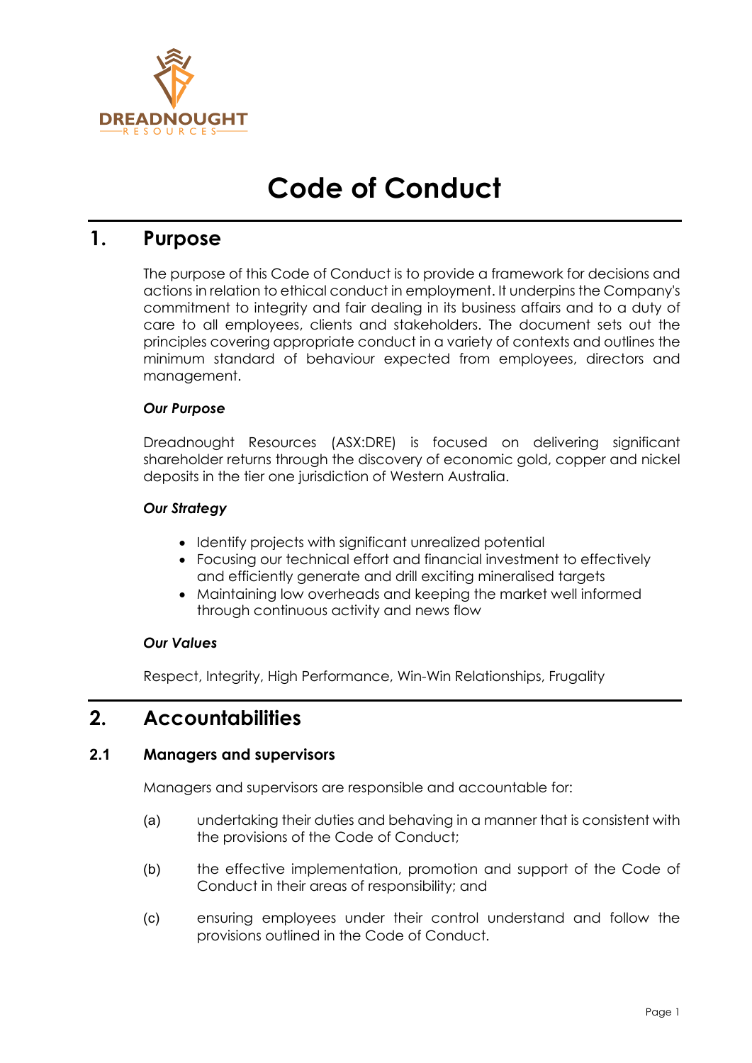# Code of Conduct

## 1. Purpose

The purpose of this Code of Conduct is to provide a framework for decisions and actions in relation to ethical conduct in employment. It underpins the Company's commitment to integrity and fair dealing in its business affairs and to a duty of care to all employees, clients and stakeholders. The document sets out the principles covering appropriate conduct in a variety of contexts and outlines the minimum standard of behaviour expected from employees, directors and management.

***Our Purpose***

Dreadnought Resources (ASX:DRE) is focused on delivering significant shareholder returns through the discovery of economic gold, copper and nickel deposits in the tier one jurisdiction of Western Australia.

***Our Strategy***

- Identify projects with significant unrealized potential
- Focusing our technical effort and financial investment to effectively and efficiently generate and drill exciting mineralised targets
- Maintaining low overheads and keeping the market well informed through continuous activity and news flow

***Our Values***

Respect, Integrity, High Performance, Win-Win Relationships, Frugality

## 2. Accountabilities

### 2.1 Managers and supervisors

Managers and supervisors are responsible and accountable for:

(a) undertaking their duties and behaving in a manner that is consistent with the provisions of the Code of Conduct;

(b) the effective implementation, promotion and support of the Code of Conduct in their areas of responsibility; and

(c) ensuring employees under their control understand and follow the provisions outlined in the Code of Conduct.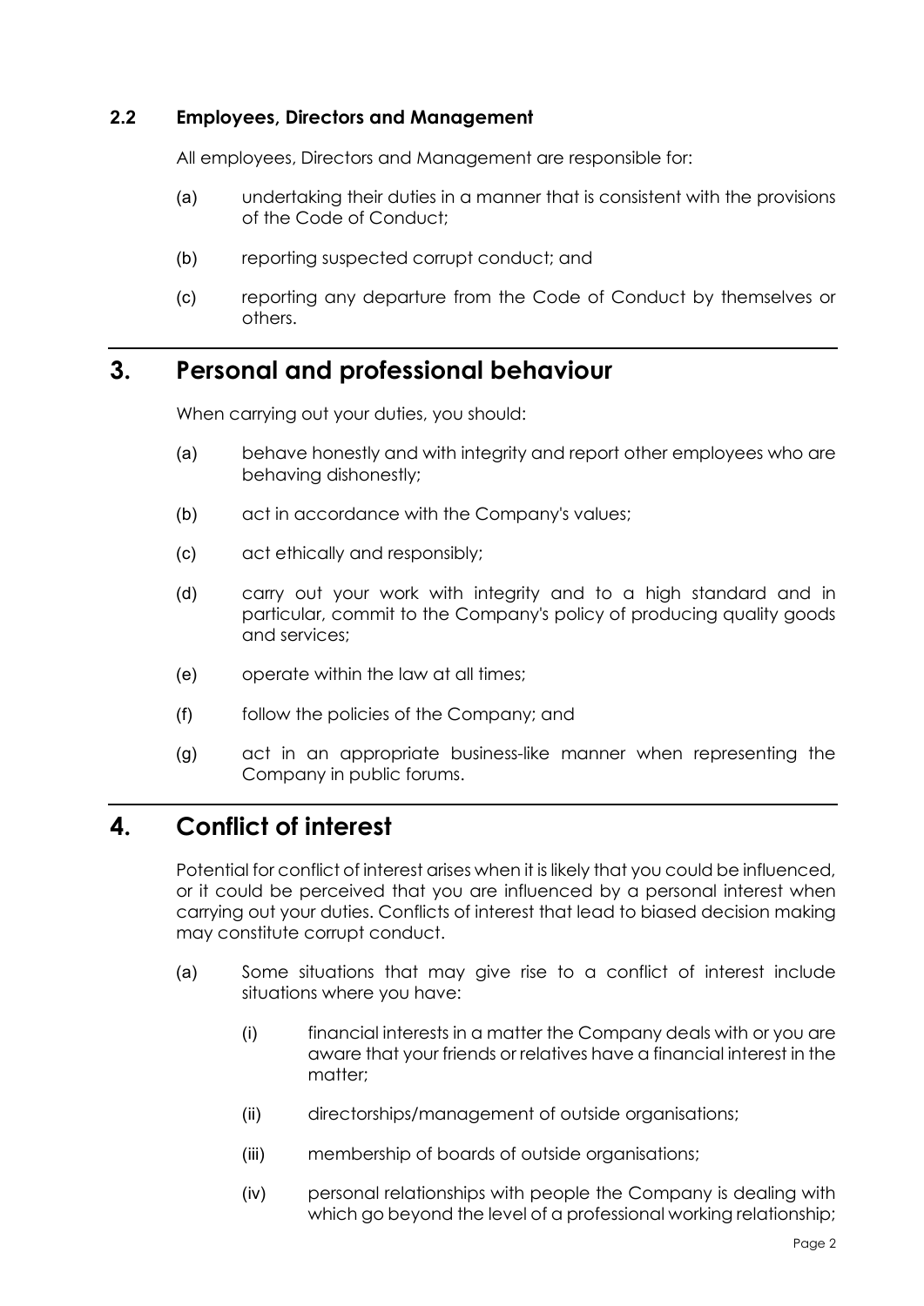### 2.2 Employees, Directors and Management

All employees, Directors and Management are responsible for:

(a) undertaking their duties in a manner that is consistent with the provisions of the Code of Conduct;

(b) reporting suspected corrupt conduct; and

(c) reporting any departure from the Code of Conduct by themselves or others.

## 3. Personal and professional behaviour

When carrying out your duties, you should:

(a) behave honestly and with integrity and report other employees who are behaving dishonestly;

(b) act in accordance with the Company's values;

(c) act ethically and responsibly;

(d) carry out your work with integrity and to a high standard and in particular, commit to the Company's policy of producing quality goods and services;

(e) operate within the law at all times;

(f) follow the policies of the Company; and

(g) act in an appropriate business-like manner when representing the Company in public forums.

## 4. Conflict of interest

Potential for conflict of interest arises when it is likely that you could be influenced, or it could be perceived that you are influenced by a personal interest when carrying out your duties. Conflicts of interest that lead to biased decision making may constitute corrupt conduct.

(a) Some situations that may give rise to a conflict of interest include situations where you have:

   (i) financial interests in a matter the Company deals with or you are aware that your friends or relatives have a financial interest in the matter;

   (ii) directorships/management of outside organisations;

   (iii) membership of boards of outside organisations;

   (iv) personal relationships with people the Company is dealing with which go beyond the level of a professional working relationship;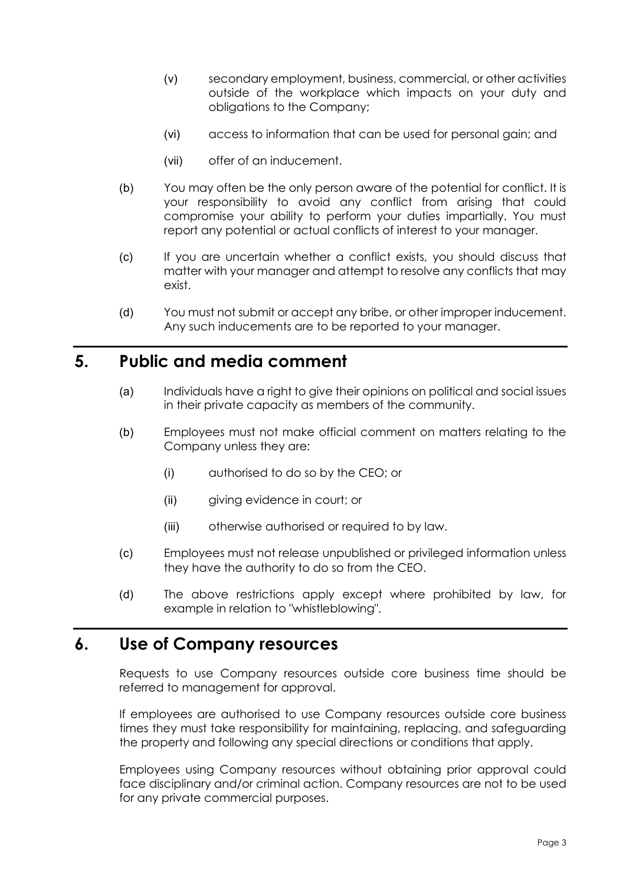(v) secondary employment, business, commercial, or other activities outside of the workplace which impacts on your duty and obligations to the Company;

(vi) access to information that can be used for personal gain; and

(vii) offer of an inducement.

(b) You may often be the only person aware of the potential for conflict. It is your responsibility to avoid any conflict from arising that could compromise your ability to perform your duties impartially. You must report any potential or actual conflicts of interest to your manager.

(c) If you are uncertain whether a conflict exists, you should discuss that matter with your manager and attempt to resolve any conflicts that may exist.

(d) You must not submit or accept any bribe, or other improper inducement. Any such inducements are to be reported to your manager.

## 5. Public and media comment

(a) Individuals have a right to give their opinions on political and social issues in their private capacity as members of the community.

(b) Employees must not make official comment on matters relating to the Company unless they are:

(i) authorised to do so by the CEO; or

(ii) giving evidence in court; or

(iii) otherwise authorised or required to by law.

(c) Employees must not release unpublished or privileged information unless they have the authority to do so from the CEO.

(d) The above restrictions apply except where prohibited by law, for example in relation to "whistleblowing".

## 6. Use of Company resources

Requests to use Company resources outside core business time should be referred to management for approval.

If employees are authorised to use Company resources outside core business times they must take responsibility for maintaining, replacing, and safeguarding the property and following any special directions or conditions that apply.

Employees using Company resources without obtaining prior approval could face disciplinary and/or criminal action. Company resources are not to be used for any private commercial purposes.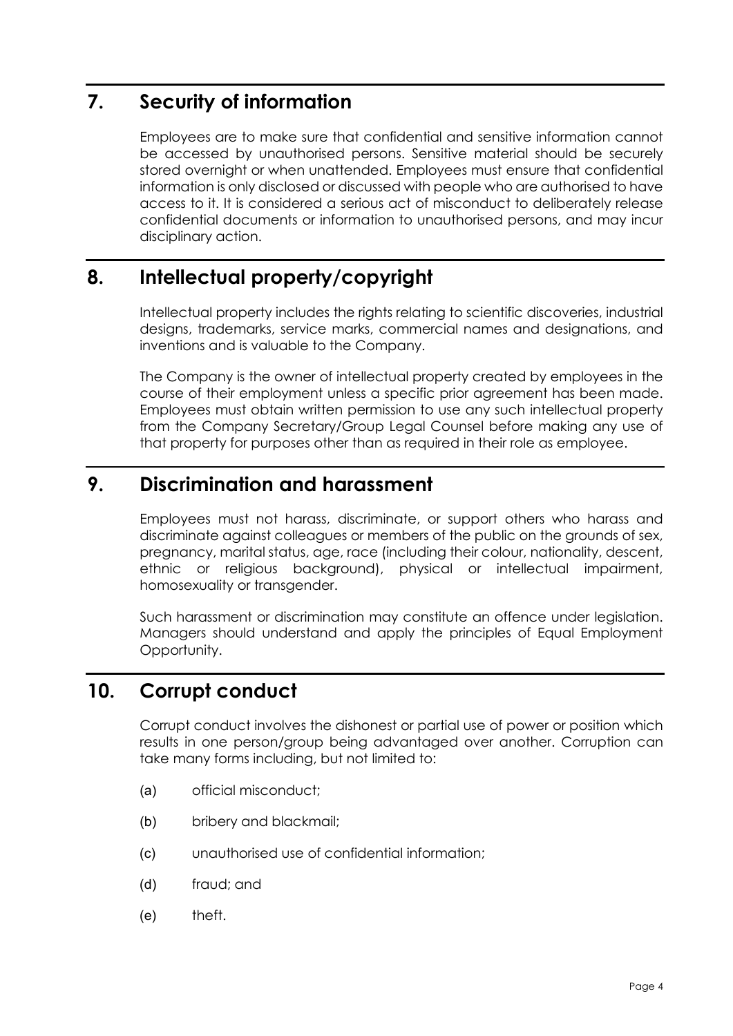## 7. Security of information

Employees are to make sure that confidential and sensitive information cannot be accessed by unauthorised persons. Sensitive material should be securely stored overnight or when unattended. Employees must ensure that confidential information is only disclosed or discussed with people who are authorised to have access to it. It is considered a serious act of misconduct to deliberately release confidential documents or information to unauthorised persons, and may incur disciplinary action.

## 8. Intellectual property/copyright

Intellectual property includes the rights relating to scientific discoveries, industrial designs, trademarks, service marks, commercial names and designations, and inventions and is valuable to the Company.

The Company is the owner of intellectual property created by employees in the course of their employment unless a specific prior agreement has been made. Employees must obtain written permission to use any such intellectual property from the Company Secretary/Group Legal Counsel before making any use of that property for purposes other than as required in their role as employee.

## 9. Discrimination and harassment

Employees must not harass, discriminate, or support others who harass and discriminate against colleagues or members of the public on the grounds of sex, pregnancy, marital status, age, race (including their colour, nationality, descent, ethnic or religious background), physical or intellectual impairment, homosexuality or transgender.

Such harassment or discrimination may constitute an offence under legislation. Managers should understand and apply the principles of Equal Employment Opportunity.

## 10. Corrupt conduct

Corrupt conduct involves the dishonest or partial use of power or position which results in one person/group being advantaged over another. Corruption can take many forms including, but not limited to:

(a) official misconduct;

(b) bribery and blackmail;

(c) unauthorised use of confidential information;

(d) fraud; and

(e) theft.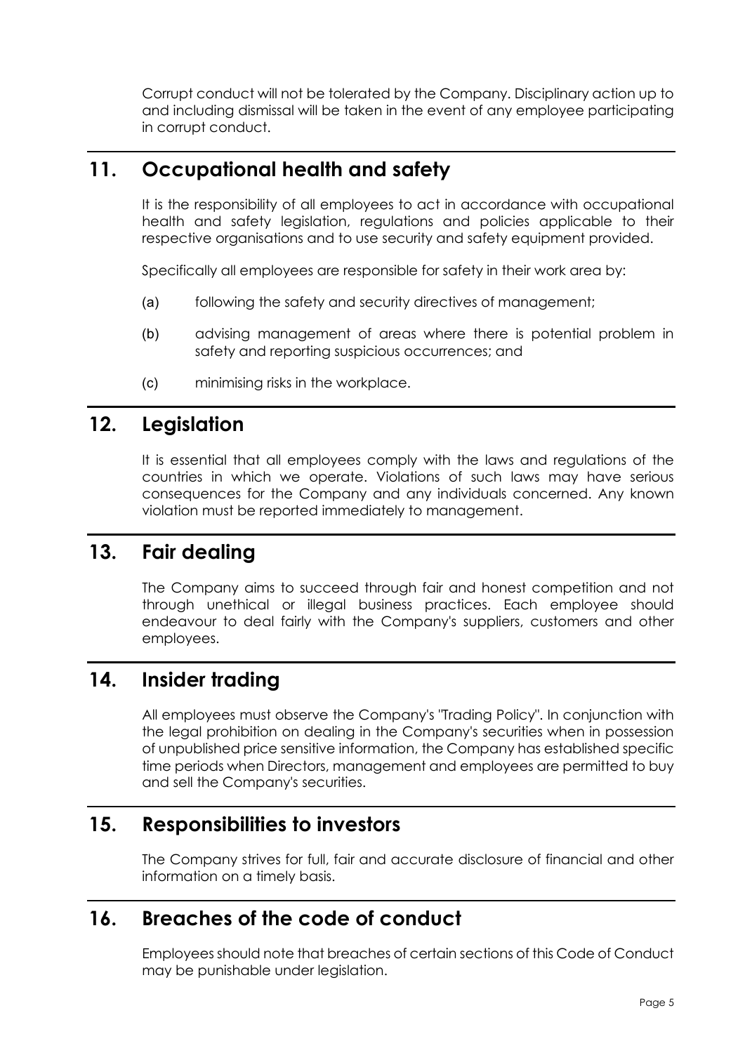Corrupt conduct will not be tolerated by the Company. Disciplinary action up to and including dismissal will be taken in the event of any employee participating in corrupt conduct.

## 11. Occupational health and safety

It is the responsibility of all employees to act in accordance with occupational health and safety legislation, regulations and policies applicable to their respective organisations and to use security and safety equipment provided.

Specifically all employees are responsible for safety in their work area by:

(a) following the safety and security directives of management;

(b) advising management of areas where there is potential problem in safety and reporting suspicious occurrences; and

(c) minimising risks in the workplace.

## 12. Legislation

It is essential that all employees comply with the laws and regulations of the countries in which we operate. Violations of such laws may have serious consequences for the Company and any individuals concerned. Any known violation must be reported immediately to management.

## 13. Fair dealing

The Company aims to succeed through fair and honest competition and not through unethical or illegal business practices. Each employee should endeavour to deal fairly with the Company's suppliers, customers and other employees.

## 14. Insider trading

All employees must observe the Company's "Trading Policy". In conjunction with the legal prohibition on dealing in the Company's securities when in possession of unpublished price sensitive information, the Company has established specific time periods when Directors, management and employees are permitted to buy and sell the Company's securities.

## 15. Responsibilities to investors

The Company strives for full, fair and accurate disclosure of financial and other information on a timely basis.

## 16. Breaches of the code of conduct

Employees should note that breaches of certain sections of this Code of Conduct may be punishable under legislation.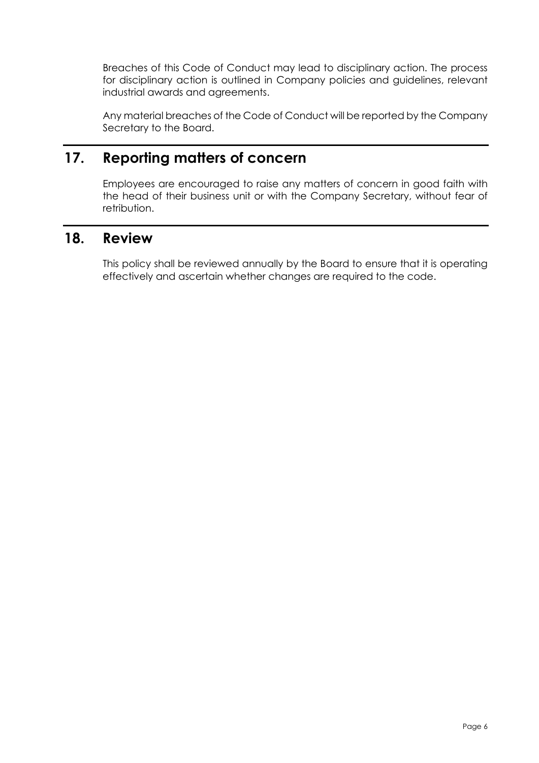Breaches of this Code of Conduct may lead to disciplinary action. The process for disciplinary action is outlined in Company policies and guidelines, relevant industrial awards and agreements.

Any material breaches of the Code of Conduct will be reported by the Company Secretary to the Board.

## 17. Reporting matters of concern

Employees are encouraged to raise any matters of concern in good faith with the head of their business unit or with the Company Secretary, without fear of retribution.

## 18. Review

This policy shall be reviewed annually by the Board to ensure that it is operating effectively and ascertain whether changes are required to the code.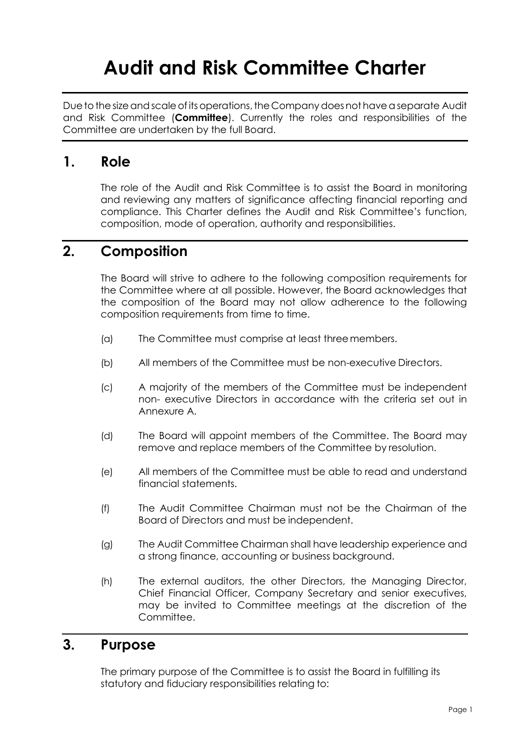# Audit and Risk Committee Charter

Due to the size and scale of its operations, the Company does not have a separate Audit and Risk Committee (**Committee**). Currently the roles and responsibilities of the Committee are undertaken by the full Board.

## 1. Role

The role of the Audit and Risk Committee is to assist the Board in monitoring and reviewing any matters of significance affecting financial reporting and compliance. This Charter defines the Audit and Risk Committee's function, composition, mode of operation, authority and responsibilities.

## 2. Composition

The Board will strive to adhere to the following composition requirements for the Committee where at all possible. However, the Board acknowledges that the composition of the Board may not allow adherence to the following composition requirements from time to time.

(a) The Committee must comprise at least three members.

(b) All members of the Committee must be non-executive Directors.

(c) A majority of the members of the Committee must be independent non- executive Directors in accordance with the criteria set out in Annexure A.

(d) The Board will appoint members of the Committee. The Board may remove and replace members of the Committee by resolution.

(e) All members of the Committee must be able to read and understand financial statements.

(f) The Audit Committee Chairman must not be the Chairman of the Board of Directors and must be independent.

(g) The Audit Committee Chairman shall have leadership experience and a strong finance, accounting or business background.

(h) The external auditors, the other Directors, the Managing Director, Chief Financial Officer, Company Secretary and senior executives, may be invited to Committee meetings at the discretion of the Committee.

## 3. Purpose

The primary purpose of the Committee is to assist the Board in fulfilling its statutory and fiduciary responsibilities relating to: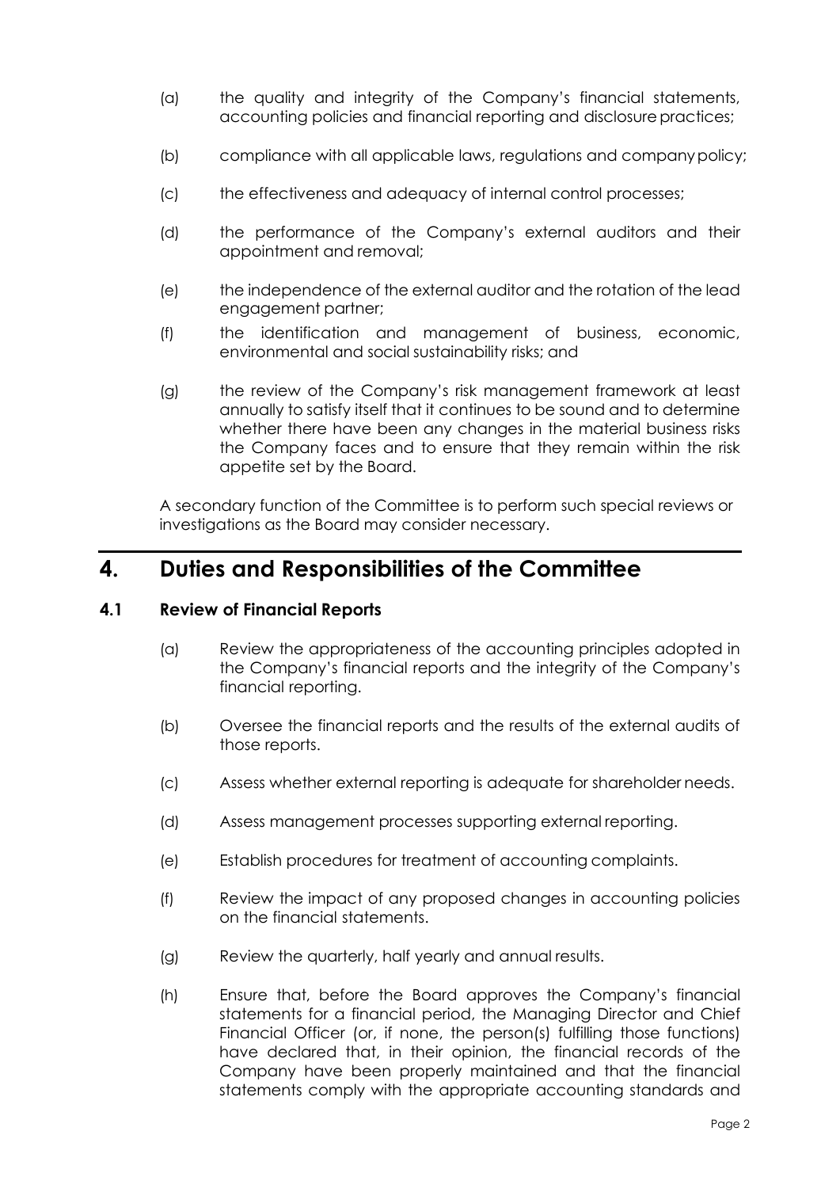(a) the quality and integrity of the Company's financial statements, accounting policies and financial reporting and disclosure practices;

(b) compliance with all applicable laws, regulations and company policy;

(c) the effectiveness and adequacy of internal control processes;

(d) the performance of the Company's external auditors and their appointment and removal;

(e) the independence of the external auditor and the rotation of the lead engagement partner;

(f) the identification and management of business, economic, environmental and social sustainability risks; and

(g) the review of the Company's risk management framework at least annually to satisfy itself that it continues to be sound and to determine whether there have been any changes in the material business risks the Company faces and to ensure that they remain within the risk appetite set by the Board.

A secondary function of the Committee is to perform such special reviews or investigations as the Board may consider necessary.

# 4. Duties and Responsibilities of the Committee

## 4.1 Review of Financial Reports

(a) Review the appropriateness of the accounting principles adopted in the Company's financial reports and the integrity of the Company's financial reporting.

(b) Oversee the financial reports and the results of the external audits of those reports.

(c) Assess whether external reporting is adequate for shareholder needs.

(d) Assess management processes supporting external reporting.

(e) Establish procedures for treatment of accounting complaints.

(f) Review the impact of any proposed changes in accounting policies on the financial statements.

(g) Review the quarterly, half yearly and annual results.

(h) Ensure that, before the Board approves the Company's financial statements for a financial period, the Managing Director and Chief Financial Officer (or, if none, the person(s) fulfilling those functions) have declared that, in their opinion, the financial records of the Company have been properly maintained and that the financial statements comply with the appropriate accounting standards and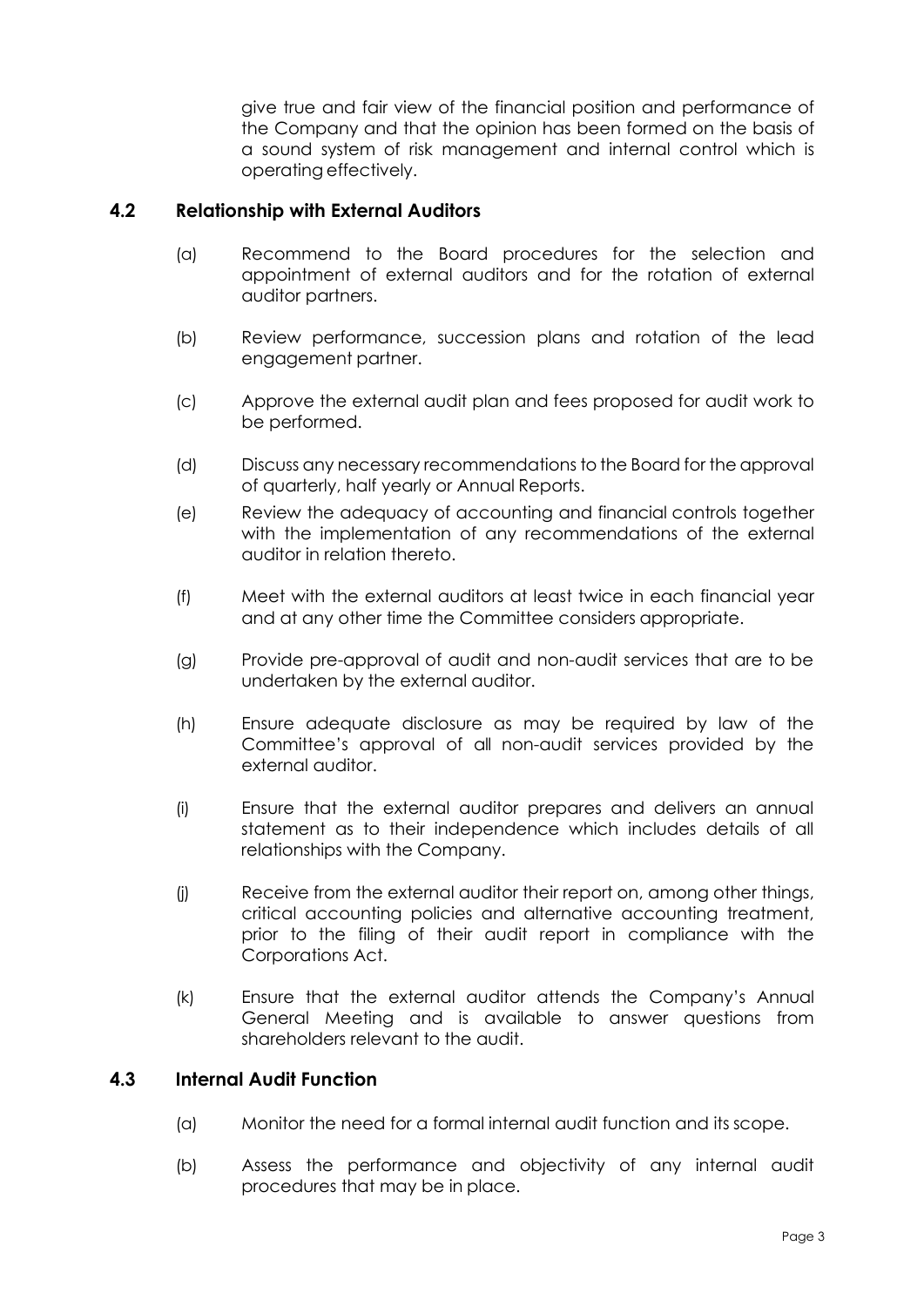give true and fair view of the financial position and performance of the Company and that the opinion has been formed on the basis of a sound system of risk management and internal control which is operating effectively.

### 4.2 Relationship with External Auditors

(a) Recommend to the Board procedures for the selection and appointment of external auditors and for the rotation of external auditor partners.

(b) Review performance, succession plans and rotation of the lead engagement partner.

(c) Approve the external audit plan and fees proposed for audit work to be performed.

(d) Discuss any necessary recommendations to the Board for the approval of quarterly, half yearly or Annual Reports.

(e) Review the adequacy of accounting and financial controls together with the implementation of any recommendations of the external auditor in relation thereto.

(f) Meet with the external auditors at least twice in each financial year and at any other time the Committee considers appropriate.

(g) Provide pre-approval of audit and non-audit services that are to be undertaken by the external auditor.

(h) Ensure adequate disclosure as may be required by law of the Committee's approval of all non-audit services provided by the external auditor.

(i) Ensure that the external auditor prepares and delivers an annual statement as to their independence which includes details of all relationships with the Company.

(j) Receive from the external auditor their report on, among other things, critical accounting policies and alternative accounting treatment, prior to the filing of their audit report in compliance with the Corporations Act.

(k) Ensure that the external auditor attends the Company's Annual General Meeting and is available to answer questions from shareholders relevant to the audit.

### 4.3 Internal Audit Function

(a) Monitor the need for a formal internal audit function and its scope.

(b) Assess the performance and objectivity of any internal audit procedures that may be in place.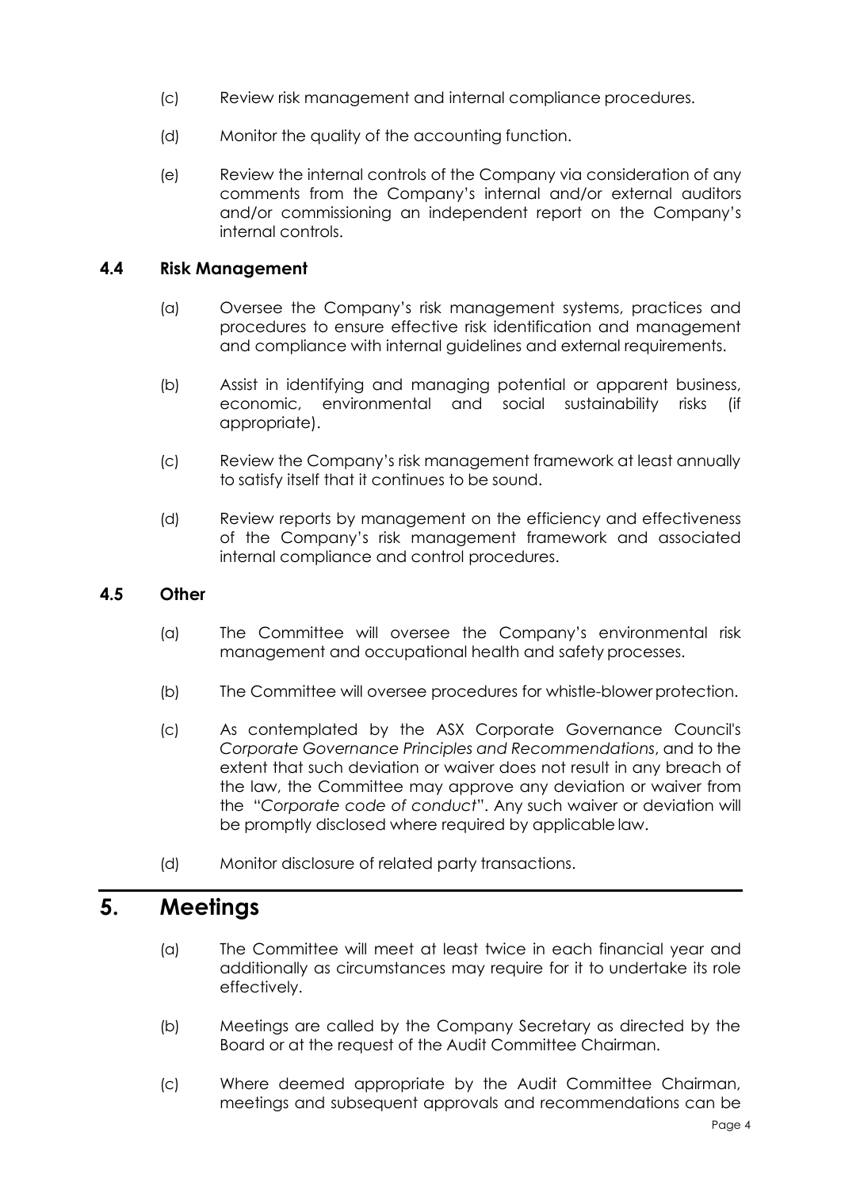(c) Review risk management and internal compliance procedures.

(d) Monitor the quality of the accounting function.

(e) Review the internal controls of the Company via consideration of any comments from the Company's internal and/or external auditors and/or commissioning an independent report on the Company's internal controls.

### 4.4 Risk Management

(a) Oversee the Company's risk management systems, practices and procedures to ensure effective risk identification and management and compliance with internal guidelines and external requirements.

(b) Assist in identifying and managing potential or apparent business, economic, environmental and social sustainability risks (if appropriate).

(c) Review the Company's risk management framework at least annually to satisfy itself that it continues to be sound.

(d) Review reports by management on the efficiency and effectiveness of the Company's risk management framework and associated internal compliance and control procedures.

### 4.5 Other

(a) The Committee will oversee the Company's environmental risk management and occupational health and safety processes.

(b) The Committee will oversee procedures for whistle-blower protection.

(c) As contemplated by the ASX Corporate Governance Council's *Corporate Governance Principles and Recommendations*, and to the extent that such deviation or waiver does not result in any breach of the law, the Committee may approve any deviation or waiver from the "*Corporate code of conduct*". Any such waiver or deviation will be promptly disclosed where required by applicable law.

(d) Monitor disclosure of related party transactions.

## 5. Meetings

(a) The Committee will meet at least twice in each financial year and additionally as circumstances may require for it to undertake its role effectively.

(b) Meetings are called by the Company Secretary as directed by the Board or at the request of the Audit Committee Chairman.

(c) Where deemed appropriate by the Audit Committee Chairman, meetings and subsequent approvals and recommendations can be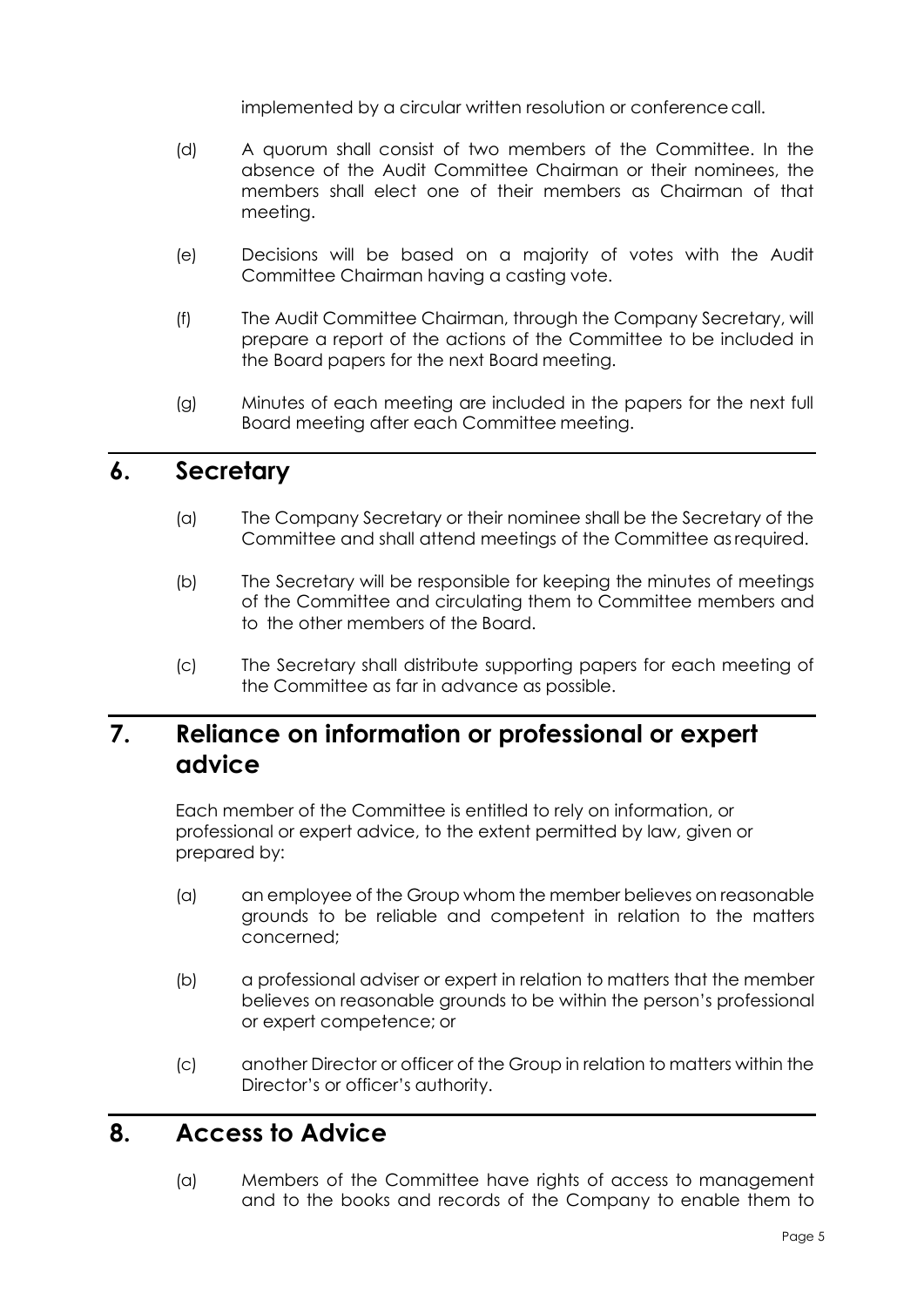implemented by a circular written resolution or conference call.

(d) A quorum shall consist of two members of the Committee. In the absence of the Audit Committee Chairman or their nominees, the members shall elect one of their members as Chairman of that meeting.

(e) Decisions will be based on a majority of votes with the Audit Committee Chairman having a casting vote.

(f) The Audit Committee Chairman, through the Company Secretary, will prepare a report of the actions of the Committee to be included in the Board papers for the next Board meeting.

(g) Minutes of each meeting are included in the papers for the next full Board meeting after each Committee meeting.

## 6. Secretary

(a) The Company Secretary or their nominee shall be the Secretary of the Committee and shall attend meetings of the Committee as required.

(b) The Secretary will be responsible for keeping the minutes of meetings of the Committee and circulating them to Committee members and to the other members of the Board.

(c) The Secretary shall distribute supporting papers for each meeting of the Committee as far in advance as possible.

## 7. Reliance on information or professional or expert advice

Each member of the Committee is entitled to rely on information, or professional or expert advice, to the extent permitted by law, given or prepared by:

(a) an employee of the Group whom the member believes on reasonable grounds to be reliable and competent in relation to the matters concerned;

(b) a professional adviser or expert in relation to matters that the member believes on reasonable grounds to be within the person's professional or expert competence; or

(c) another Director or officer of the Group in relation to matters within the Director's or officer's authority.

## 8. Access to Advice

(a) Members of the Committee have rights of access to management and to the books and records of the Company to enable them to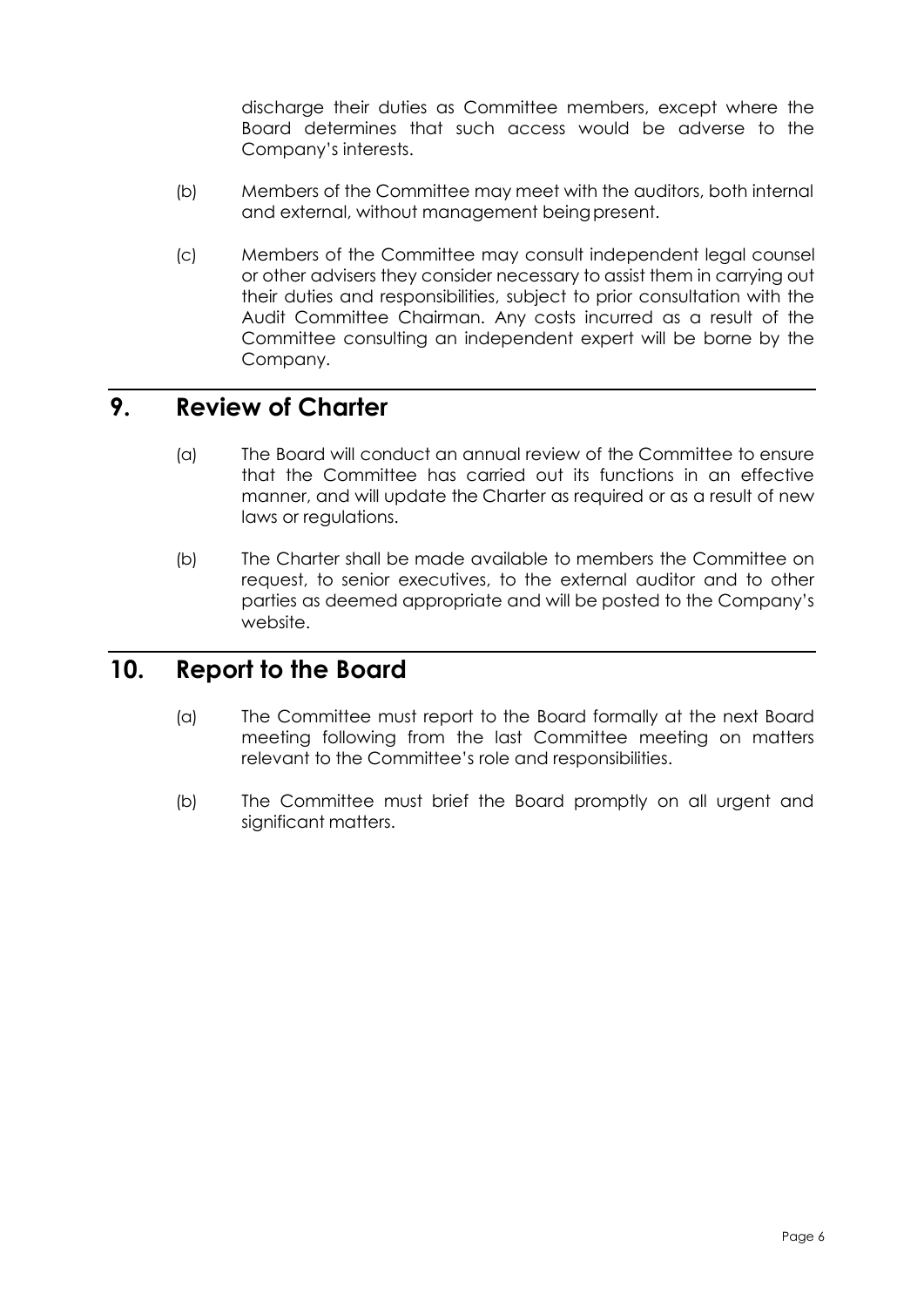discharge their duties as Committee members, except where the Board determines that such access would be adverse to the Company's interests.

(b) Members of the Committee may meet with the auditors, both internal and external, without management being present.

(c) Members of the Committee may consult independent legal counsel or other advisers they consider necessary to assist them in carrying out their duties and responsibilities, subject to prior consultation with the Audit Committee Chairman. Any costs incurred as a result of the Committee consulting an independent expert will be borne by the Company.

## 9. Review of Charter

(a) The Board will conduct an annual review of the Committee to ensure that the Committee has carried out its functions in an effective manner, and will update the Charter as required or as a result of new laws or regulations.

(b) The Charter shall be made available to members the Committee on request, to senior executives, to the external auditor and to other parties as deemed appropriate and will be posted to the Company's website.

## 10. Report to the Board

(a) The Committee must report to the Board formally at the next Board meeting following from the last Committee meeting on matters relevant to the Committee's role and responsibilities.

(b) The Committee must brief the Board promptly on all urgent and significant matters.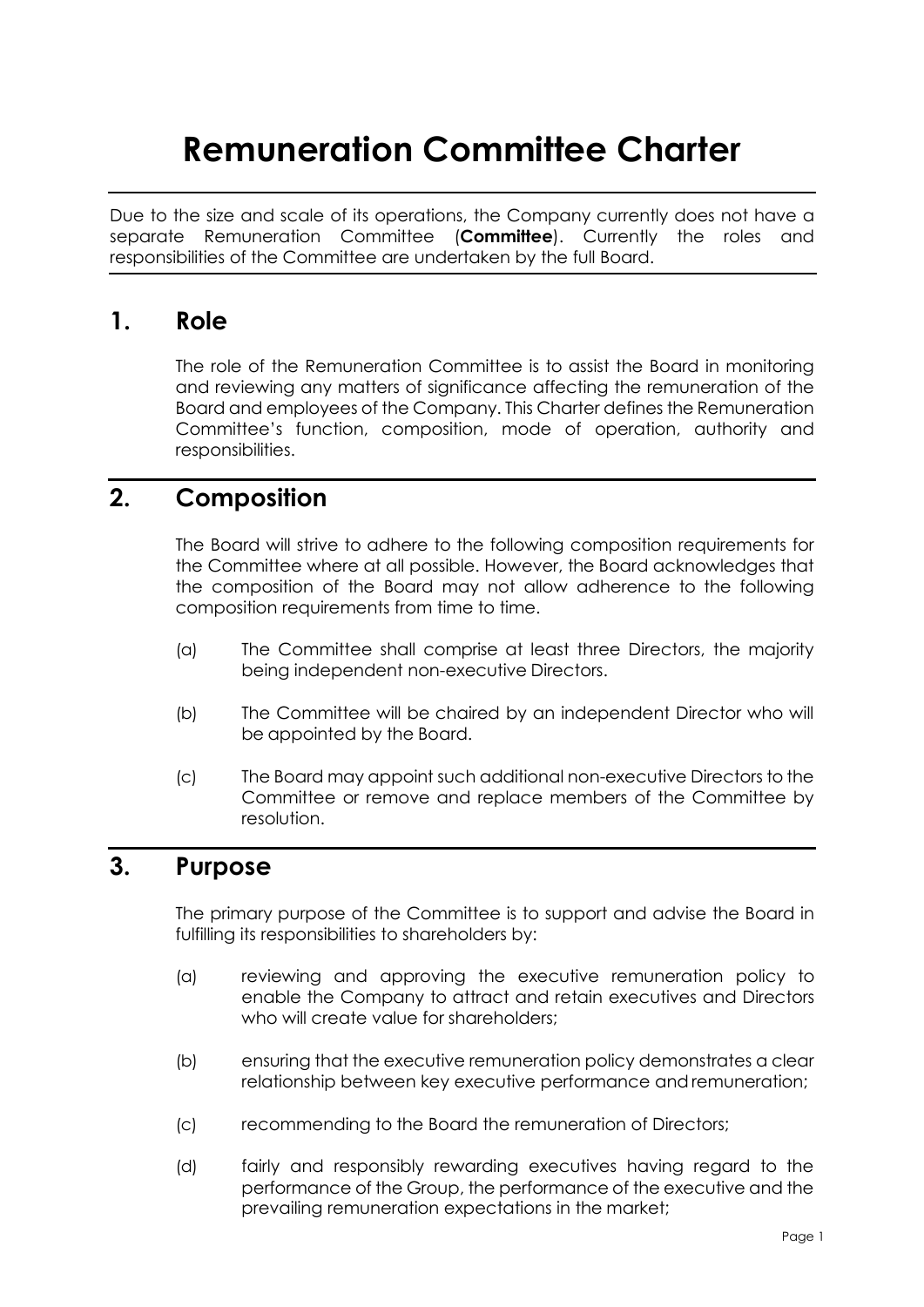# Remuneration Committee Charter

Due to the size and scale of its operations, the Company currently does not have a separate Remuneration Committee (**Committee**). Currently the roles and responsibilities of the Committee are undertaken by the full Board.

## 1. Role

The role of the Remuneration Committee is to assist the Board in monitoring and reviewing any matters of significance affecting the remuneration of the Board and employees of the Company. This Charter defines the Remuneration Committee's function, composition, mode of operation, authority and responsibilities.

## 2. Composition

The Board will strive to adhere to the following composition requirements for the Committee where at all possible. However, the Board acknowledges that the composition of the Board may not allow adherence to the following composition requirements from time to time.

(a) The Committee shall comprise at least three Directors, the majority being independent non-executive Directors.

(b) The Committee will be chaired by an independent Director who will be appointed by the Board.

(c) The Board may appoint such additional non-executive Directors to the Committee or remove and replace members of the Committee by resolution.

## 3. Purpose

The primary purpose of the Committee is to support and advise the Board in fulfilling its responsibilities to shareholders by:

(a) reviewing and approving the executive remuneration policy to enable the Company to attract and retain executives and Directors who will create value for shareholders;

(b) ensuring that the executive remuneration policy demonstrates a clear relationship between key executive performance and remuneration;

(c) recommending to the Board the remuneration of Directors;

(d) fairly and responsibly rewarding executives having regard to the performance of the Group, the performance of the executive and the prevailing remuneration expectations in the market;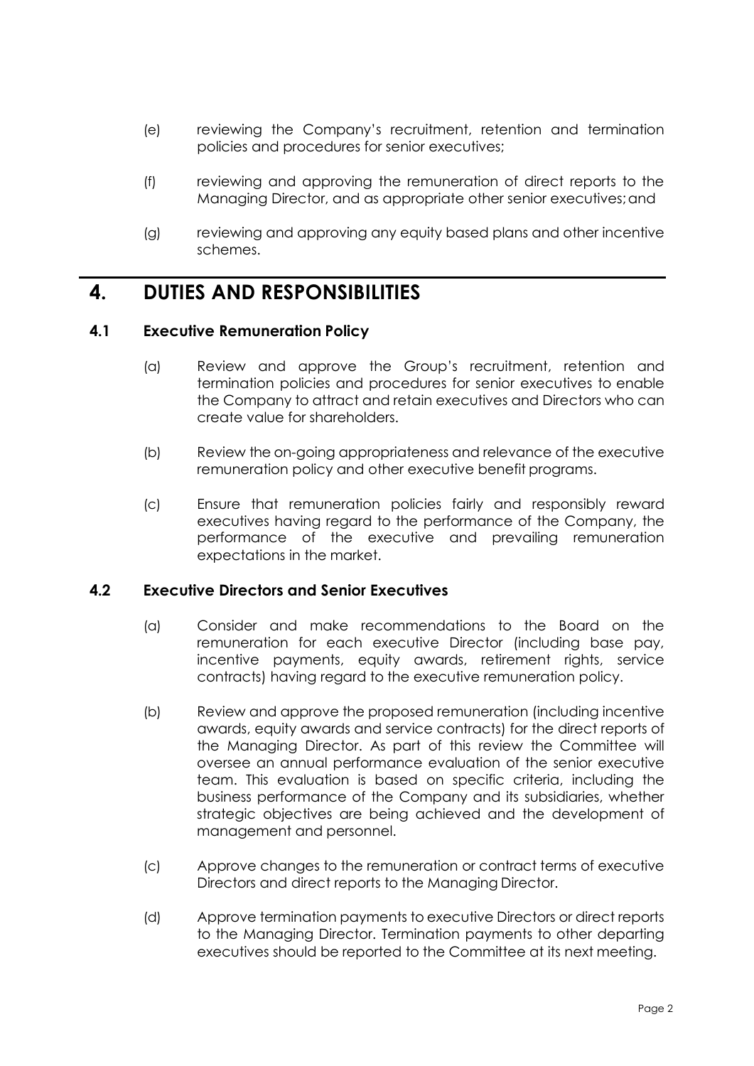(e) reviewing the Company's recruitment, retention and termination policies and procedures for senior executives;

(f) reviewing and approving the remuneration of direct reports to the Managing Director, and as appropriate other senior executives; and

(g) reviewing and approving any equity based plans and other incentive schemes.

# 4. DUTIES AND RESPONSIBILITIES

## 4.1 Executive Remuneration Policy

(a) Review and approve the Group's recruitment, retention and termination policies and procedures for senior executives to enable the Company to attract and retain executives and Directors who can create value for shareholders.

(b) Review the on-going appropriateness and relevance of the executive remuneration policy and other executive benefit programs.

(c) Ensure that remuneration policies fairly and responsibly reward executives having regard to the performance of the Company, the performance of the executive and prevailing remuneration expectations in the market.

## 4.2 Executive Directors and Senior Executives

(a) Consider and make recommendations to the Board on the remuneration for each executive Director (including base pay, incentive payments, equity awards, retirement rights, service contracts) having regard to the executive remuneration policy.

(b) Review and approve the proposed remuneration (including incentive awards, equity awards and service contracts) for the direct reports of the Managing Director. As part of this review the Committee will oversee an annual performance evaluation of the senior executive team. This evaluation is based on specific criteria, including the business performance of the Company and its subsidiaries, whether strategic objectives are being achieved and the development of management and personnel.

(c) Approve changes to the remuneration or contract terms of executive Directors and direct reports to the Managing Director.

(d) Approve termination payments to executive Directors or direct reports to the Managing Director. Termination payments to other departing executives should be reported to the Committee at its next meeting.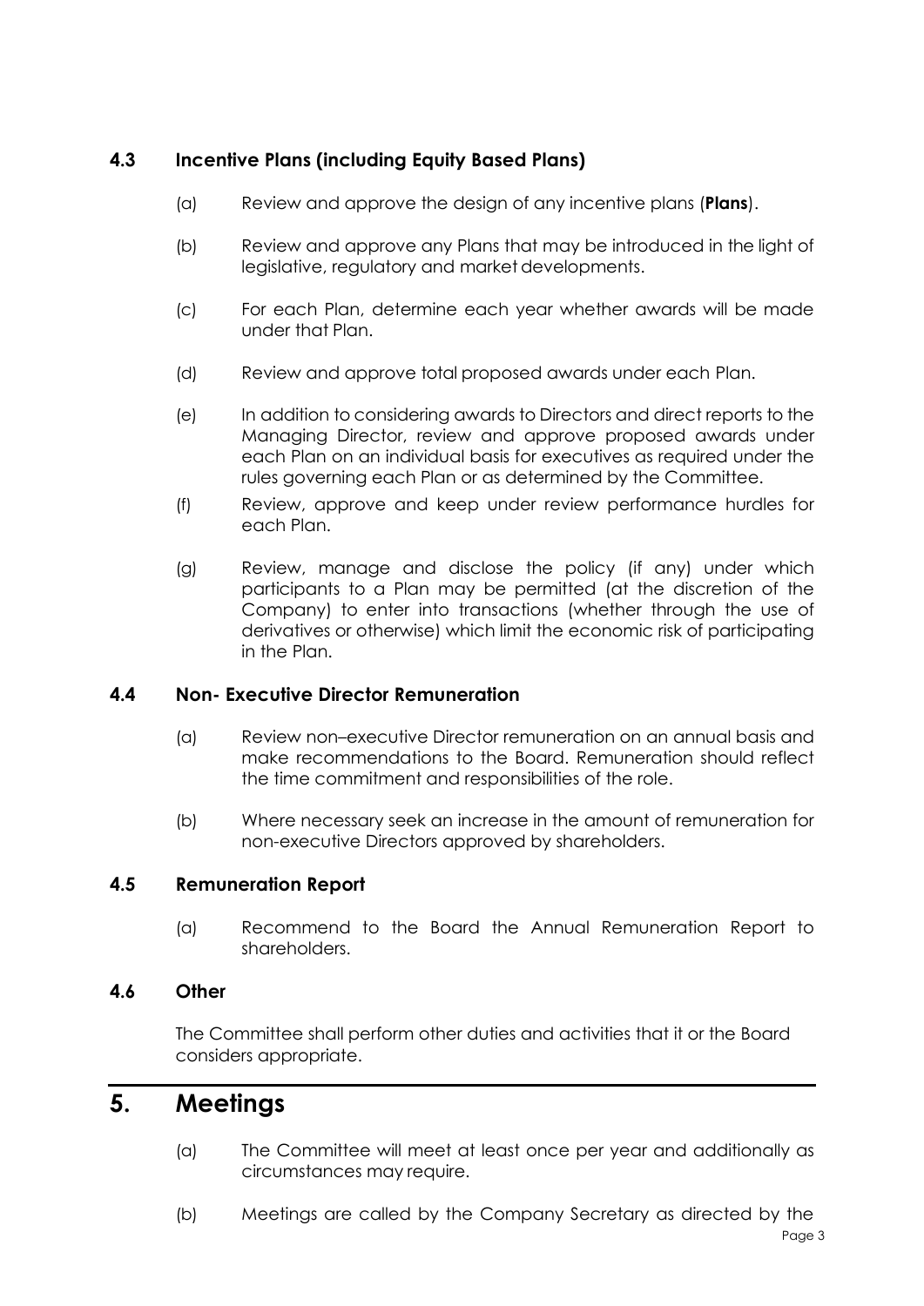### 4.3 Incentive Plans (including Equity Based Plans)

(a) Review and approve the design of any incentive plans (**Plans**).

(b) Review and approve any Plans that may be introduced in the light of legislative, regulatory and market developments.

(c) For each Plan, determine each year whether awards will be made under that Plan.

(d) Review and approve total proposed awards under each Plan.

(e) In addition to considering awards to Directors and direct reports to the Managing Director, review and approve proposed awards under each Plan on an individual basis for executives as required under the rules governing each Plan or as determined by the Committee.

(f) Review, approve and keep under review performance hurdles for each Plan.

(g) Review, manage and disclose the policy (if any) under which participants to a Plan may be permitted (at the discretion of the Company) to enter into transactions (whether through the use of derivatives or otherwise) which limit the economic risk of participating in the Plan.

### 4.4 Non- Executive Director Remuneration

(a) Review non–executive Director remuneration on an annual basis and make recommendations to the Board. Remuneration should reflect the time commitment and responsibilities of the role.

(b) Where necessary seek an increase in the amount of remuneration for non-executive Directors approved by shareholders.

### 4.5 Remuneration Report

(a) Recommend to the Board the Annual Remuneration Report to shareholders.

### 4.6 Other

The Committee shall perform other duties and activities that it or the Board considers appropriate.

## 5. Meetings

(a) The Committee will meet at least once per year and additionally as circumstances may require.

(b) Meetings are called by the Company Secretary as directed by the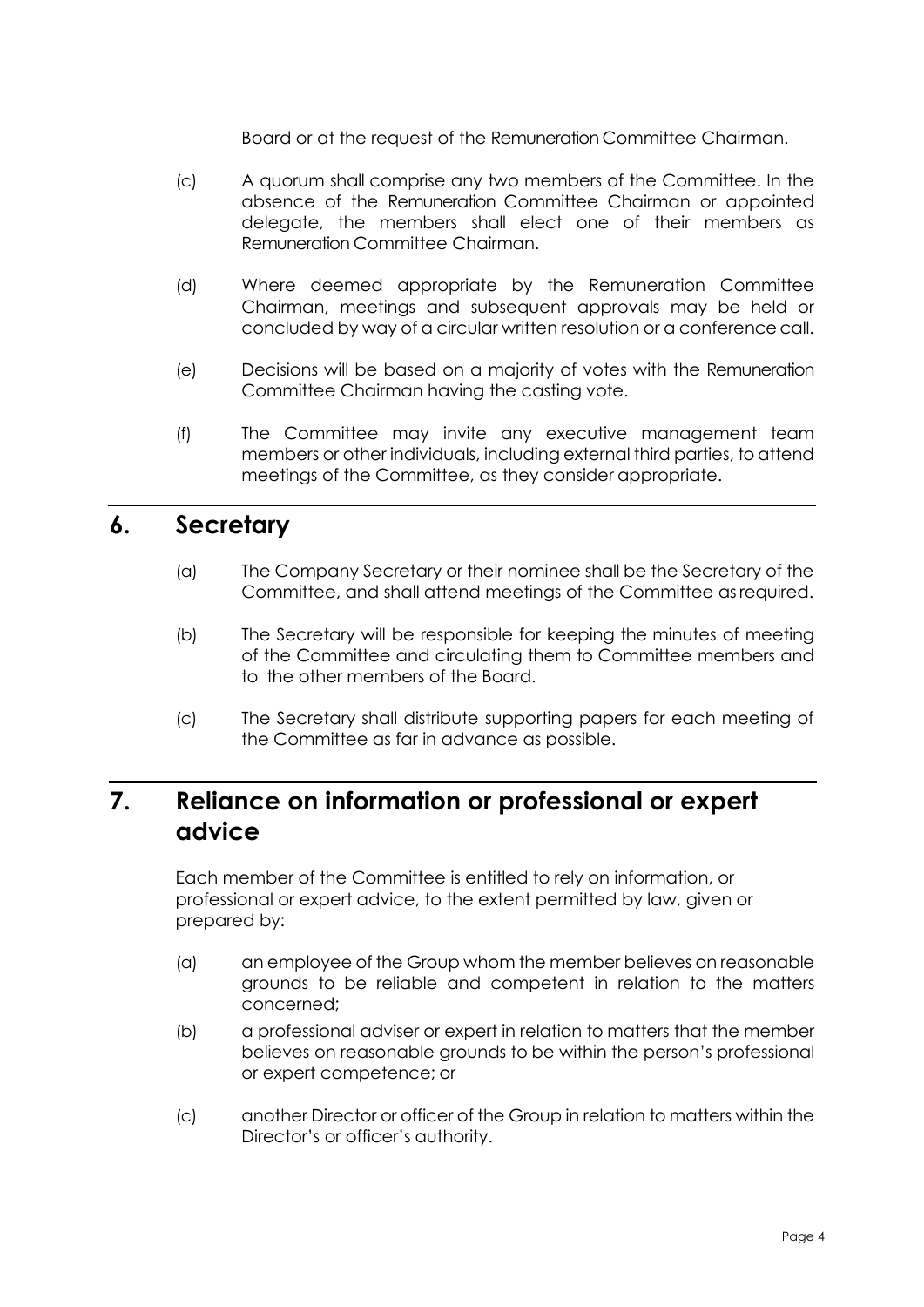Board or at the request of the Remuneration Committee Chairman.

(c) A quorum shall comprise any two members of the Committee. In the absence of the Remuneration Committee Chairman or appointed delegate, the members shall elect one of their members as Remuneration Committee Chairman.

(d) Where deemed appropriate by the Remuneration Committee Chairman, meetings and subsequent approvals may be held or concluded by way of a circular written resolution or a conference call.

(e) Decisions will be based on a majority of votes with the Remuneration Committee Chairman having the casting vote.

(f) The Committee may invite any executive management team members or other individuals, including external third parties, to attend meetings of the Committee, as they consider appropriate.

## 6. Secretary

(a) The Company Secretary or their nominee shall be the Secretary of the Committee, and shall attend meetings of the Committee as required.

(b) The Secretary will be responsible for keeping the minutes of meeting of the Committee and circulating them to Committee members and to the other members of the Board.

(c) The Secretary shall distribute supporting papers for each meeting of the Committee as far in advance as possible.

## 7. Reliance on information or professional or expert advice

Each member of the Committee is entitled to rely on information, or professional or expert advice, to the extent permitted by law, given or prepared by:

(a) an employee of the Group whom the member believes on reasonable grounds to be reliable and competent in relation to the matters concerned;

(b) a professional adviser or expert in relation to matters that the member believes on reasonable grounds to be within the person's professional or expert competence; or

(c) another Director or officer of the Group in relation to matters within the Director's or officer's authority.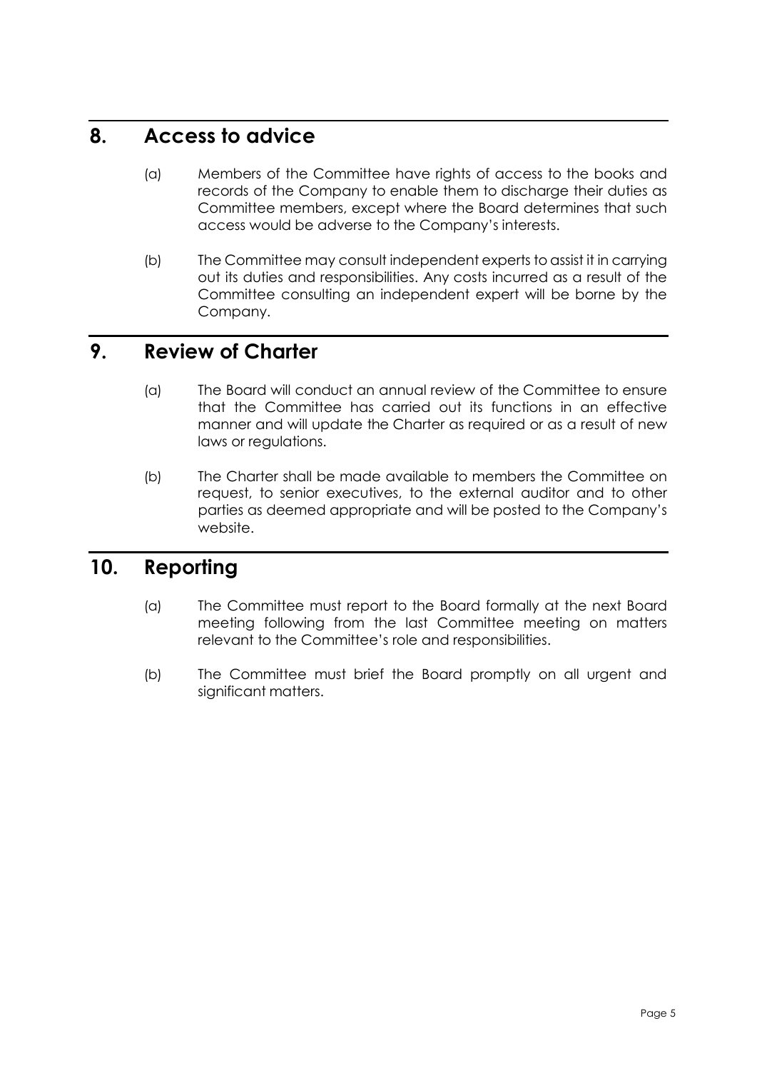## 8. Access to advice

(a) Members of the Committee have rights of access to the books and records of the Company to enable them to discharge their duties as Committee members, except where the Board determines that such access would be adverse to the Company's interests.

(b) The Committee may consult independent experts to assist it in carrying out its duties and responsibilities. Any costs incurred as a result of the Committee consulting an independent expert will be borne by the Company.

## 9. Review of Charter

(a) The Board will conduct an annual review of the Committee to ensure that the Committee has carried out its functions in an effective manner and will update the Charter as required or as a result of new laws or regulations.

(b) The Charter shall be made available to members the Committee on request, to senior executives, to the external auditor and to other parties as deemed appropriate and will be posted to the Company's website.

## 10. Reporting

(a) The Committee must report to the Board formally at the next Board meeting following from the last Committee meeting on matters relevant to the Committee's role and responsibilities.

(b) The Committee must brief the Board promptly on all urgent and significant matters.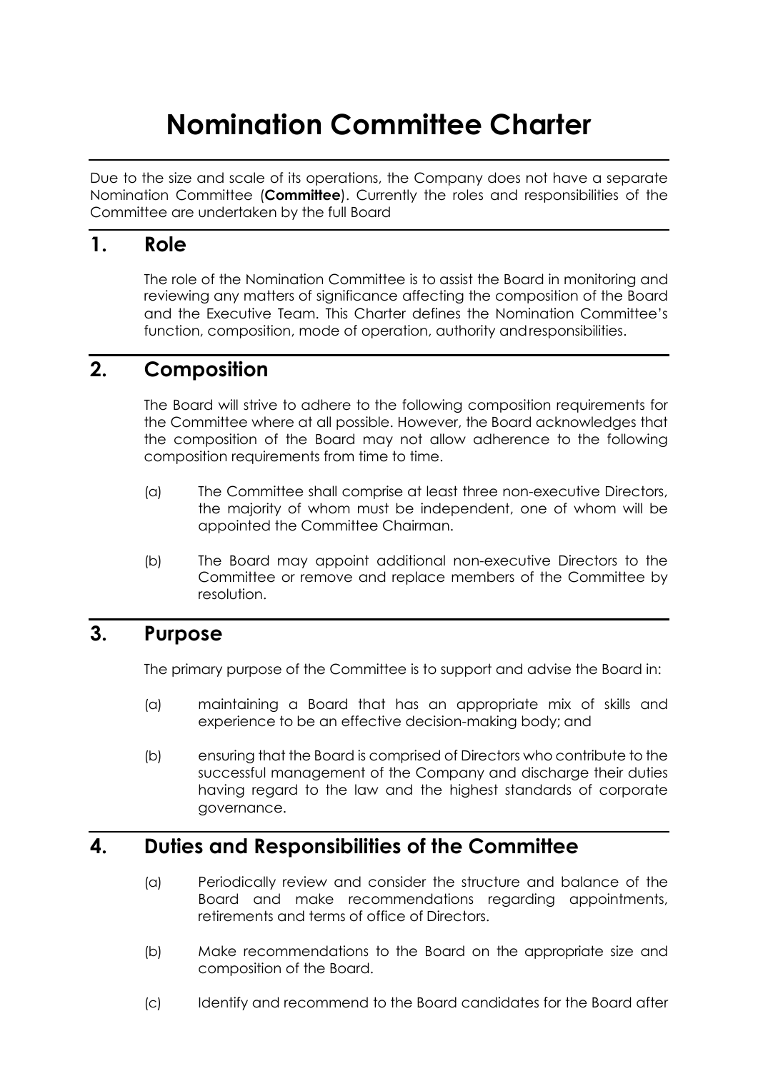# Nomination Committee Charter

Due to the size and scale of its operations, the Company does not have a separate Nomination Committee (**Committee**). Currently the roles and responsibilities of the Committee are undertaken by the full Board

## 1. Role

The role of the Nomination Committee is to assist the Board in monitoring and reviewing any matters of significance affecting the composition of the Board and the Executive Team. This Charter defines the Nomination Committee's function, composition, mode of operation, authority andresponsibilities.

## 2. Composition

The Board will strive to adhere to the following composition requirements for the Committee where at all possible. However, the Board acknowledges that the composition of the Board may not allow adherence to the following composition requirements from time to time.

(a) The Committee shall comprise at least three non-executive Directors, the majority of whom must be independent, one of whom will be appointed the Committee Chairman.

(b) The Board may appoint additional non-executive Directors to the Committee or remove and replace members of the Committee by resolution.

## 3. Purpose

The primary purpose of the Committee is to support and advise the Board in:

(a) maintaining a Board that has an appropriate mix of skills and experience to be an effective decision-making body; and

(b) ensuring that the Board is comprised of Directors who contribute to the successful management of the Company and discharge their duties having regard to the law and the highest standards of corporate governance.

## 4. Duties and Responsibilities of the Committee

(a) Periodically review and consider the structure and balance of the Board and make recommendations regarding appointments, retirements and terms of office of Directors.

(b) Make recommendations to the Board on the appropriate size and composition of the Board.

(c) Identify and recommend to the Board candidates for the Board after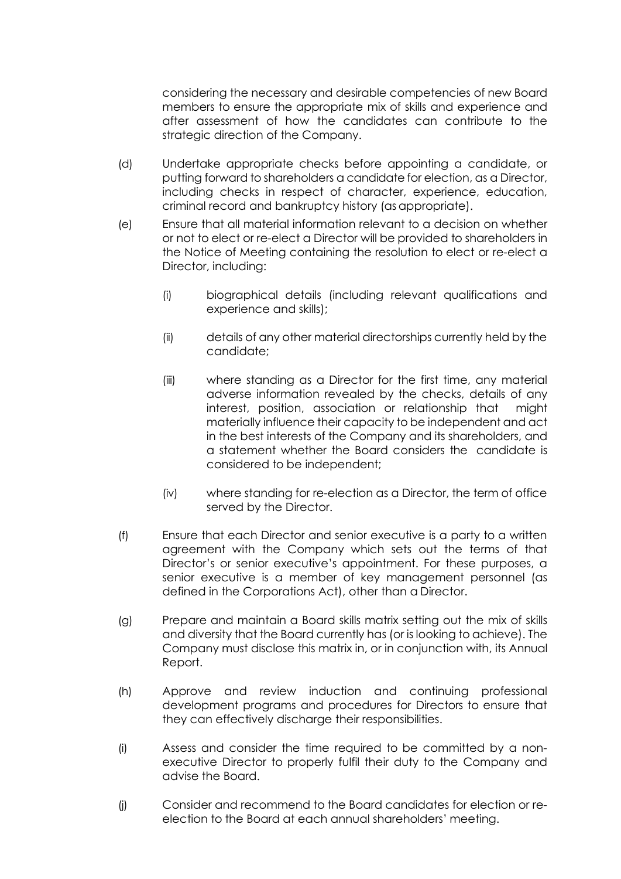considering the necessary and desirable competencies of new Board members to ensure the appropriate mix of skills and experience and after assessment of how the candidates can contribute to the strategic direction of the Company.

(d) Undertake appropriate checks before appointing a candidate, or putting forward to shareholders a candidate for election, as a Director, including checks in respect of character, experience, education, criminal record and bankruptcy history (as appropriate).

(e) Ensure that all material information relevant to a decision on whether or not to elect or re-elect a Director will be provided to shareholders in the Notice of Meeting containing the resolution to elect or re-elect a Director, including:

   (i) biographical details (including relevant qualifications and experience and skills);

   (ii) details of any other material directorships currently held by the candidate;

   (iii) where standing as a Director for the first time, any material adverse information revealed by the checks, details of any interest, position, association or relationship that might materially influence their capacity to be independent and act in the best interests of the Company and its shareholders, and a statement whether the Board considers the candidate is considered to be independent;

   (iv) where standing for re-election as a Director, the term of office served by the Director.

(f) Ensure that each Director and senior executive is a party to a written agreement with the Company which sets out the terms of that Director's or senior executive's appointment. For these purposes, a senior executive is a member of key management personnel (as defined in the Corporations Act), other than a Director.

(g) Prepare and maintain a Board skills matrix setting out the mix of skills and diversity that the Board currently has (or is looking to achieve). The Company must disclose this matrix in, or in conjunction with, its Annual Report.

(h) Approve and review induction and continuing professional development programs and procedures for Directors to ensure that they can effectively discharge their responsibilities.

(i) Assess and consider the time required to be committed by a non-executive Director to properly fulfil their duty to the Company and advise the Board.

(j) Consider and recommend to the Board candidates for election or re-election to the Board at each annual shareholders' meeting.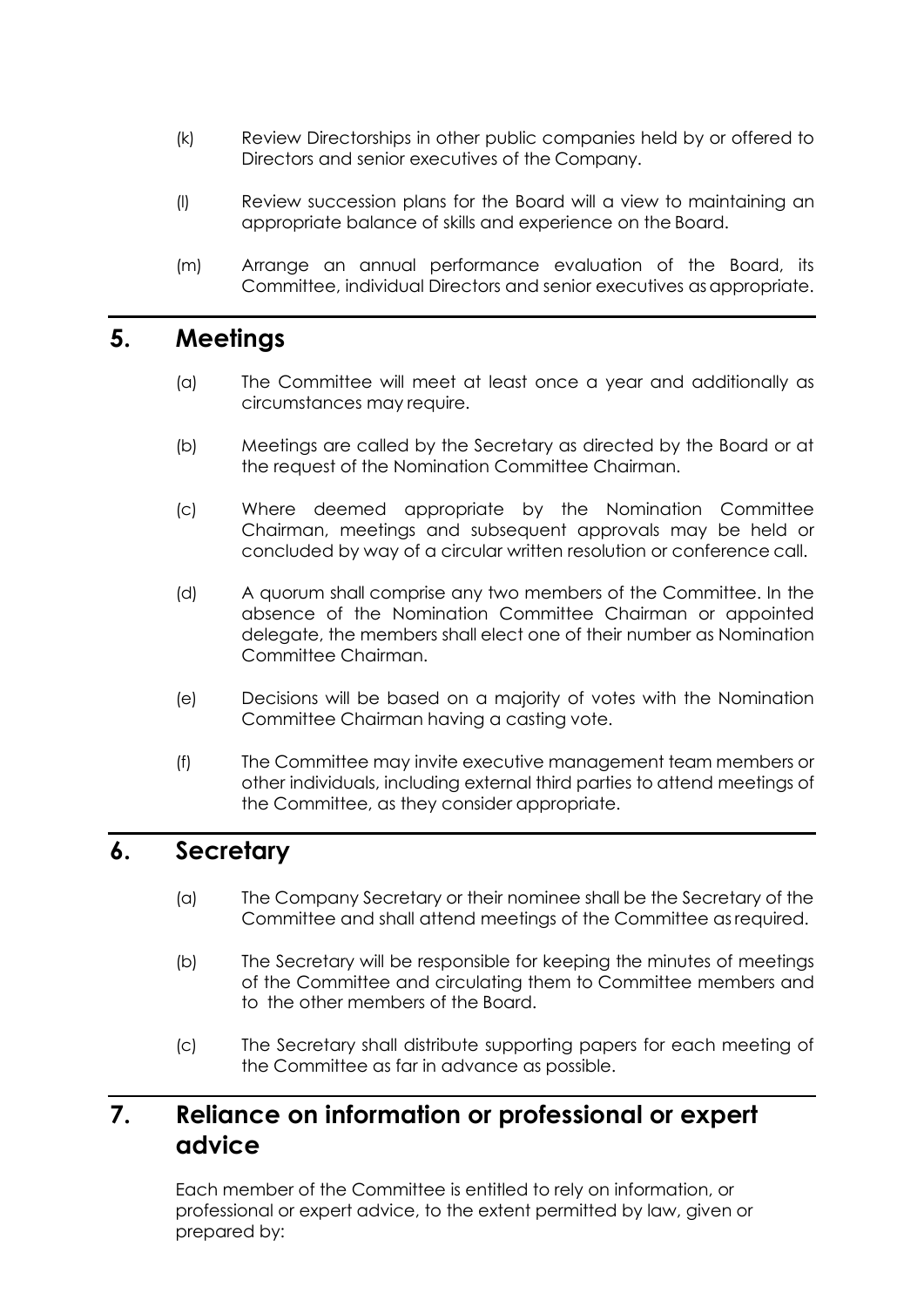(k) Review Directorships in other public companies held by or offered to Directors and senior executives of the Company.

(l) Review succession plans for the Board will a view to maintaining an appropriate balance of skills and experience on the Board.

(m) Arrange an annual performance evaluation of the Board, its Committee, individual Directors and senior executives as appropriate.

## 5. Meetings

(a) The Committee will meet at least once a year and additionally as circumstances may require.

(b) Meetings are called by the Secretary as directed by the Board or at the request of the Nomination Committee Chairman.

(c) Where deemed appropriate by the Nomination Committee Chairman, meetings and subsequent approvals may be held or concluded by way of a circular written resolution or conference call.

(d) A quorum shall comprise any two members of the Committee. In the absence of the Nomination Committee Chairman or appointed delegate, the members shall elect one of their number as Nomination Committee Chairman.

(e) Decisions will be based on a majority of votes with the Nomination Committee Chairman having a casting vote.

(f) The Committee may invite executive management team members or other individuals, including external third parties to attend meetings of the Committee, as they consider appropriate.

## 6. Secretary

(a) The Company Secretary or their nominee shall be the Secretary of the Committee and shall attend meetings of the Committee as required.

(b) The Secretary will be responsible for keeping the minutes of meetings of the Committee and circulating them to Committee members and to the other members of the Board.

(c) The Secretary shall distribute supporting papers for each meeting of the Committee as far in advance as possible.

## 7. Reliance on information or professional or expert advice

Each member of the Committee is entitled to rely on information, or professional or expert advice, to the extent permitted by law, given or prepared by: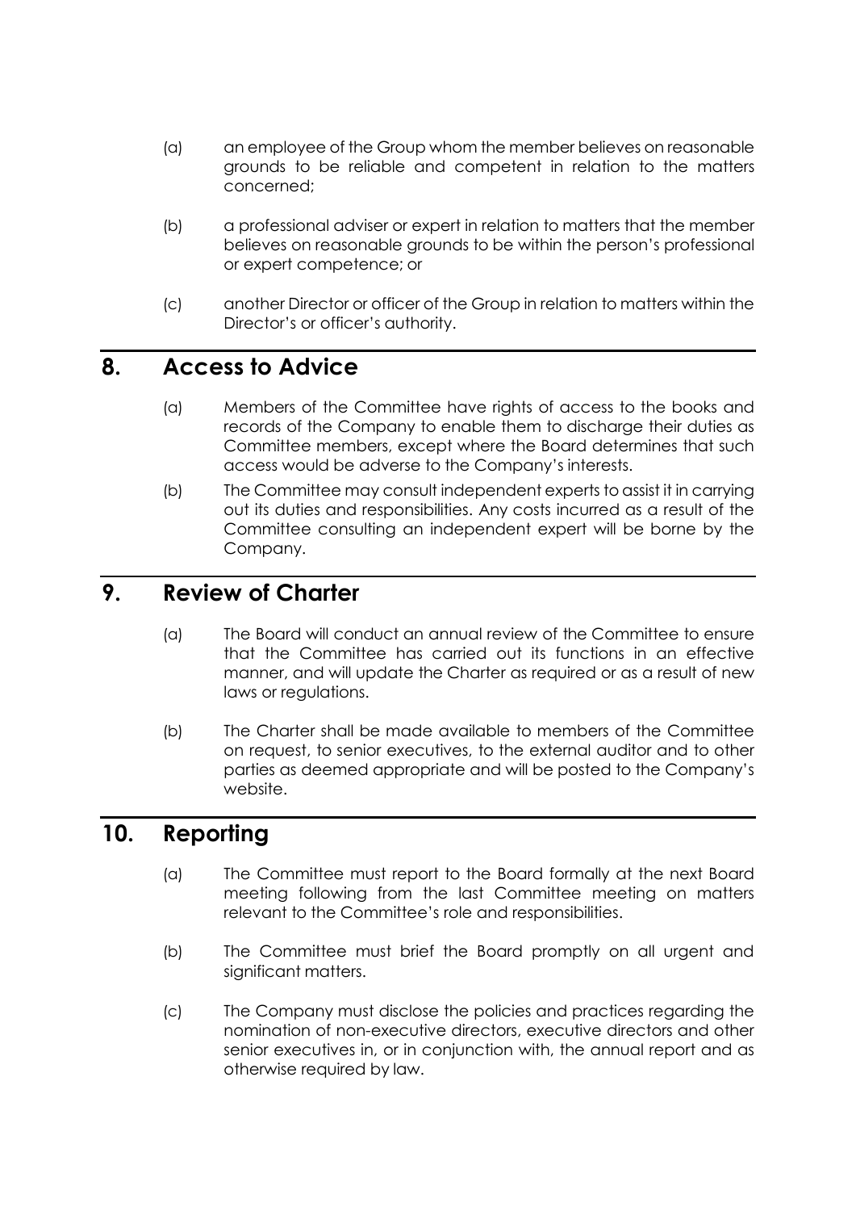(a) an employee of the Group whom the member believes on reasonable grounds to be reliable and competent in relation to the matters concerned;

(b) a professional adviser or expert in relation to matters that the member believes on reasonable grounds to be within the person's professional or expert competence; or

(c) another Director or officer of the Group in relation to matters within the Director's or officer's authority.

## 8. Access to Advice

(a) Members of the Committee have rights of access to the books and records of the Company to enable them to discharge their duties as Committee members, except where the Board determines that such access would be adverse to the Company's interests.

(b) The Committee may consult independent experts to assist it in carrying out its duties and responsibilities. Any costs incurred as a result of the Committee consulting an independent expert will be borne by the Company.

## 9. Review of Charter

(a) The Board will conduct an annual review of the Committee to ensure that the Committee has carried out its functions in an effective manner, and will update the Charter as required or as a result of new laws or regulations.

(b) The Charter shall be made available to members of the Committee on request, to senior executives, to the external auditor and to other parties as deemed appropriate and will be posted to the Company's website.

## 10. Reporting

(a) The Committee must report to the Board formally at the next Board meeting following from the last Committee meeting on matters relevant to the Committee's role and responsibilities.

(b) The Committee must brief the Board promptly on all urgent and significant matters.

(c) The Company must disclose the policies and practices regarding the nomination of non-executive directors, executive directors and other senior executives in, or in conjunction with, the annual report and as otherwise required by law.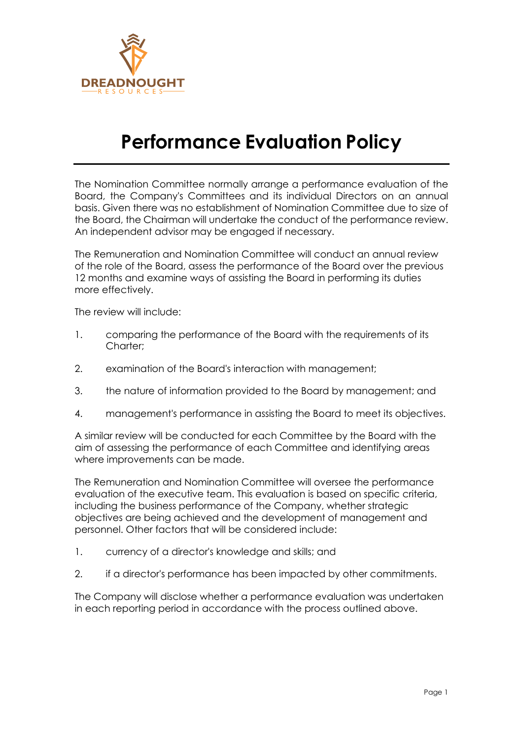# Performance Evaluation Policy

The Nomination Committee normally arrange a performance evaluation of the Board, the Company's Committees and its individual Directors on an annual basis. Given there was no establishment of Nomination Committee due to size of the Board, the Chairman will undertake the conduct of the performance review. An independent advisor may be engaged if necessary.

The Remuneration and Nomination Committee will conduct an annual review of the role of the Board, assess the performance of the Board over the previous 12 months and examine ways of assisting the Board in performing its duties more effectively.

The review will include:

1. comparing the performance of the Board with the requirements of its Charter;
2. examination of the Board's interaction with management;
3. the nature of information provided to the Board by management; and
4. management's performance in assisting the Board to meet its objectives.

A similar review will be conducted for each Committee by the Board with the aim of assessing the performance of each Committee and identifying areas where improvements can be made.

The Remuneration and Nomination Committee will oversee the performance evaluation of the executive team. This evaluation is based on specific criteria, including the business performance of the Company, whether strategic objectives are being achieved and the development of management and personnel. Other factors that will be considered include:

1. currency of a director's knowledge and skills; and
2. if a director's performance has been impacted by other commitments.

The Company will disclose whether a performance evaluation was undertaken in each reporting period in accordance with the process outlined above.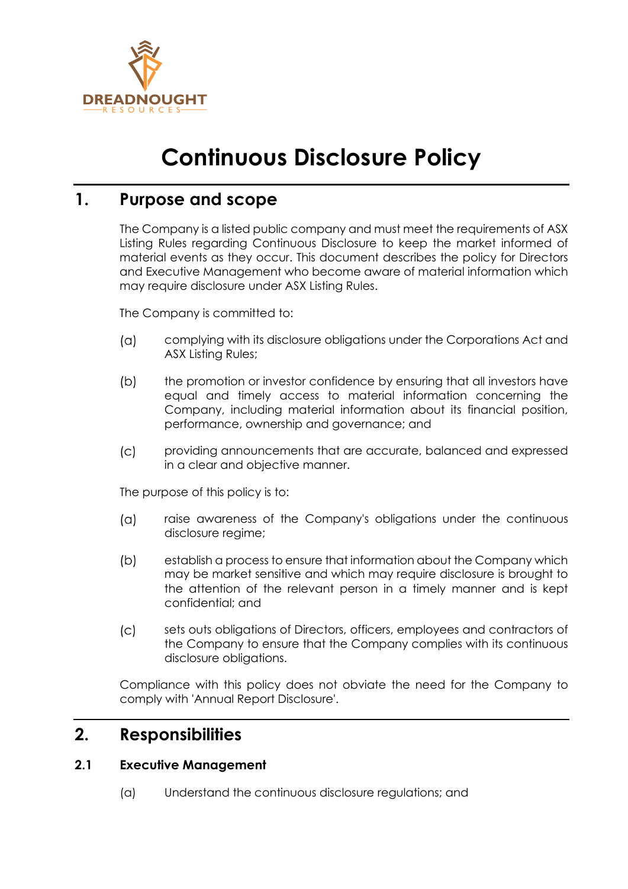# Continuous Disclosure Policy

## 1. Purpose and scope

The Company is a listed public company and must meet the requirements of ASX Listing Rules regarding Continuous Disclosure to keep the market informed of material events as they occur. This document describes the policy for Directors and Executive Management who become aware of material information which may require disclosure under ASX Listing Rules.

The Company is committed to:

(a) complying with its disclosure obligations under the Corporations Act and ASX Listing Rules;

(b) the promotion or investor confidence by ensuring that all investors have equal and timely access to material information concerning the Company, including material information about its financial position, performance, ownership and governance; and

(c) providing announcements that are accurate, balanced and expressed in a clear and objective manner.

The purpose of this policy is to:

(a) raise awareness of the Company's obligations under the continuous disclosure regime;

(b) establish a process to ensure that information about the Company which may be market sensitive and which may require disclosure is brought to the attention of the relevant person in a timely manner and is kept confidential; and

(c) sets outs obligations of Directors, officers, employees and contractors of the Company to ensure that the Company complies with its continuous disclosure obligations.

Compliance with this policy does not obviate the need for the Company to comply with 'Annual Report Disclosure'.

## 2. Responsibilities

### 2.1 Executive Management

(a) Understand the continuous disclosure regulations; and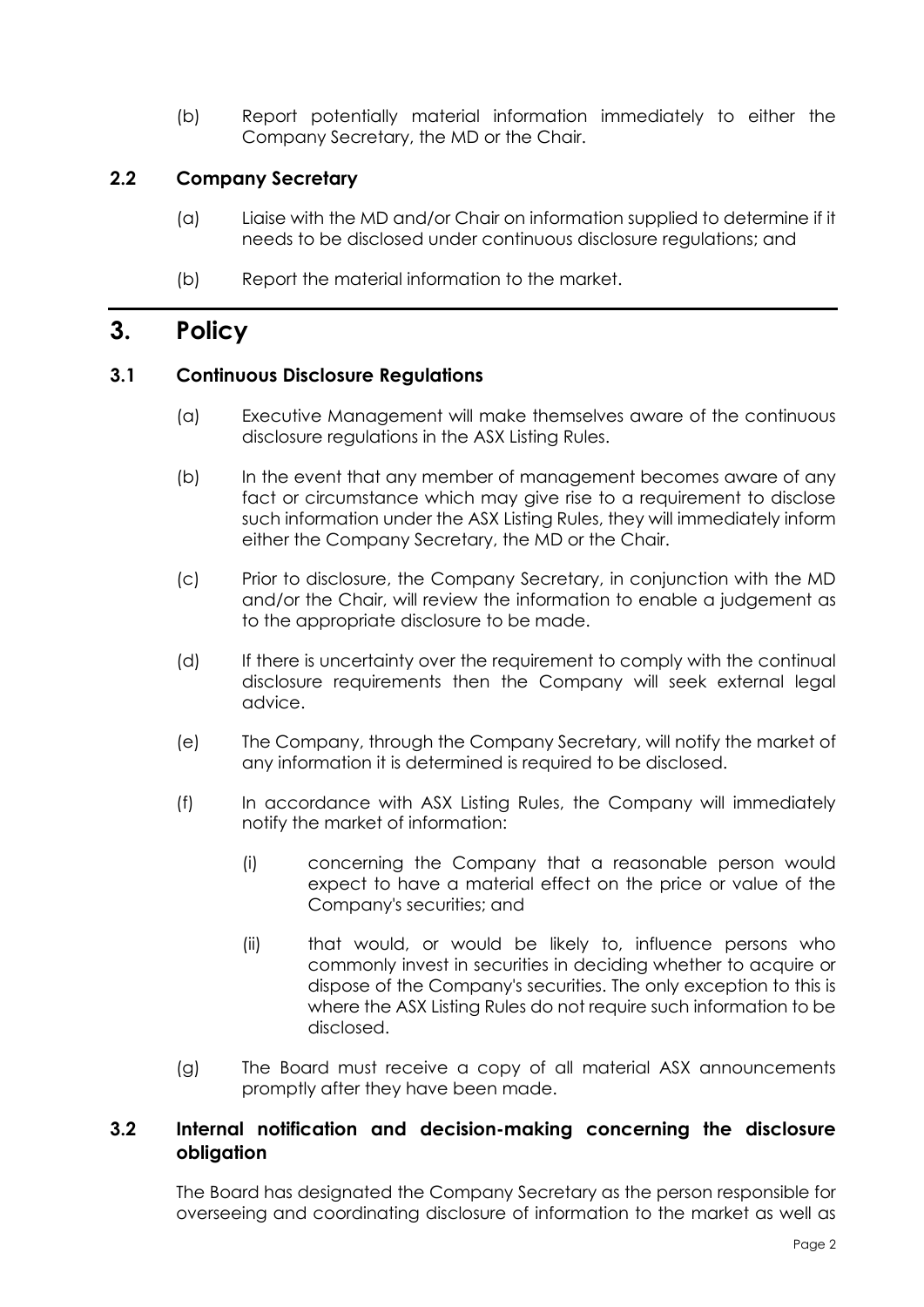(b) Report potentially material information immediately to either the Company Secretary, the MD or the Chair.

### 2.2 Company Secretary

(a) Liaise with the MD and/or Chair on information supplied to determine if it needs to be disclosed under continuous disclosure regulations; and

(b) Report the material information to the market.

## 3. Policy

### 3.1 Continuous Disclosure Regulations

(a) Executive Management will make themselves aware of the continuous disclosure regulations in the ASX Listing Rules.

(b) In the event that any member of management becomes aware of any fact or circumstance which may give rise to a requirement to disclose such information under the ASX Listing Rules, they will immediately inform either the Company Secretary, the MD or the Chair.

(c) Prior to disclosure, the Company Secretary, in conjunction with the MD and/or the Chair, will review the information to enable a judgement as to the appropriate disclosure to be made.

(d) If there is uncertainty over the requirement to comply with the continual disclosure requirements then the Company will seek external legal advice.

(e) The Company, through the Company Secretary, will notify the market of any information it is determined is required to be disclosed.

(f) In accordance with ASX Listing Rules, the Company will immediately notify the market of information:

(i) concerning the Company that a reasonable person would expect to have a material effect on the price or value of the Company's securities; and

(ii) that would, or would be likely to, influence persons who commonly invest in securities in deciding whether to acquire or dispose of the Company's securities. The only exception to this is where the ASX Listing Rules do not require such information to be disclosed.

(g) The Board must receive a copy of all material ASX announcements promptly after they have been made.

### 3.2 Internal notification and decision-making concerning the disclosure obligation

The Board has designated the Company Secretary as the person responsible for overseeing and coordinating disclosure of information to the market as well as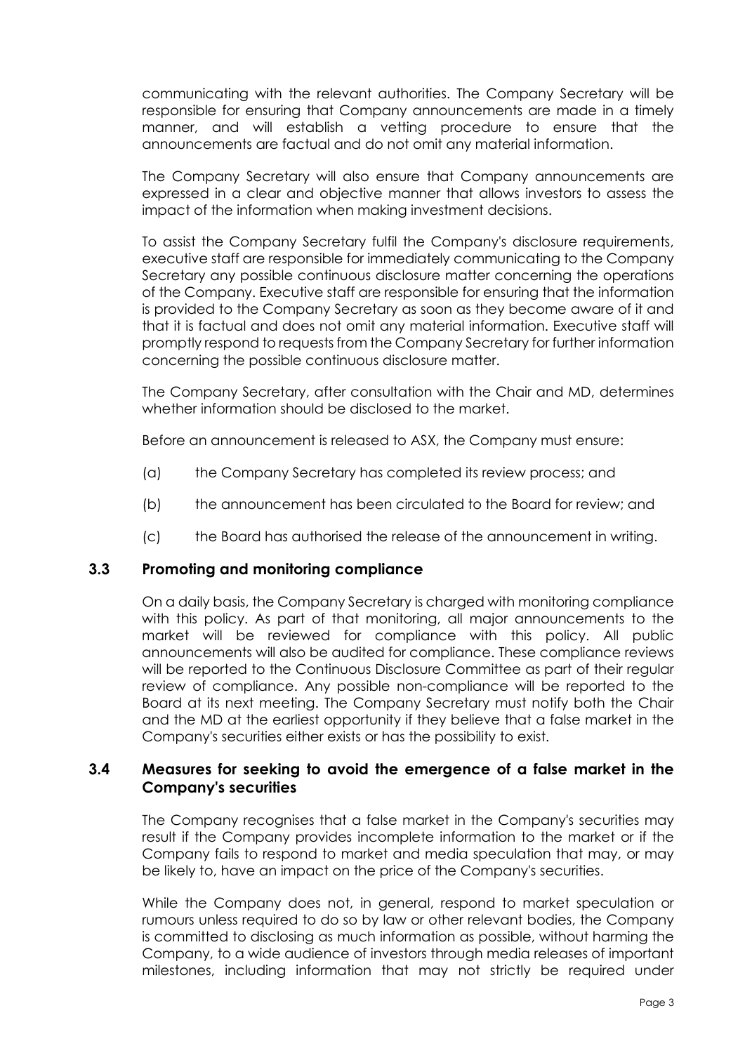communicating with the relevant authorities. The Company Secretary will be responsible for ensuring that Company announcements are made in a timely manner, and will establish a vetting procedure to ensure that the announcements are factual and do not omit any material information.

The Company Secretary will also ensure that Company announcements are expressed in a clear and objective manner that allows investors to assess the impact of the information when making investment decisions.

To assist the Company Secretary fulfil the Company's disclosure requirements, executive staff are responsible for immediately communicating to the Company Secretary any possible continuous disclosure matter concerning the operations of the Company. Executive staff are responsible for ensuring that the information is provided to the Company Secretary as soon as they become aware of it and that it is factual and does not omit any material information. Executive staff will promptly respond to requests from the Company Secretary for further information concerning the possible continuous disclosure matter.

The Company Secretary, after consultation with the Chair and MD, determines whether information should be disclosed to the market.

Before an announcement is released to ASX, the Company must ensure:

(a) the Company Secretary has completed its review process; and

(b) the announcement has been circulated to the Board for review; and

(c) the Board has authorised the release of the announcement in writing.

### 3.3 Promoting and monitoring compliance

On a daily basis, the Company Secretary is charged with monitoring compliance with this policy. As part of that monitoring, all major announcements to the market will be reviewed for compliance with this policy. All public announcements will also be audited for compliance. These compliance reviews will be reported to the Continuous Disclosure Committee as part of their regular review of compliance. Any possible non-compliance will be reported to the Board at its next meeting. The Company Secretary must notify both the Chair and the MD at the earliest opportunity if they believe that a false market in the Company's securities either exists or has the possibility to exist.

### 3.4 Measures for seeking to avoid the emergence of a false market in the Company's securities

The Company recognises that a false market in the Company's securities may result if the Company provides incomplete information to the market or if the Company fails to respond to market and media speculation that may, or may be likely to, have an impact on the price of the Company's securities.

While the Company does not, in general, respond to market speculation or rumours unless required to do so by law or other relevant bodies, the Company is committed to disclosing as much information as possible, without harming the Company, to a wide audience of investors through media releases of important milestones, including information that may not strictly be required under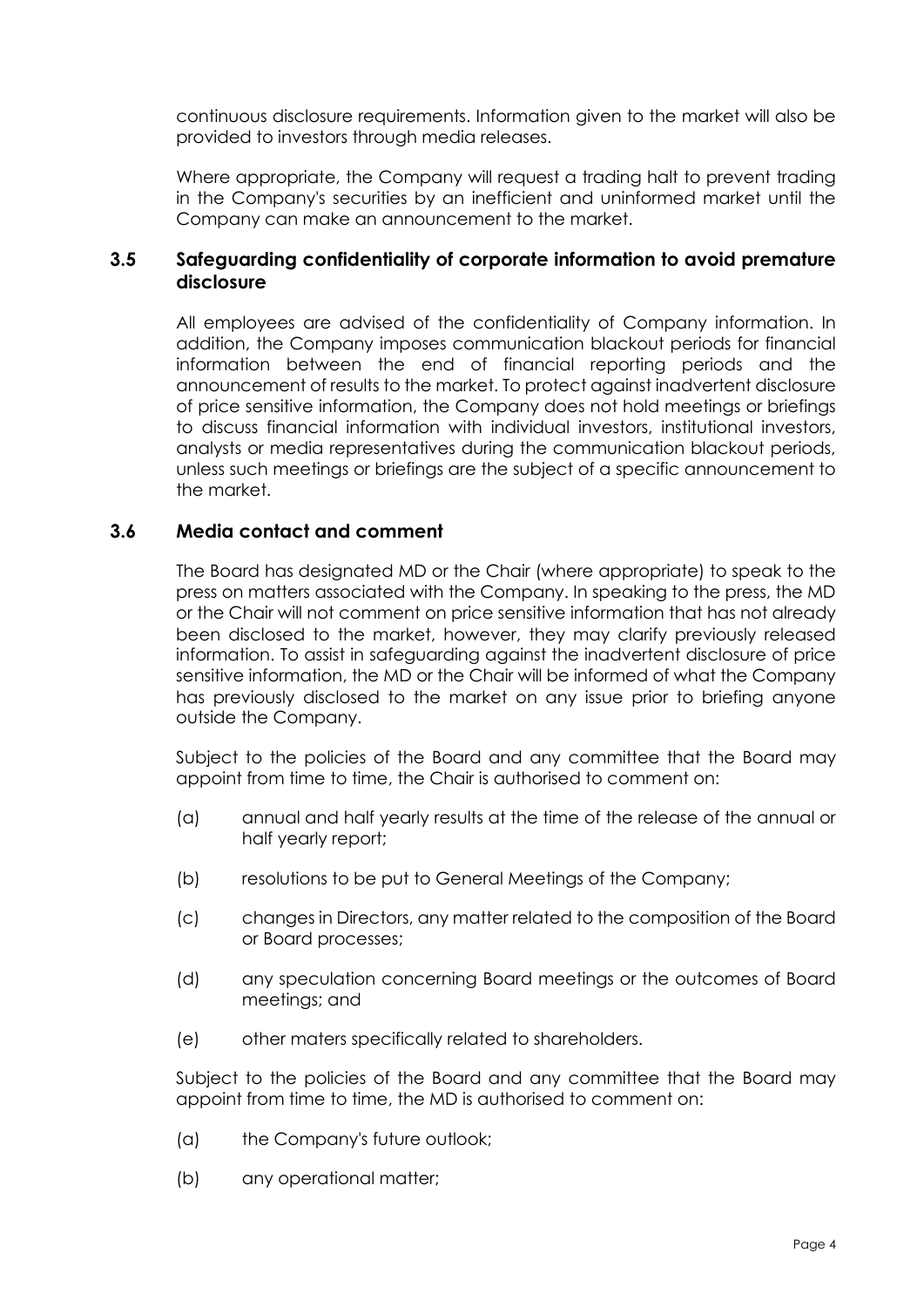continuous disclosure requirements. Information given to the market will also be provided to investors through media releases.

Where appropriate, the Company will request a trading halt to prevent trading in the Company's securities by an inefficient and uninformed market until the Company can make an announcement to the market.

### 3.5 Safeguarding confidentiality of corporate information to avoid premature disclosure

All employees are advised of the confidentiality of Company information. In addition, the Company imposes communication blackout periods for financial information between the end of financial reporting periods and the announcement of results to the market. To protect against inadvertent disclosure of price sensitive information, the Company does not hold meetings or briefings to discuss financial information with individual investors, institutional investors, analysts or media representatives during the communication blackout periods, unless such meetings or briefings are the subject of a specific announcement to the market.

### 3.6 Media contact and comment

The Board has designated MD or the Chair (where appropriate) to speak to the press on matters associated with the Company. In speaking to the press, the MD or the Chair will not comment on price sensitive information that has not already been disclosed to the market, however, they may clarify previously released information. To assist in safeguarding against the inadvertent disclosure of price sensitive information, the MD or the Chair will be informed of what the Company has previously disclosed to the market on any issue prior to briefing anyone outside the Company.

Subject to the policies of the Board and any committee that the Board may appoint from time to time, the Chair is authorised to comment on:

(a) annual and half yearly results at the time of the release of the annual or half yearly report;

(b) resolutions to be put to General Meetings of the Company;

(c) changes in Directors, any matter related to the composition of the Board or Board processes;

(d) any speculation concerning Board meetings or the outcomes of Board meetings; and

(e) other maters specifically related to shareholders.

Subject to the policies of the Board and any committee that the Board may appoint from time to time, the MD is authorised to comment on:

(a) the Company's future outlook;

(b) any operational matter;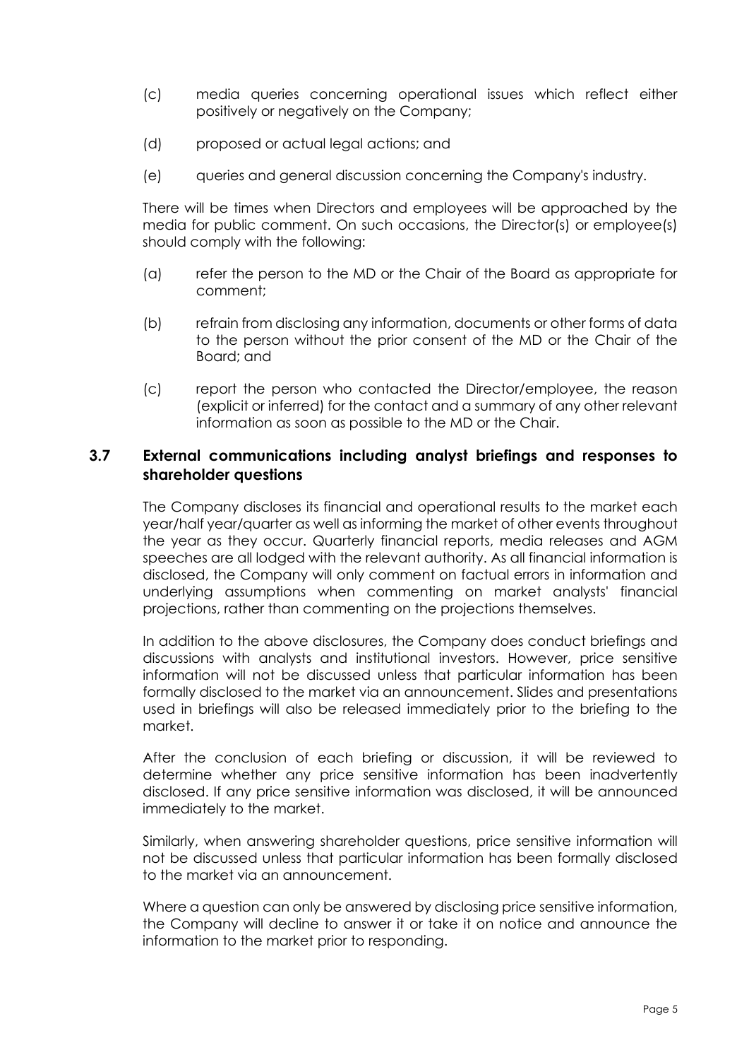(c) media queries concerning operational issues which reflect either positively or negatively on the Company;

(d) proposed or actual legal actions; and

(e) queries and general discussion concerning the Company's industry.

There will be times when Directors and employees will be approached by the media for public comment. On such occasions, the Director(s) or employee(s) should comply with the following:

(a) refer the person to the MD or the Chair of the Board as appropriate for comment;

(b) refrain from disclosing any information, documents or other forms of data to the person without the prior consent of the MD or the Chair of the Board; and

(c) report the person who contacted the Director/employee, the reason (explicit or inferred) for the contact and a summary of any other relevant information as soon as possible to the MD or the Chair.

## 3.7 External communications including analyst briefings and responses to shareholder questions

The Company discloses its financial and operational results to the market each year/half year/quarter as well as informing the market of other events throughout the year as they occur. Quarterly financial reports, media releases and AGM speeches are all lodged with the relevant authority. As all financial information is disclosed, the Company will only comment on factual errors in information and underlying assumptions when commenting on market analysts' financial projections, rather than commenting on the projections themselves.

In addition to the above disclosures, the Company does conduct briefings and discussions with analysts and institutional investors. However, price sensitive information will not be discussed unless that particular information has been formally disclosed to the market via an announcement. Slides and presentations used in briefings will also be released immediately prior to the briefing to the market.

After the conclusion of each briefing or discussion, it will be reviewed to determine whether any price sensitive information has been inadvertently disclosed. If any price sensitive information was disclosed, it will be announced immediately to the market.

Similarly, when answering shareholder questions, price sensitive information will not be discussed unless that particular information has been formally disclosed to the market via an announcement.

Where a question can only be answered by disclosing price sensitive information, the Company will decline to answer it or take it on notice and announce the information to the market prior to responding.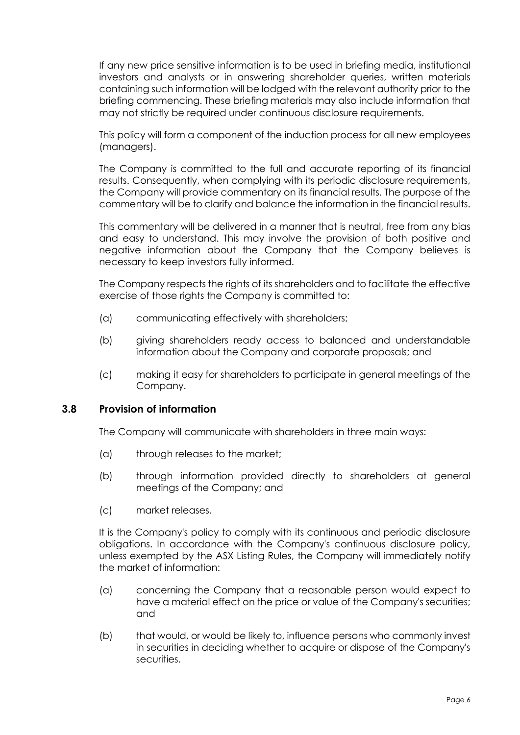If any new price sensitive information is to be used in briefing media, institutional investors and analysts or in answering shareholder queries, written materials containing such information will be lodged with the relevant authority prior to the briefing commencing. These briefing materials may also include information that may not strictly be required under continuous disclosure requirements.

This policy will form a component of the induction process for all new employees (managers).

The Company is committed to the full and accurate reporting of its financial results. Consequently, when complying with its periodic disclosure requirements, the Company will provide commentary on its financial results. The purpose of the commentary will be to clarify and balance the information in the financial results.

This commentary will be delivered in a manner that is neutral, free from any bias and easy to understand. This may involve the provision of both positive and negative information about the Company that the Company believes is necessary to keep investors fully informed.

The Company respects the rights of its shareholders and to facilitate the effective exercise of those rights the Company is committed to:

(a) communicating effectively with shareholders;

(b) giving shareholders ready access to balanced and understandable information about the Company and corporate proposals; and

(c) making it easy for shareholders to participate in general meetings of the Company.

### 3.8 Provision of information

The Company will communicate with shareholders in three main ways:

(a) through releases to the market;

(b) through information provided directly to shareholders at general meetings of the Company; and

(c) market releases.

It is the Company's policy to comply with its continuous and periodic disclosure obligations. In accordance with the Company's continuous disclosure policy, unless exempted by the ASX Listing Rules, the Company will immediately notify the market of information:

(a) concerning the Company that a reasonable person would expect to have a material effect on the price or value of the Company's securities; and

(b) that would, or would be likely to, influence persons who commonly invest in securities in deciding whether to acquire or dispose of the Company's securities.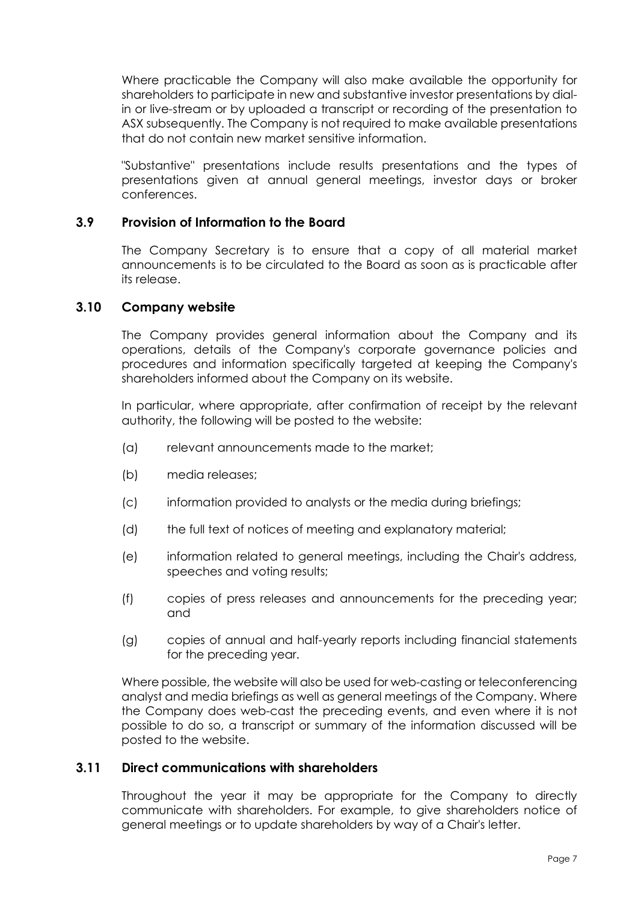Where practicable the Company will also make available the opportunity for shareholders to participate in new and substantive investor presentations by dial-in or live-stream or by uploaded a transcript or recording of the presentation to ASX subsequently. The Company is not required to make available presentations that do not contain new market sensitive information.

"Substantive" presentations include results presentations and the types of presentations given at annual general meetings, investor days or broker conferences.

### 3.9 Provision of Information to the Board

The Company Secretary is to ensure that a copy of all material market announcements is to be circulated to the Board as soon as is practicable after its release.

### 3.10 Company website

The Company provides general information about the Company and its operations, details of the Company's corporate governance policies and procedures and information specifically targeted at keeping the Company's shareholders informed about the Company on its website.

In particular, where appropriate, after confirmation of receipt by the relevant authority, the following will be posted to the website:

(a) relevant announcements made to the market;

(b) media releases;

(c) information provided to analysts or the media during briefings;

(d) the full text of notices of meeting and explanatory material;

(e) information related to general meetings, including the Chair's address, speeches and voting results;

(f) copies of press releases and announcements for the preceding year; and

(g) copies of annual and half-yearly reports including financial statements for the preceding year.

Where possible, the website will also be used for web-casting or teleconferencing analyst and media briefings as well as general meetings of the Company. Where the Company does web-cast the preceding events, and even where it is not possible to do so, a transcript or summary of the information discussed will be posted to the website.

### 3.11 Direct communications with shareholders

Throughout the year it may be appropriate for the Company to directly communicate with shareholders. For example, to give shareholders notice of general meetings or to update shareholders by way of a Chair's letter.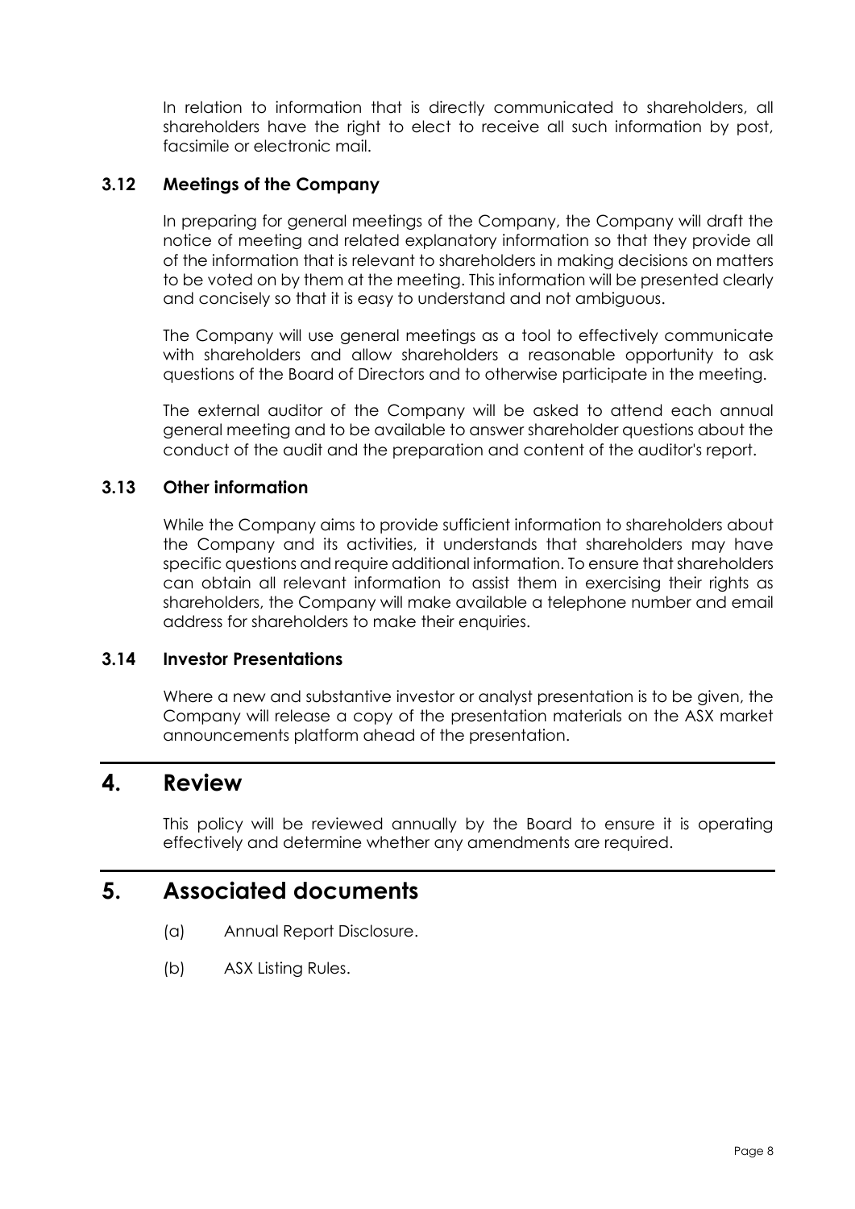In relation to information that is directly communicated to shareholders, all shareholders have the right to elect to receive all such information by post, facsimile or electronic mail.

### 3.12 Meetings of the Company

In preparing for general meetings of the Company, the Company will draft the notice of meeting and related explanatory information so that they provide all of the information that is relevant to shareholders in making decisions on matters to be voted on by them at the meeting. This information will be presented clearly and concisely so that it is easy to understand and not ambiguous.

The Company will use general meetings as a tool to effectively communicate with shareholders and allow shareholders a reasonable opportunity to ask questions of the Board of Directors and to otherwise participate in the meeting.

The external auditor of the Company will be asked to attend each annual general meeting and to be available to answer shareholder questions about the conduct of the audit and the preparation and content of the auditor's report.

### 3.13 Other information

While the Company aims to provide sufficient information to shareholders about the Company and its activities, it understands that shareholders may have specific questions and require additional information. To ensure that shareholders can obtain all relevant information to assist them in exercising their rights as shareholders, the Company will make available a telephone number and email address for shareholders to make their enquiries.

### 3.14 Investor Presentations

Where a new and substantive investor or analyst presentation is to be given, the Company will release a copy of the presentation materials on the ASX market announcements platform ahead of the presentation.

## 4. Review

This policy will be reviewed annually by the Board to ensure it is operating effectively and determine whether any amendments are required.

## 5. Associated documents

(a) Annual Report Disclosure.

(b) ASX Listing Rules.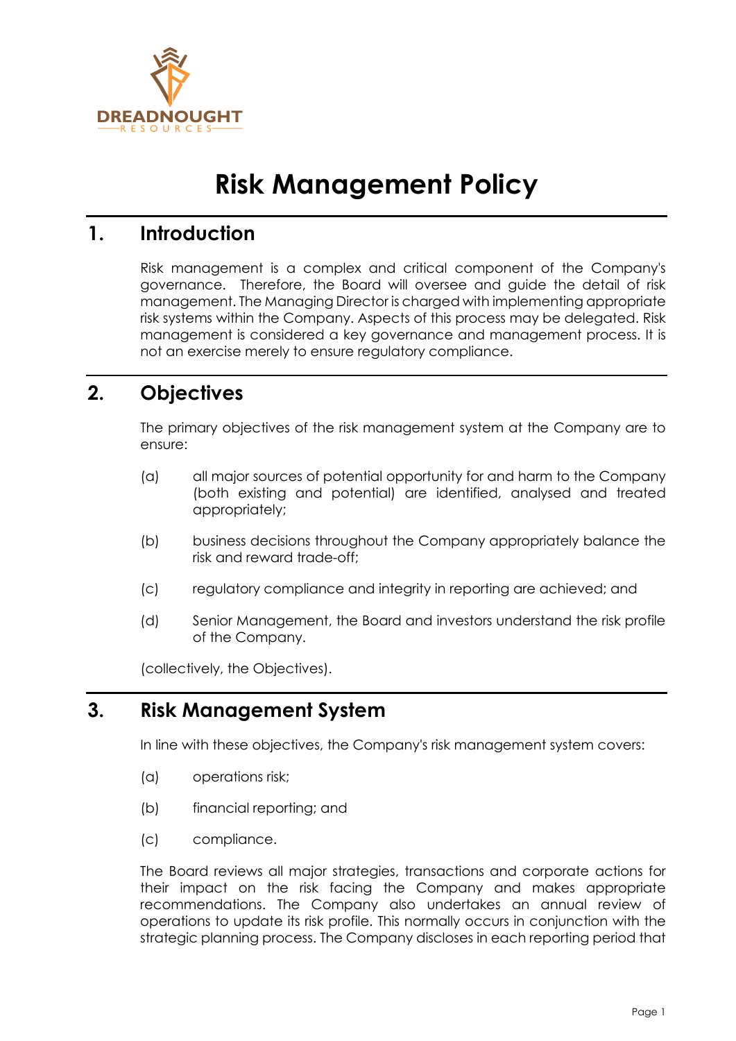# Risk Management Policy

## 1. Introduction

Risk management is a complex and critical component of the Company's governance. Therefore, the Board will oversee and guide the detail of risk management. The Managing Director is charged with implementing appropriate risk systems within the Company. Aspects of this process may be delegated. Risk management is considered a key governance and management process. It is not an exercise merely to ensure regulatory compliance.

## 2. Objectives

The primary objectives of the risk management system at the Company are to ensure:

(a) all major sources of potential opportunity for and harm to the Company (both existing and potential) are identified, analysed and treated appropriately;

(b) business decisions throughout the Company appropriately balance the risk and reward trade-off;

(c) regulatory compliance and integrity in reporting are achieved; and

(d) Senior Management, the Board and investors understand the risk profile of the Company.

(collectively, the Objectives).

## 3. Risk Management System

In line with these objectives, the Company's risk management system covers:

(a) operations risk;

(b) financial reporting; and

(c) compliance.

The Board reviews all major strategies, transactions and corporate actions for their impact on the risk facing the Company and makes appropriate recommendations. The Company also undertakes an annual review of operations to update its risk profile. This normally occurs in conjunction with the strategic planning process. The Company discloses in each reporting period that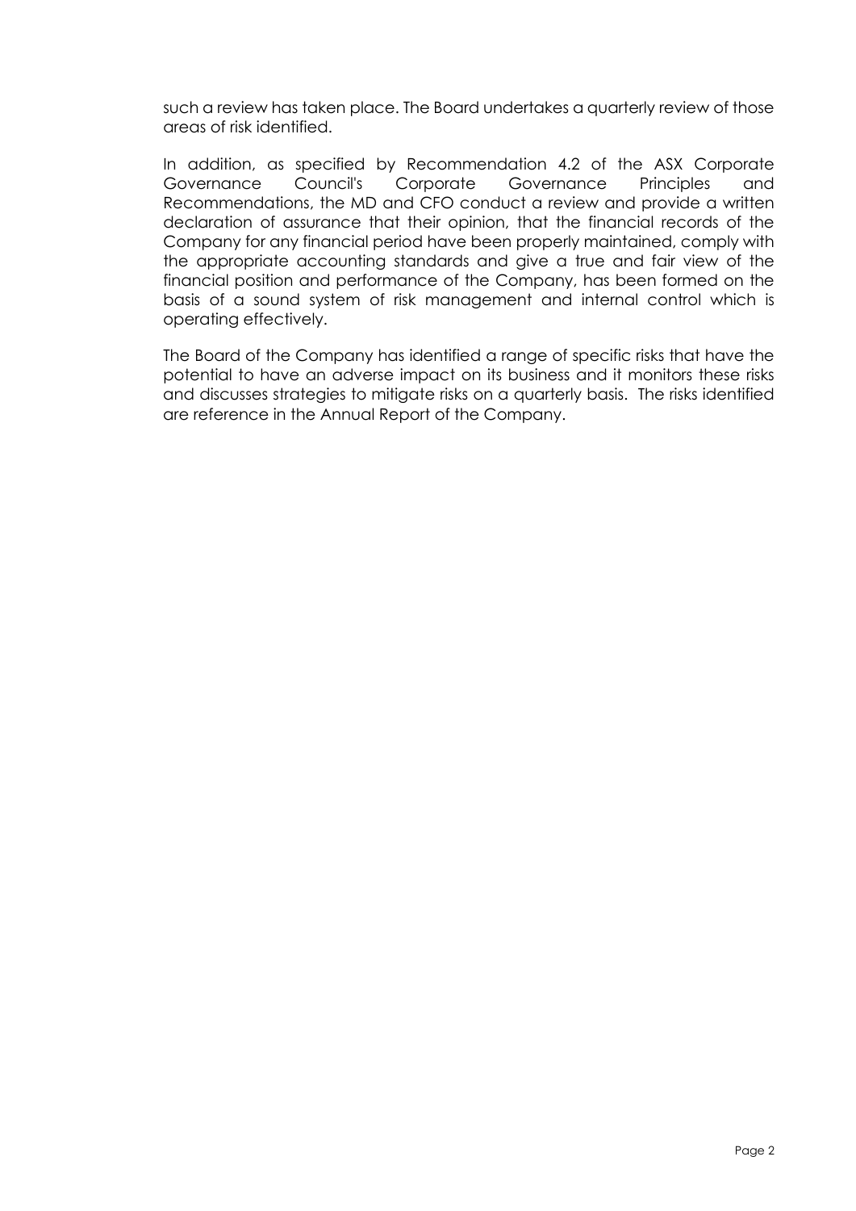such a review has taken place. The Board undertakes a quarterly review of those areas of risk identified.

In addition, as specified by Recommendation 4.2 of the ASX Corporate Governance Council's Corporate Governance Principles and Recommendations, the MD and CFO conduct a review and provide a written declaration of assurance that their opinion, that the financial records of the Company for any financial period have been properly maintained, comply with the appropriate accounting standards and give a true and fair view of the financial position and performance of the Company, has been formed on the basis of a sound system of risk management and internal control which is operating effectively.

The Board of the Company has identified a range of specific risks that have the potential to have an adverse impact on its business and it monitors these risks and discusses strategies to mitigate risks on a quarterly basis. The risks identified are reference in the Annual Report of the Company.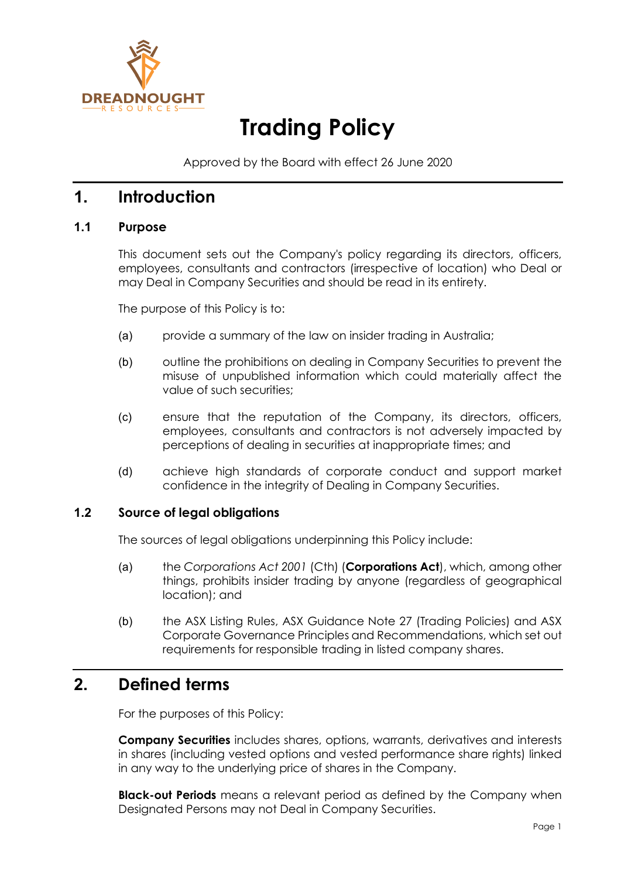# Trading Policy

Approved by the Board with effect 26 June 2020

## 1. Introduction

### 1.1 Purpose

This document sets out the Company's policy regarding its directors, officers, employees, consultants and contractors (irrespective of location) who Deal or may Deal in Company Securities and should be read in its entirety.

The purpose of this Policy is to:

(a) provide a summary of the law on insider trading in Australia;

(b) outline the prohibitions on dealing in Company Securities to prevent the misuse of unpublished information which could materially affect the value of such securities;

(c) ensure that the reputation of the Company, its directors, officers, employees, consultants and contractors is not adversely impacted by perceptions of dealing in securities at inappropriate times; and

(d) achieve high standards of corporate conduct and support market confidence in the integrity of Dealing in Company Securities.

### 1.2 Source of legal obligations

The sources of legal obligations underpinning this Policy include:

(a) the *Corporations Act 2001* (Cth) (**Corporations Act**), which, among other things, prohibits insider trading by anyone (regardless of geographical location); and

(b) the ASX Listing Rules, ASX Guidance Note 27 (Trading Policies) and ASX Corporate Governance Principles and Recommendations, which set out requirements for responsible trading in listed company shares.

## 2. Defined terms

For the purposes of this Policy:

**Company Securities** includes shares, options, warrants, derivatives and interests in shares (including vested options and vested performance share rights) linked in any way to the underlying price of shares in the Company.

**Black-out Periods** means a relevant period as defined by the Company when Designated Persons may not Deal in Company Securities.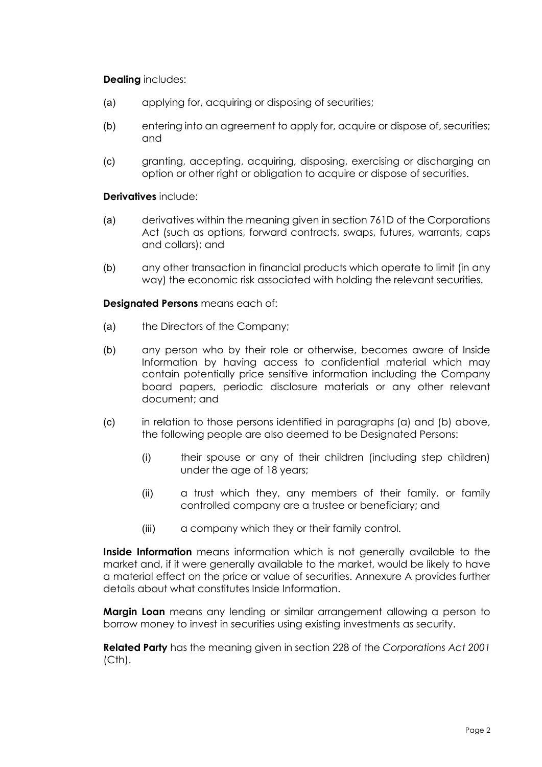**Dealing** includes:

(a) applying for, acquiring or disposing of securities;

(b) entering into an agreement to apply for, acquire or dispose of, securities; and

(c) granting, accepting, acquiring, disposing, exercising or discharging an option or other right or obligation to acquire or dispose of securities.

**Derivatives** include:

(a) derivatives within the meaning given in section 761D of the Corporations Act (such as options, forward contracts, swaps, futures, warrants, caps and collars); and

(b) any other transaction in financial products which operate to limit (in any way) the economic risk associated with holding the relevant securities.

**Designated Persons** means each of:

(a) the Directors of the Company;

(b) any person who by their role or otherwise, becomes aware of Inside Information by having access to confidential material which may contain potentially price sensitive information including the Company board papers, periodic disclosure materials or any other relevant document; and

(c) in relation to those persons identified in paragraphs (a) and (b) above, the following people are also deemed to be Designated Persons:

    (i) their spouse or any of their children (including step children) under the age of 18 years;

    (ii) a trust which they, any members of their family, or family controlled company are a trustee or beneficiary; and

    (iii) a company which they or their family control.

**Inside Information** means information which is not generally available to the market and, if it were generally available to the market, would be likely to have a material effect on the price or value of securities. Annexure A provides further details about what constitutes Inside Information.

**Margin Loan** means any lending or similar arrangement allowing a person to borrow money to invest in securities using existing investments as security.

**Related Party** has the meaning given in section 228 of the *Corporations Act 2001* (Cth).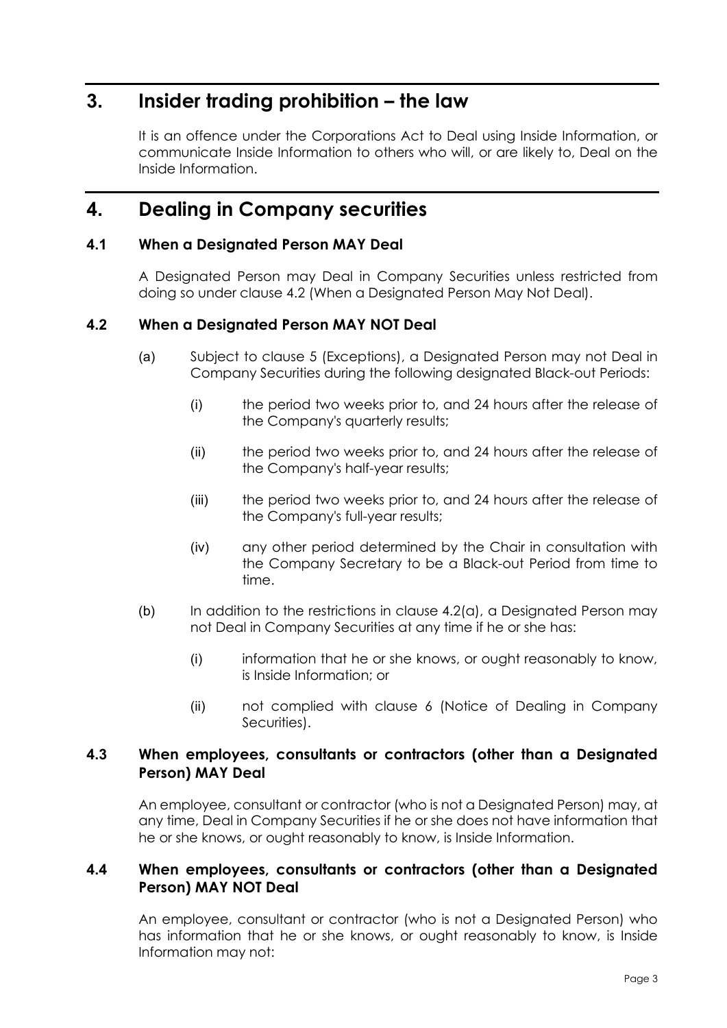## 3. Insider trading prohibition – the law

It is an offence under the Corporations Act to Deal using Inside Information, or communicate Inside Information to others who will, or are likely to, Deal on the Inside Information.

## 4. Dealing in Company securities

### 4.1 When a Designated Person MAY Deal

A Designated Person may Deal in Company Securities unless restricted from doing so under clause 4.2 (When a Designated Person May Not Deal).

### 4.2 When a Designated Person MAY NOT Deal

(a) Subject to clause 5 (Exceptions), a Designated Person may not Deal in Company Securities during the following designated Black-out Periods:

  (i) the period two weeks prior to, and 24 hours after the release of the Company's quarterly results;

  (ii) the period two weeks prior to, and 24 hours after the release of the Company's half-year results;

  (iii) the period two weeks prior to, and 24 hours after the release of the Company's full-year results;

  (iv) any other period determined by the Chair in consultation with the Company Secretary to be a Black-out Period from time to time.

(b) In addition to the restrictions in clause 4.2(a), a Designated Person may not Deal in Company Securities at any time if he or she has:

  (i) information that he or she knows, or ought reasonably to know, is Inside Information; or

  (ii) not complied with clause 6 (Notice of Dealing in Company Securities).

### 4.3 When employees, consultants or contractors (other than a Designated Person) MAY Deal

An employee, consultant or contractor (who is not a Designated Person) may, at any time, Deal in Company Securities if he or she does not have information that he or she knows, or ought reasonably to know, is Inside Information.

### 4.4 When employees, consultants or contractors (other than a Designated Person) MAY NOT Deal

An employee, consultant or contractor (who is not a Designated Person) who has information that he or she knows, or ought reasonably to know, is Inside Information may not: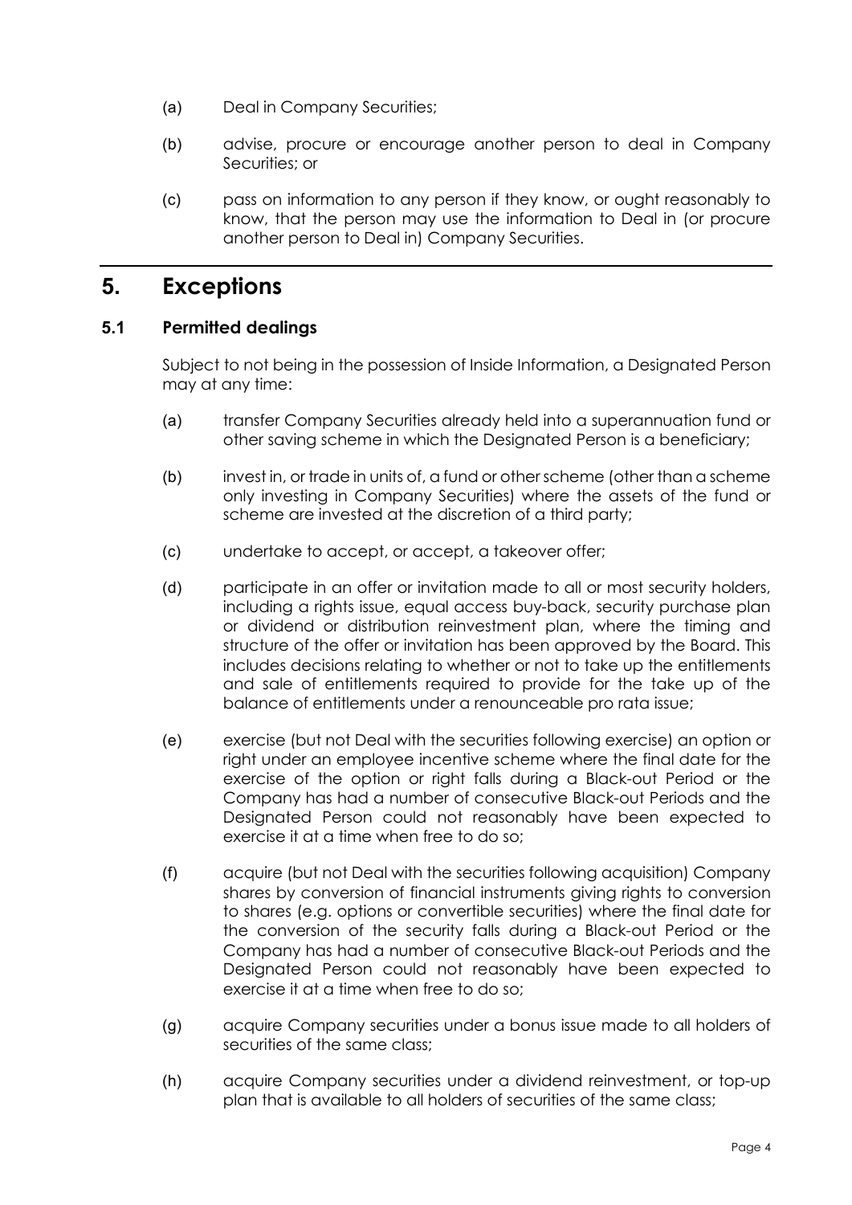(a) Deal in Company Securities;

(b) advise, procure or encourage another person to deal in Company Securities; or

(c) pass on information to any person if they know, or ought reasonably to know, that the person may use the information to Deal in (or procure another person to Deal in) Company Securities.

# 5. Exceptions

## 5.1 Permitted dealings

Subject to not being in the possession of Inside Information, a Designated Person may at any time:

(a) transfer Company Securities already held into a superannuation fund or other saving scheme in which the Designated Person is a beneficiary;

(b) invest in, or trade in units of, a fund or other scheme (other than a scheme only investing in Company Securities) where the assets of the fund or scheme are invested at the discretion of a third party;

(c) undertake to accept, or accept, a takeover offer;

(d) participate in an offer or invitation made to all or most security holders, including a rights issue, equal access buy-back, security purchase plan or dividend or distribution reinvestment plan, where the timing and structure of the offer or invitation has been approved by the Board. This includes decisions relating to whether or not to take up the entitlements and sale of entitlements required to provide for the take up of the balance of entitlements under a renounceable pro rata issue;

(e) exercise (but not Deal with the securities following exercise) an option or right under an employee incentive scheme where the final date for the exercise of the option or right falls during a Black-out Period or the Company has had a number of consecutive Black-out Periods and the Designated Person could not reasonably have been expected to exercise it at a time when free to do so;

(f) acquire (but not Deal with the securities following acquisition) Company shares by conversion of financial instruments giving rights to conversion to shares (e.g. options or convertible securities) where the final date for the conversion of the security falls during a Black-out Period or the Company has had a number of consecutive Black-out Periods and the Designated Person could not reasonably have been expected to exercise it at a time when free to do so;

(g) acquire Company securities under a bonus issue made to all holders of securities of the same class;

(h) acquire Company securities under a dividend reinvestment, or top-up plan that is available to all holders of securities of the same class;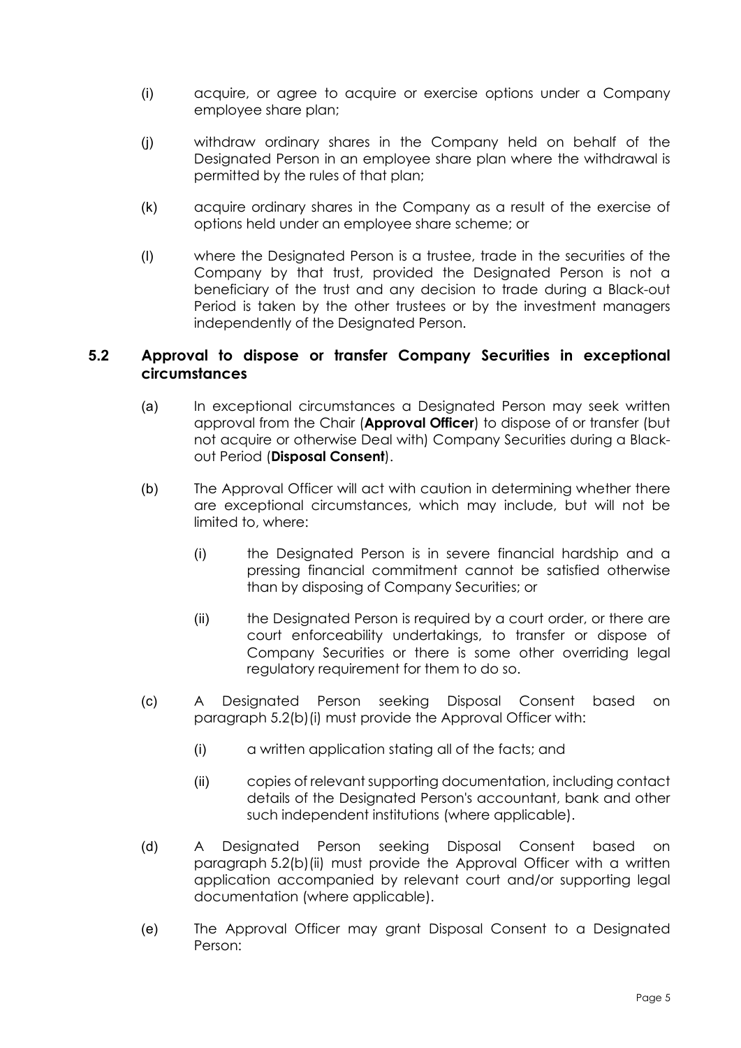(i) acquire, or agree to acquire or exercise options under a Company employee share plan;

(j) withdraw ordinary shares in the Company held on behalf of the Designated Person in an employee share plan where the withdrawal is permitted by the rules of that plan;

(k) acquire ordinary shares in the Company as a result of the exercise of options held under an employee share scheme; or

(l) where the Designated Person is a trustee, trade in the securities of the Company by that trust, provided the Designated Person is not a beneficiary of the trust and any decision to trade during a Black-out Period is taken by the other trustees or by the investment managers independently of the Designated Person.

### 5.2 Approval to dispose or transfer Company Securities in exceptional circumstances

(a) In exceptional circumstances a Designated Person may seek written approval from the Chair (**Approval Officer**) to dispose of or transfer (but not acquire or otherwise Deal with) Company Securities during a Black-out Period (**Disposal Consent**).

(b) The Approval Officer will act with caution in determining whether there are exceptional circumstances, which may include, but will not be limited to, where:

   (i) the Designated Person is in severe financial hardship and a pressing financial commitment cannot be satisfied otherwise than by disposing of Company Securities; or

   (ii) the Designated Person is required by a court order, or there are court enforceability undertakings, to transfer or dispose of Company Securities or there is some other overriding legal regulatory requirement for them to do so.

(c) A Designated Person seeking Disposal Consent based on paragraph 5.2(b)(i) must provide the Approval Officer with:

   (i) a written application stating all of the facts; and

   (ii) copies of relevant supporting documentation, including contact details of the Designated Person's accountant, bank and other such independent institutions (where applicable).

(d) A Designated Person seeking Disposal Consent based on paragraph 5.2(b)(ii) must provide the Approval Officer with a written application accompanied by relevant court and/or supporting legal documentation (where applicable).

(e) The Approval Officer may grant Disposal Consent to a Designated Person: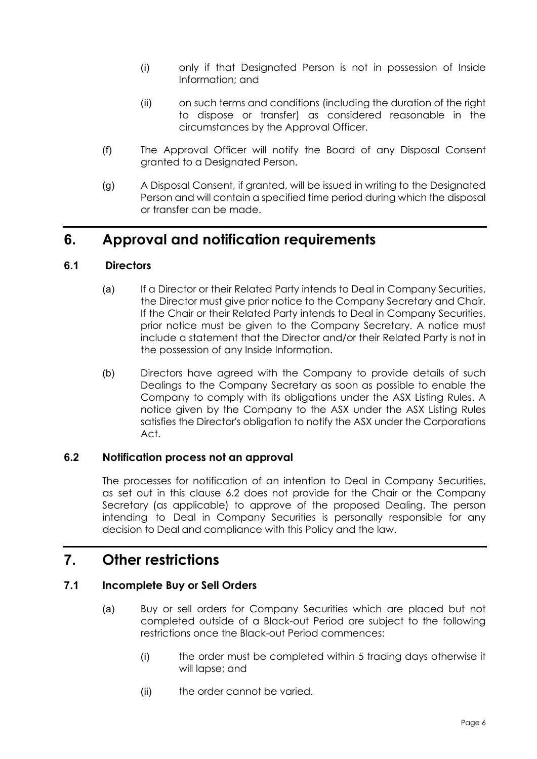(i) only if that Designated Person is not in possession of Inside Information; and

(ii) on such terms and conditions (including the duration of the right to dispose or transfer) as considered reasonable in the circumstances by the Approval Officer.

(f) The Approval Officer will notify the Board of any Disposal Consent granted to a Designated Person.

(g) A Disposal Consent, if granted, will be issued in writing to the Designated Person and will contain a specified time period during which the disposal or transfer can be made.

# 6. Approval and notification requirements

## 6.1 Directors

(a) If a Director or their Related Party intends to Deal in Company Securities, the Director must give prior notice to the Company Secretary and Chair. If the Chair or their Related Party intends to Deal in Company Securities, prior notice must be given to the Company Secretary. A notice must include a statement that the Director and/or their Related Party is not in the possession of any Inside Information.

(b) Directors have agreed with the Company to provide details of such Dealings to the Company Secretary as soon as possible to enable the Company to comply with its obligations under the ASX Listing Rules. A notice given by the Company to the ASX under the ASX Listing Rules satisfies the Director's obligation to notify the ASX under the Corporations Act.

## 6.2 Notification process not an approval

The processes for notification of an intention to Deal in Company Securities, as set out in this clause 6.2 does not provide for the Chair or the Company Secretary (as applicable) to approve of the proposed Dealing. The person intending to Deal in Company Securities is personally responsible for any decision to Deal and compliance with this Policy and the law.

# 7. Other restrictions

## 7.1 Incomplete Buy or Sell Orders

(a) Buy or sell orders for Company Securities which are placed but not completed outside of a Black-out Period are subject to the following restrictions once the Black-out Period commences:

(i) the order must be completed within 5 trading days otherwise it will lapse; and

(ii) the order cannot be varied.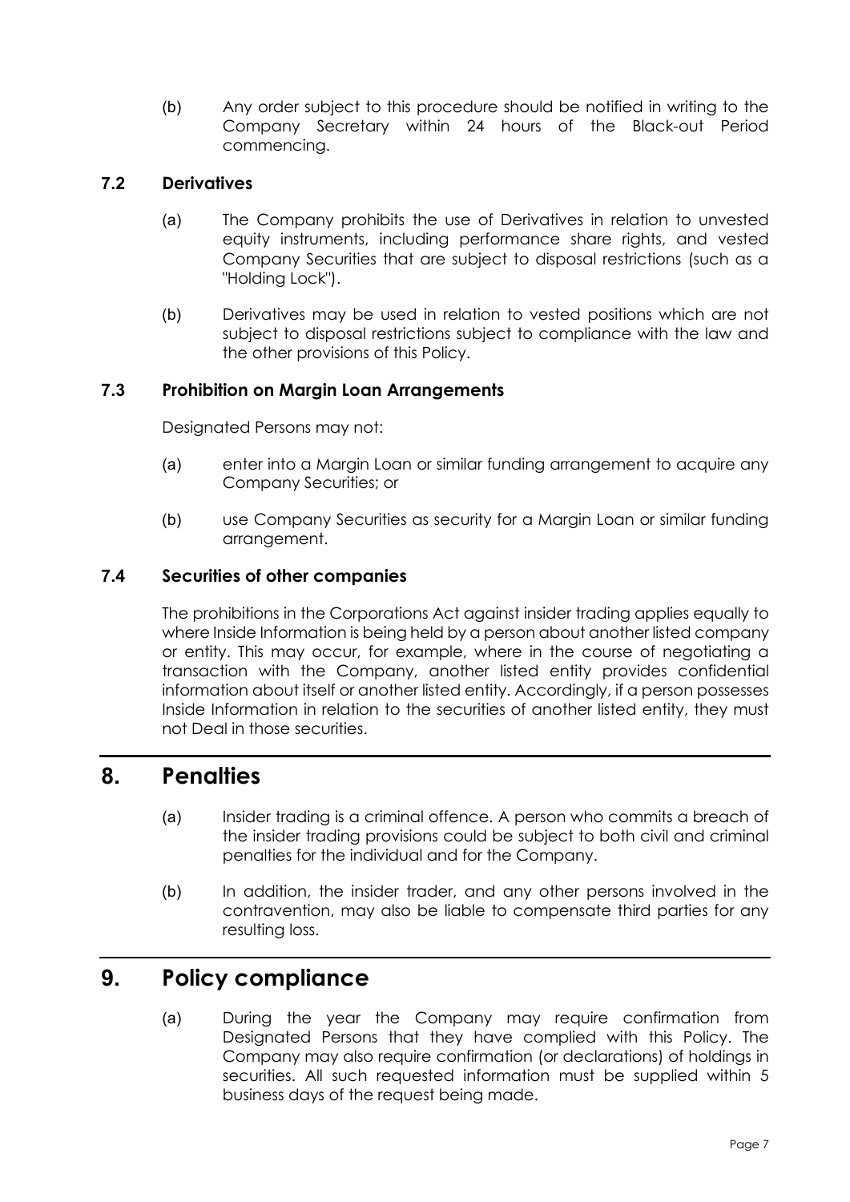(b) Any order subject to this procedure should be notified in writing to the Company Secretary within 24 hours of the Black-out Period commencing.

### 7.2 Derivatives

(a) The Company prohibits the use of Derivatives in relation to unvested equity instruments, including performance share rights, and vested Company Securities that are subject to disposal restrictions (such as a "Holding Lock").

(b) Derivatives may be used in relation to vested positions which are not subject to disposal restrictions subject to compliance with the law and the other provisions of this Policy.

### 7.3 Prohibition on Margin Loan Arrangements

Designated Persons may not:

(a) enter into a Margin Loan or similar funding arrangement to acquire any Company Securities; or

(b) use Company Securities as security for a Margin Loan or similar funding arrangement.

### 7.4 Securities of other companies

The prohibitions in the Corporations Act against insider trading applies equally to where Inside Information is being held by a person about another listed company or entity. This may occur, for example, where in the course of negotiating a transaction with the Company, another listed entity provides confidential information about itself or another listed entity. Accordingly, if a person possesses Inside Information in relation to the securities of another listed entity, they must not Deal in those securities.

## 8. Penalties

(a) Insider trading is a criminal offence. A person who commits a breach of the insider trading provisions could be subject to both civil and criminal penalties for the individual and for the Company.

(b) In addition, the insider trader, and any other persons involved in the contravention, may also be liable to compensate third parties for any resulting loss.

## 9. Policy compliance

(a) During the year the Company may require confirmation from Designated Persons that they have complied with this Policy. The Company may also require confirmation (or declarations) of holdings in securities. All such requested information must be supplied within 5 business days of the request being made.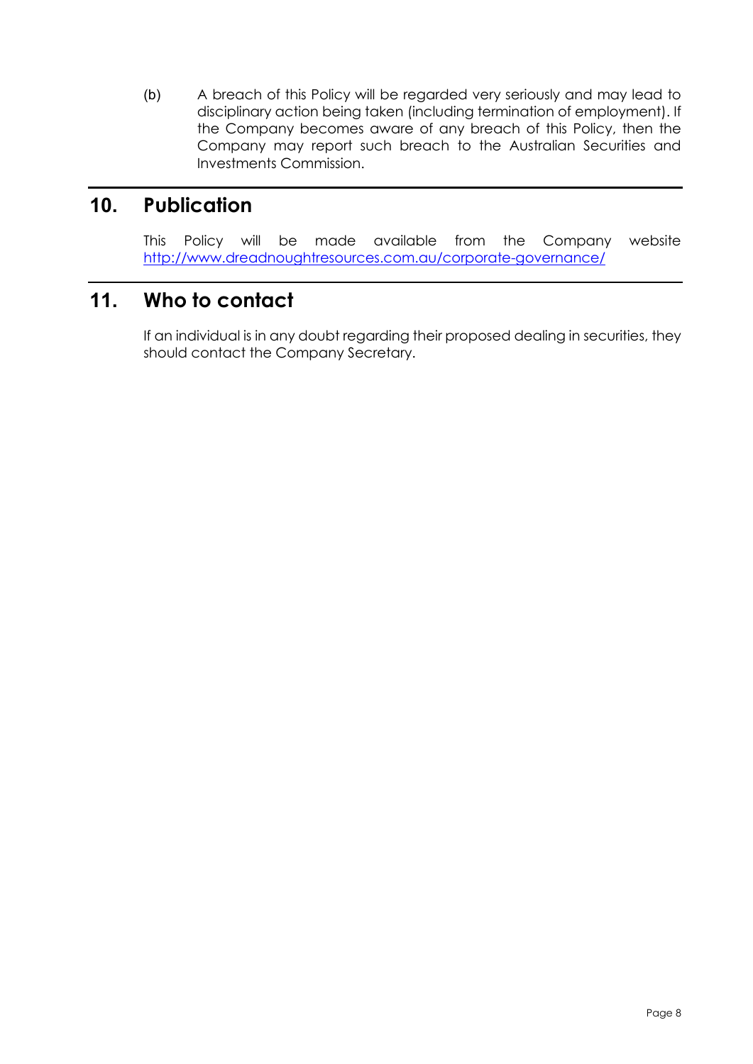(b) A breach of this Policy will be regarded very seriously and may lead to disciplinary action being taken (including termination of employment). If the Company becomes aware of any breach of this Policy, then the Company may report such breach to the Australian Securities and Investments Commission.

## 10. Publication

This Policy will be made available from the Company website [http://www.dreadnoughtresources.com.au/corporate-governance/](http://www.dreadnoughtresources.com.au/corporate-governance/)

## 11. Who to contact

If an individual is in any doubt regarding their proposed dealing in securities, they should contact the Company Secretary.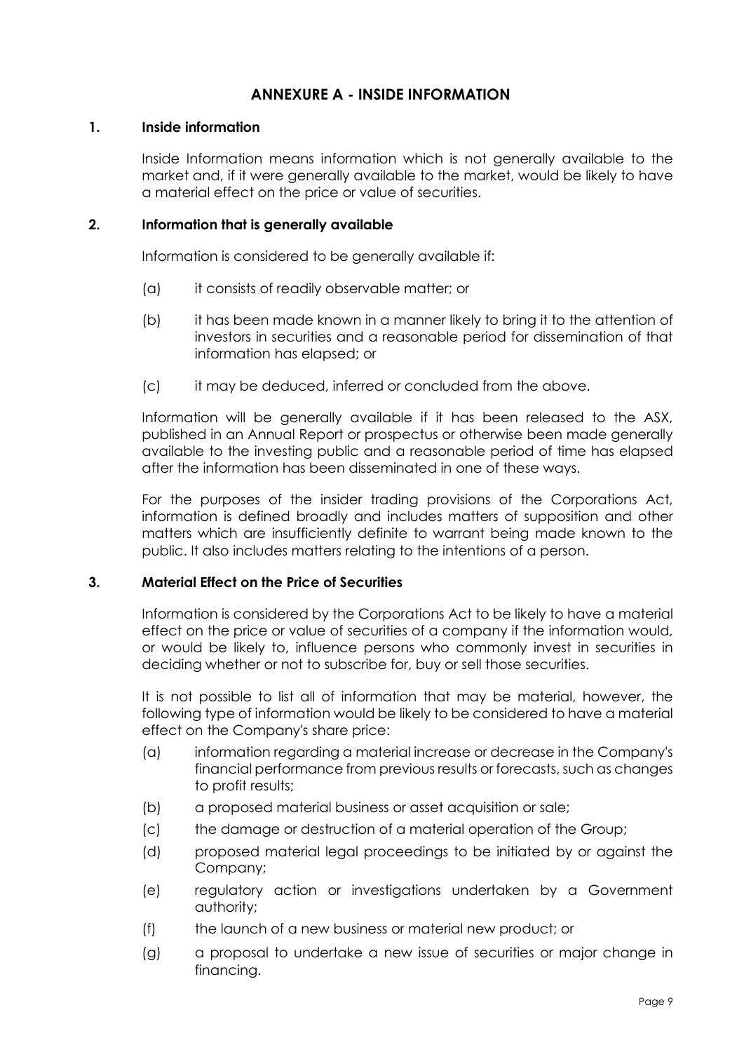# ANNEXURE A - INSIDE INFORMATION

## 1. Inside information

Inside Information means information which is not generally available to the market and, if it were generally available to the market, would be likely to have a material effect on the price or value of securities.

## 2. Information that is generally available

Information is considered to be generally available if:

(a) it consists of readily observable matter; or

(b) it has been made known in a manner likely to bring it to the attention of investors in securities and a reasonable period for dissemination of that information has elapsed; or

(c) it may be deduced, inferred or concluded from the above.

Information will be generally available if it has been released to the ASX, published in an Annual Report or prospectus or otherwise been made generally available to the investing public and a reasonable period of time has elapsed after the information has been disseminated in one of these ways.

For the purposes of the insider trading provisions of the Corporations Act, information is defined broadly and includes matters of supposition and other matters which are insufficiently definite to warrant being made known to the public. It also includes matters relating to the intentions of a person.

## 3. Material Effect on the Price of Securities

Information is considered by the Corporations Act to be likely to have a material effect on the price or value of securities of a company if the information would, or would be likely to, influence persons who commonly invest in securities in deciding whether or not to subscribe for, buy or sell those securities.

It is not possible to list all of information that may be material, however, the following type of information would be likely to be considered to have a material effect on the Company's share price:

(a) information regarding a material increase or decrease in the Company's financial performance from previous results or forecasts, such as changes to profit results;

(b) a proposed material business or asset acquisition or sale;

(c) the damage or destruction of a material operation of the Group;

(d) proposed material legal proceedings to be initiated by or against the Company;

(e) regulatory action or investigations undertaken by a Government authority;

(f) the launch of a new business or material new product; or

(g) a proposal to undertake a new issue of securities or major change in financing.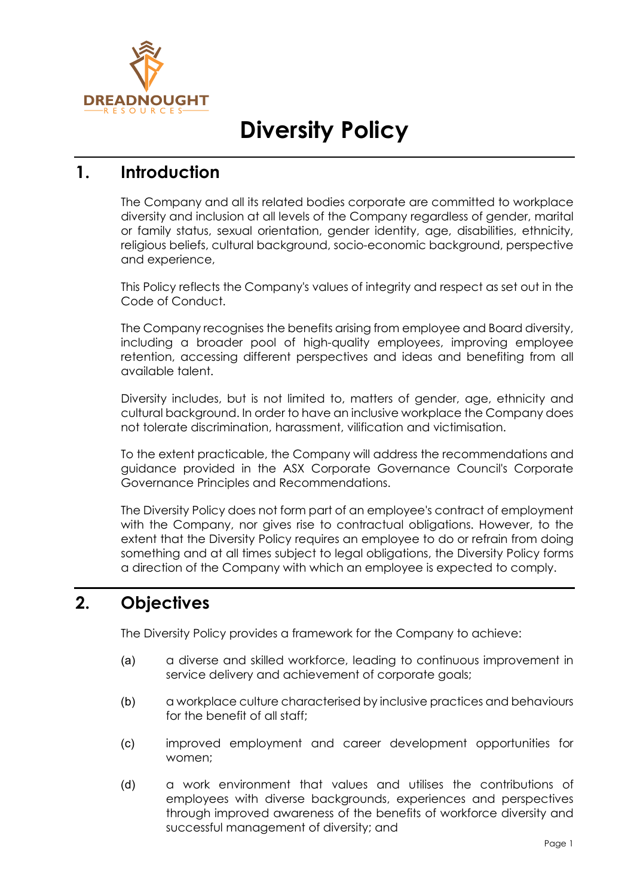# Diversity Policy

## 1. Introduction

The Company and all its related bodies corporate are committed to workplace diversity and inclusion at all levels of the Company regardless of gender, marital or family status, sexual orientation, gender identity, age, disabilities, ethnicity, religious beliefs, cultural background, socio-economic background, perspective and experience,

This Policy reflects the Company's values of integrity and respect as set out in the Code of Conduct.

The Company recognises the benefits arising from employee and Board diversity, including a broader pool of high-quality employees, improving employee retention, accessing different perspectives and ideas and benefiting from all available talent.

Diversity includes, but is not limited to, matters of gender, age, ethnicity and cultural background. In order to have an inclusive workplace the Company does not tolerate discrimination, harassment, vilification and victimisation.

To the extent practicable, the Company will address the recommendations and guidance provided in the ASX Corporate Governance Council's Corporate Governance Principles and Recommendations.

The Diversity Policy does not form part of an employee's contract of employment with the Company, nor gives rise to contractual obligations. However, to the extent that the Diversity Policy requires an employee to do or refrain from doing something and at all times subject to legal obligations, the Diversity Policy forms a direction of the Company with which an employee is expected to comply.

## 2. Objectives

The Diversity Policy provides a framework for the Company to achieve:

(a) a diverse and skilled workforce, leading to continuous improvement in service delivery and achievement of corporate goals;

(b) a workplace culture characterised by inclusive practices and behaviours for the benefit of all staff;

(c) improved employment and career development opportunities for women;

(d) a work environment that values and utilises the contributions of employees with diverse backgrounds, experiences and perspectives through improved awareness of the benefits of workforce diversity and successful management of diversity; and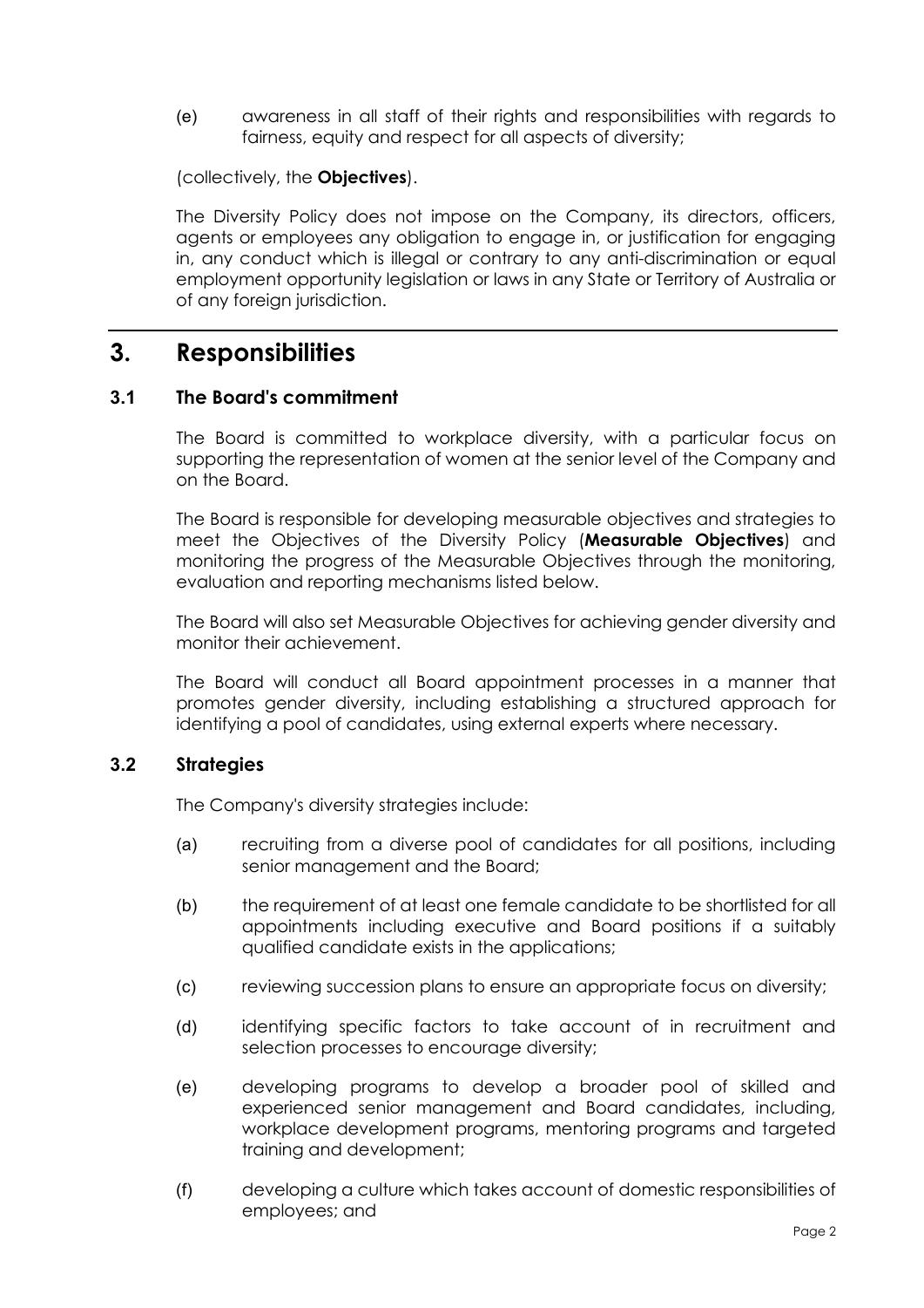(e) awareness in all staff of their rights and responsibilities with regards to fairness, equity and respect for all aspects of diversity;

(collectively, the **Objectives**).

The Diversity Policy does not impose on the Company, its directors, officers, agents or employees any obligation to engage in, or justification for engaging in, any conduct which is illegal or contrary to any anti-discrimination or equal employment opportunity legislation or laws in any State or Territory of Australia or of any foreign jurisdiction.

## 3. Responsibilities

### 3.1 The Board's commitment

The Board is committed to workplace diversity, with a particular focus on supporting the representation of women at the senior level of the Company and on the Board.

The Board is responsible for developing measurable objectives and strategies to meet the Objectives of the Diversity Policy (**Measurable Objectives**) and monitoring the progress of the Measurable Objectives through the monitoring, evaluation and reporting mechanisms listed below.

The Board will also set Measurable Objectives for achieving gender diversity and monitor their achievement.

The Board will conduct all Board appointment processes in a manner that promotes gender diversity, including establishing a structured approach for identifying a pool of candidates, using external experts where necessary.

### 3.2 Strategies

The Company's diversity strategies include:

(a) recruiting from a diverse pool of candidates for all positions, including senior management and the Board;

(b) the requirement of at least one female candidate to be shortlisted for all appointments including executive and Board positions if a suitably qualified candidate exists in the applications;

(c) reviewing succession plans to ensure an appropriate focus on diversity;

(d) identifying specific factors to take account of in recruitment and selection processes to encourage diversity;

(e) developing programs to develop a broader pool of skilled and experienced senior management and Board candidates, including, workplace development programs, mentoring programs and targeted training and development;

(f) developing a culture which takes account of domestic responsibilities of employees; and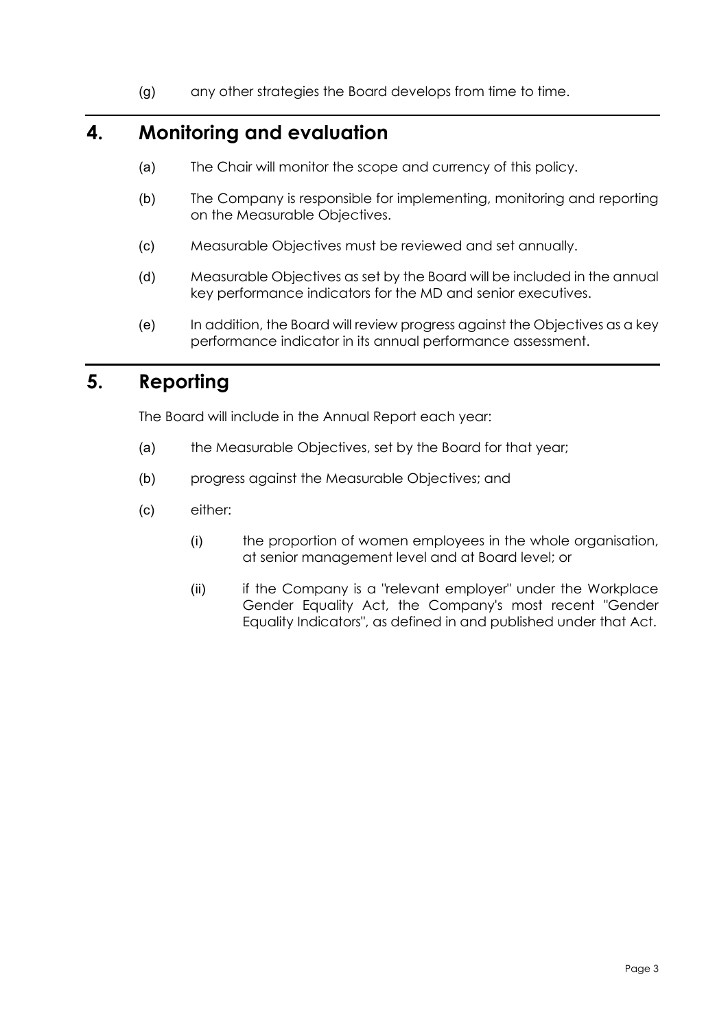(g) any other strategies the Board develops from time to time.

## 4. Monitoring and evaluation

(a) The Chair will monitor the scope and currency of this policy.

(b) The Company is responsible for implementing, monitoring and reporting on the Measurable Objectives.

(c) Measurable Objectives must be reviewed and set annually.

(d) Measurable Objectives as set by the Board will be included in the annual key performance indicators for the MD and senior executives.

(e) In addition, the Board will review progress against the Objectives as a key performance indicator in its annual performance assessment.

## 5. Reporting

The Board will include in the Annual Report each year:

(a) the Measurable Objectives, set by the Board for that year;

(b) progress against the Measurable Objectives; and

(c) either:

(i) the proportion of women employees in the whole organisation, at senior management level and at Board level; or

(ii) if the Company is a "relevant employer" under the Workplace Gender Equality Act, the Company's most recent "Gender Equality Indicators", as defined in and published under that Act.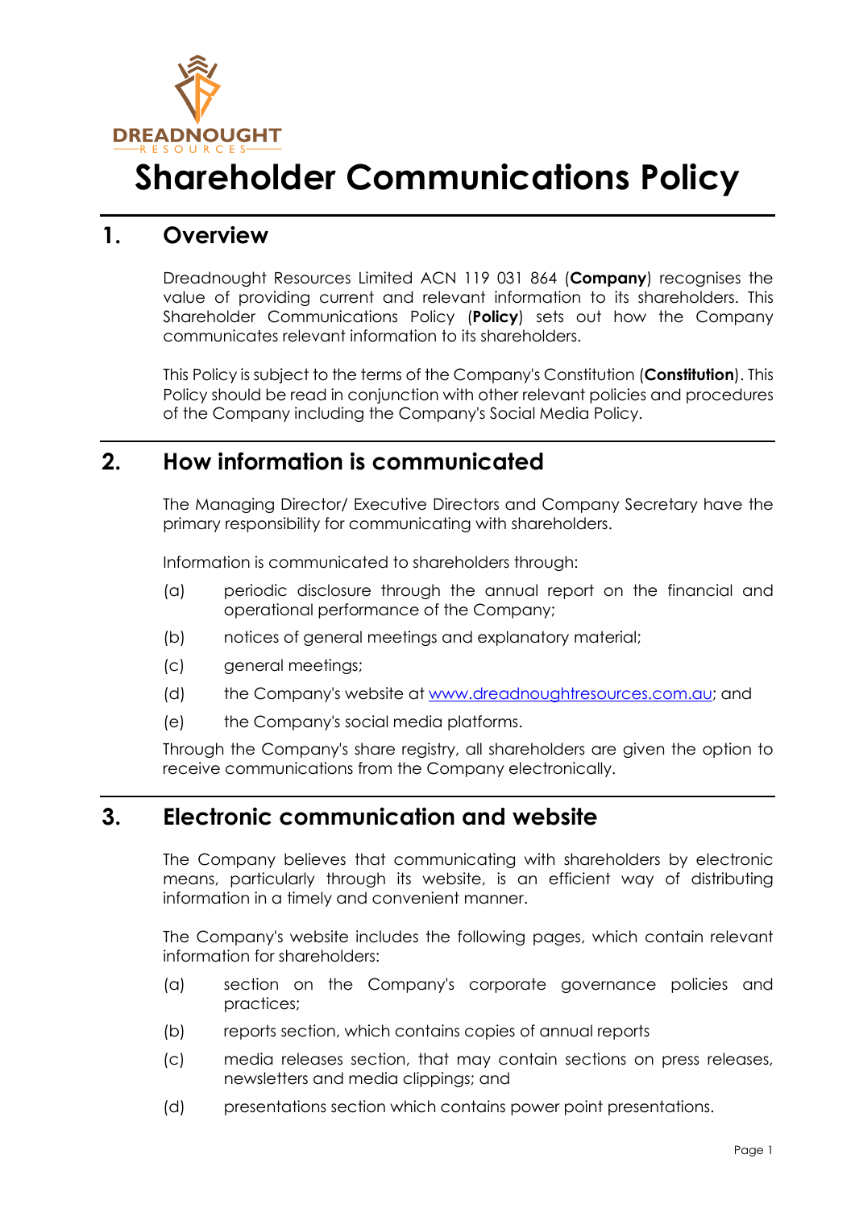# Shareholder Communications Policy

## 1. Overview

Dreadnought Resources Limited ACN 119 031 864 (**Company**) recognises the value of providing current and relevant information to its shareholders. This Shareholder Communications Policy (**Policy**) sets out how the Company communicates relevant information to its shareholders.

This Policy is subject to the terms of the Company's Constitution (**Constitution**). This Policy should be read in conjunction with other relevant policies and procedures of the Company including the Company's Social Media Policy.

## 2. How information is communicated

The Managing Director/ Executive Directors and Company Secretary have the primary responsibility for communicating with shareholders.

Information is communicated to shareholders through:

(a) periodic disclosure through the annual report on the financial and operational performance of the Company;

(b) notices of general meetings and explanatory material;

(c) general meetings;

(d) the Company's website at [www.dreadnoughtresources.com.au](http://www.dreadnoughtresources.com.au); and

(e) the Company's social media platforms.

Through the Company's share registry, all shareholders are given the option to receive communications from the Company electronically.

## 3. Electronic communication and website

The Company believes that communicating with shareholders by electronic means, particularly through its website, is an efficient way of distributing information in a timely and convenient manner.

The Company's website includes the following pages, which contain relevant information for shareholders:

(a) section on the Company's corporate governance policies and practices;

(b) reports section, which contains copies of annual reports

(c) media releases section, that may contain sections on press releases, newsletters and media clippings; and

(d) presentations section which contains power point presentations.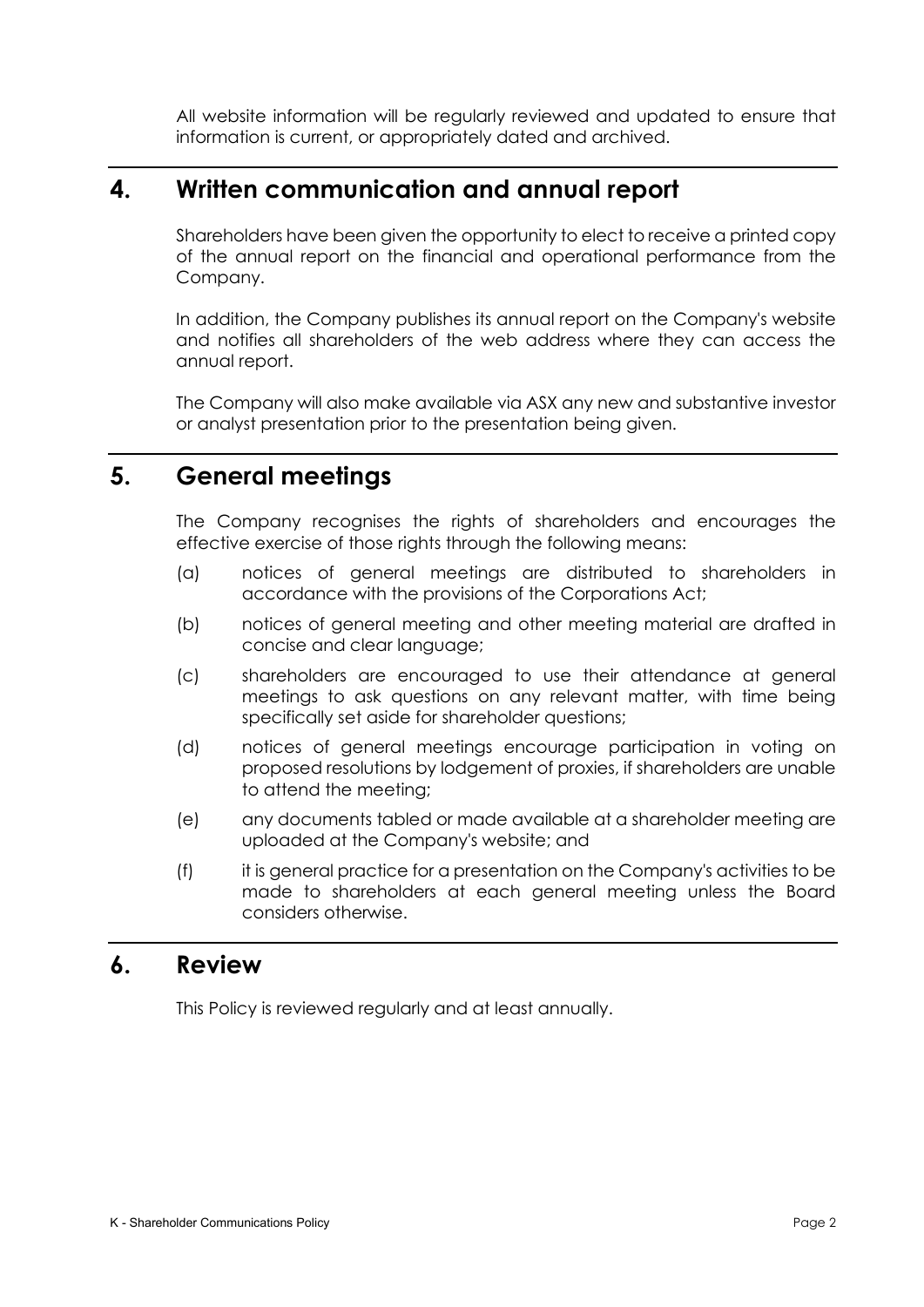All website information will be regularly reviewed and updated to ensure that information is current, or appropriately dated and archived.

## 4. Written communication and annual report

Shareholders have been given the opportunity to elect to receive a printed copy of the annual report on the financial and operational performance from the Company.

In addition, the Company publishes its annual report on the Company's website and notifies all shareholders of the web address where they can access the annual report.

The Company will also make available via ASX any new and substantive investor or analyst presentation prior to the presentation being given.

## 5. General meetings

The Company recognises the rights of shareholders and encourages the effective exercise of those rights through the following means:

(a) notices of general meetings are distributed to shareholders in accordance with the provisions of the Corporations Act;

(b) notices of general meeting and other meeting material are drafted in concise and clear language;

(c) shareholders are encouraged to use their attendance at general meetings to ask questions on any relevant matter, with time being specifically set aside for shareholder questions;

(d) notices of general meetings encourage participation in voting on proposed resolutions by lodgement of proxies, if shareholders are unable to attend the meeting;

(e) any documents tabled or made available at a shareholder meeting are uploaded at the Company's website; and

(f) it is general practice for a presentation on the Company's activities to be made to shareholders at each general meeting unless the Board considers otherwise.

## 6. Review

This Policy is reviewed regularly and at least annually.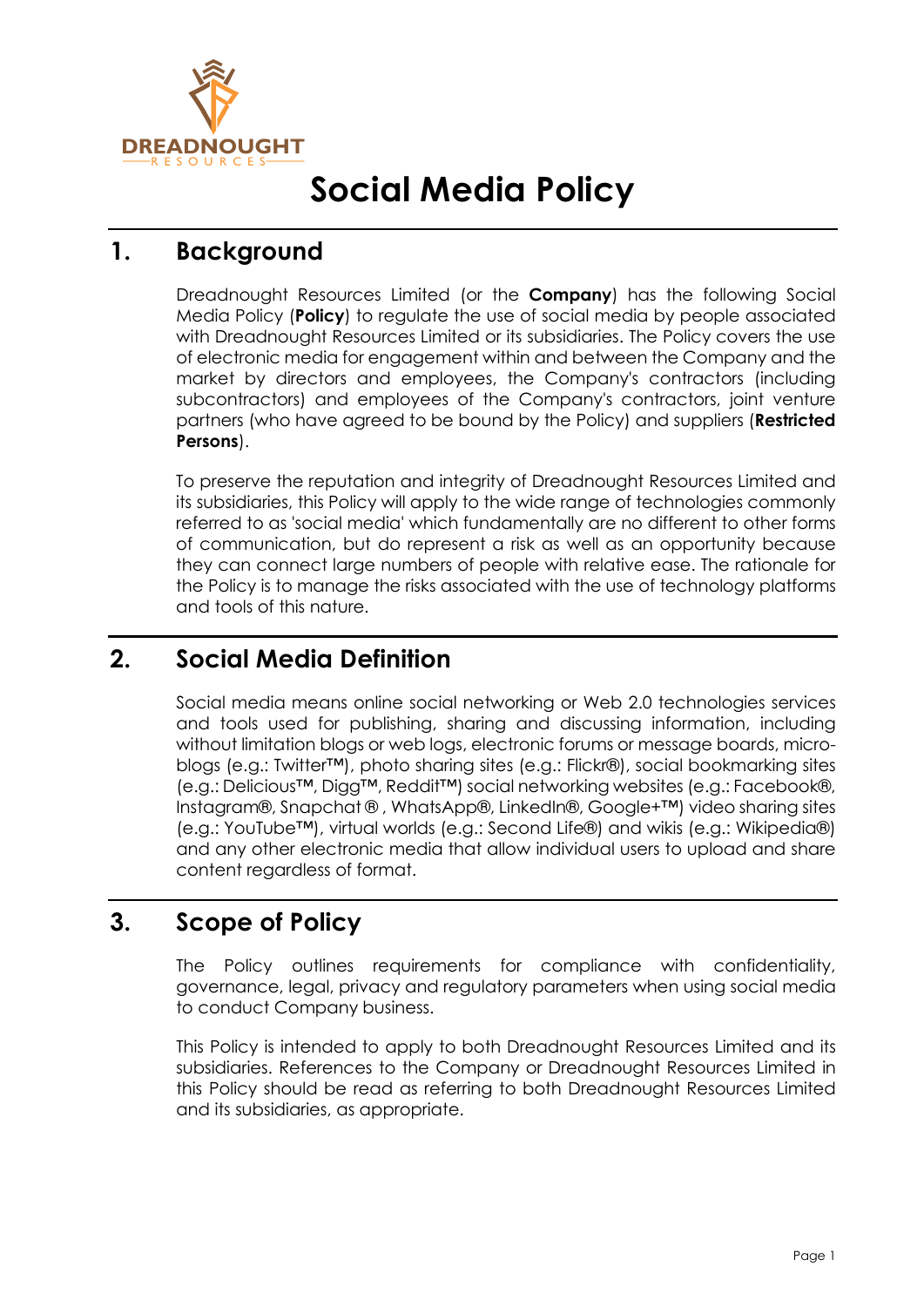# Social Media Policy

## 1. Background

Dreadnought Resources Limited (or the **Company**) has the following Social Media Policy (**Policy**) to regulate the use of social media by people associated with Dreadnought Resources Limited or its subsidiaries. The Policy covers the use of electronic media for engagement within and between the Company and the market by directors and employees, the Company's contractors (including subcontractors) and employees of the Company's contractors, joint venture partners (who have agreed to be bound by the Policy) and suppliers (**Restricted Persons**).

To preserve the reputation and integrity of Dreadnought Resources Limited and its subsidiaries, this Policy will apply to the wide range of technologies commonly referred to as 'social media' which fundamentally are no different to other forms of communication, but do represent a risk as well as an opportunity because they can connect large numbers of people with relative ease. The rationale for the Policy is to manage the risks associated with the use of technology platforms and tools of this nature.

## 2. Social Media Definition

Social media means online social networking or Web 2.0 technologies services and tools used for publishing, sharing and discussing information, including without limitation blogs or web logs, electronic forums or message boards, micro-blogs (e.g.: Twitter™), photo sharing sites (e.g.: Flickr®), social bookmarking sites (e.g.: Delicious™, Digg™, Reddit™) social networking websites (e.g.: Facebook®, Instagram®, Snapchat ® , WhatsApp®, LinkedIn®, Google+™) video sharing sites (e.g.: YouTube™), virtual worlds (e.g.: Second Life®) and wikis (e.g.: Wikipedia®) and any other electronic media that allow individual users to upload and share content regardless of format.

## 3. Scope of Policy

The Policy outlines requirements for compliance with confidentiality, governance, legal, privacy and regulatory parameters when using social media to conduct Company business.

This Policy is intended to apply to both Dreadnought Resources Limited and its subsidiaries. References to the Company or Dreadnought Resources Limited in this Policy should be read as referring to both Dreadnought Resources Limited and its subsidiaries, as appropriate.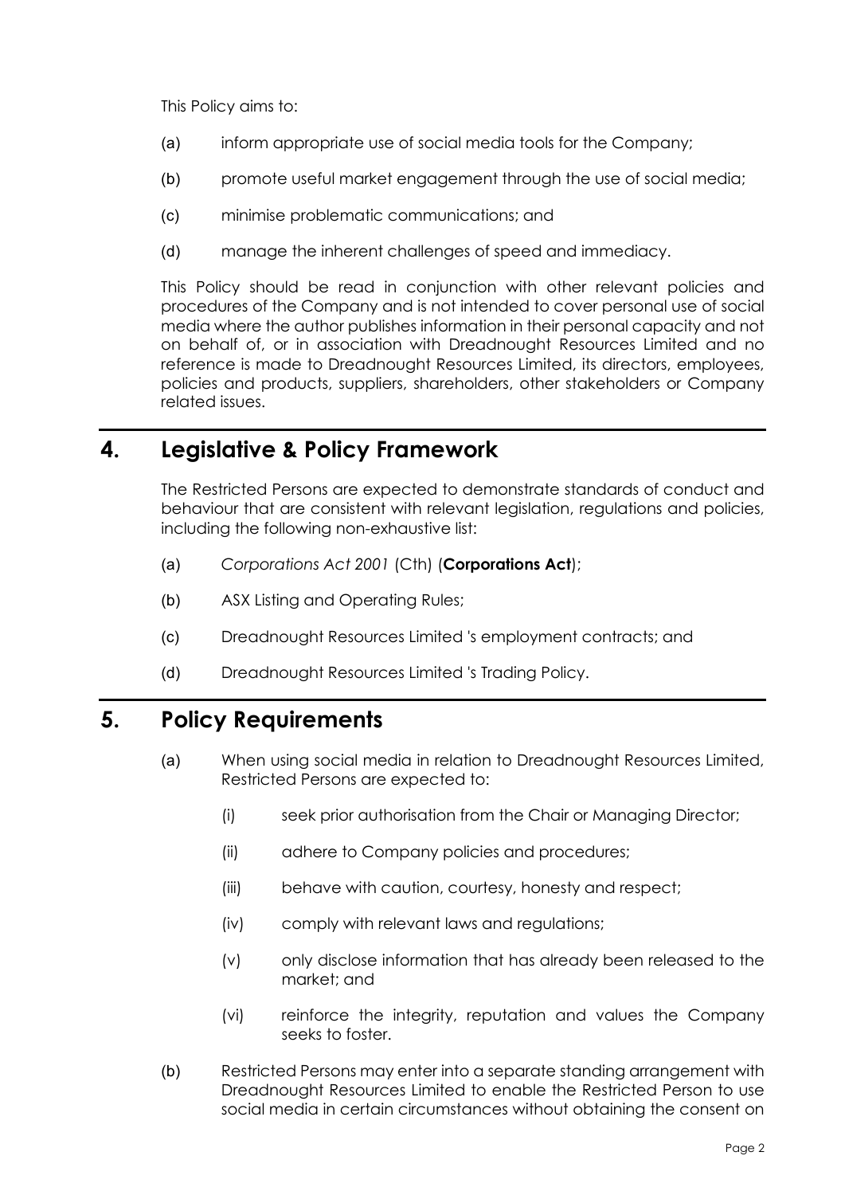This Policy aims to:

(a) inform appropriate use of social media tools for the Company;

(b) promote useful market engagement through the use of social media;

(c) minimise problematic communications; and

(d) manage the inherent challenges of speed and immediacy.

This Policy should be read in conjunction with other relevant policies and procedures of the Company and is not intended to cover personal use of social media where the author publishes information in their personal capacity and not on behalf of, or in association with Dreadnought Resources Limited and no reference is made to Dreadnought Resources Limited, its directors, employees, policies and products, suppliers, shareholders, other stakeholders or Company related issues.

## 4. Legislative & Policy Framework

The Restricted Persons are expected to demonstrate standards of conduct and behaviour that are consistent with relevant legislation, regulations and policies, including the following non-exhaustive list:

(a) *Corporations Act 2001* (Cth) (**Corporations Act**);

(b) ASX Listing and Operating Rules;

(c) Dreadnought Resources Limited 's employment contracts; and

(d) Dreadnought Resources Limited 's Trading Policy.

## 5. Policy Requirements

(a) When using social media in relation to Dreadnought Resources Limited, Restricted Persons are expected to:

   (i) seek prior authorisation from the Chair or Managing Director;

   (ii) adhere to Company policies and procedures;

   (iii) behave with caution, courtesy, honesty and respect;

   (iv) comply with relevant laws and regulations;

   (v) only disclose information that has already been released to the market; and

   (vi) reinforce the integrity, reputation and values the Company seeks to foster.

(b) Restricted Persons may enter into a separate standing arrangement with Dreadnought Resources Limited to enable the Restricted Person to use social media in certain circumstances without obtaining the consent on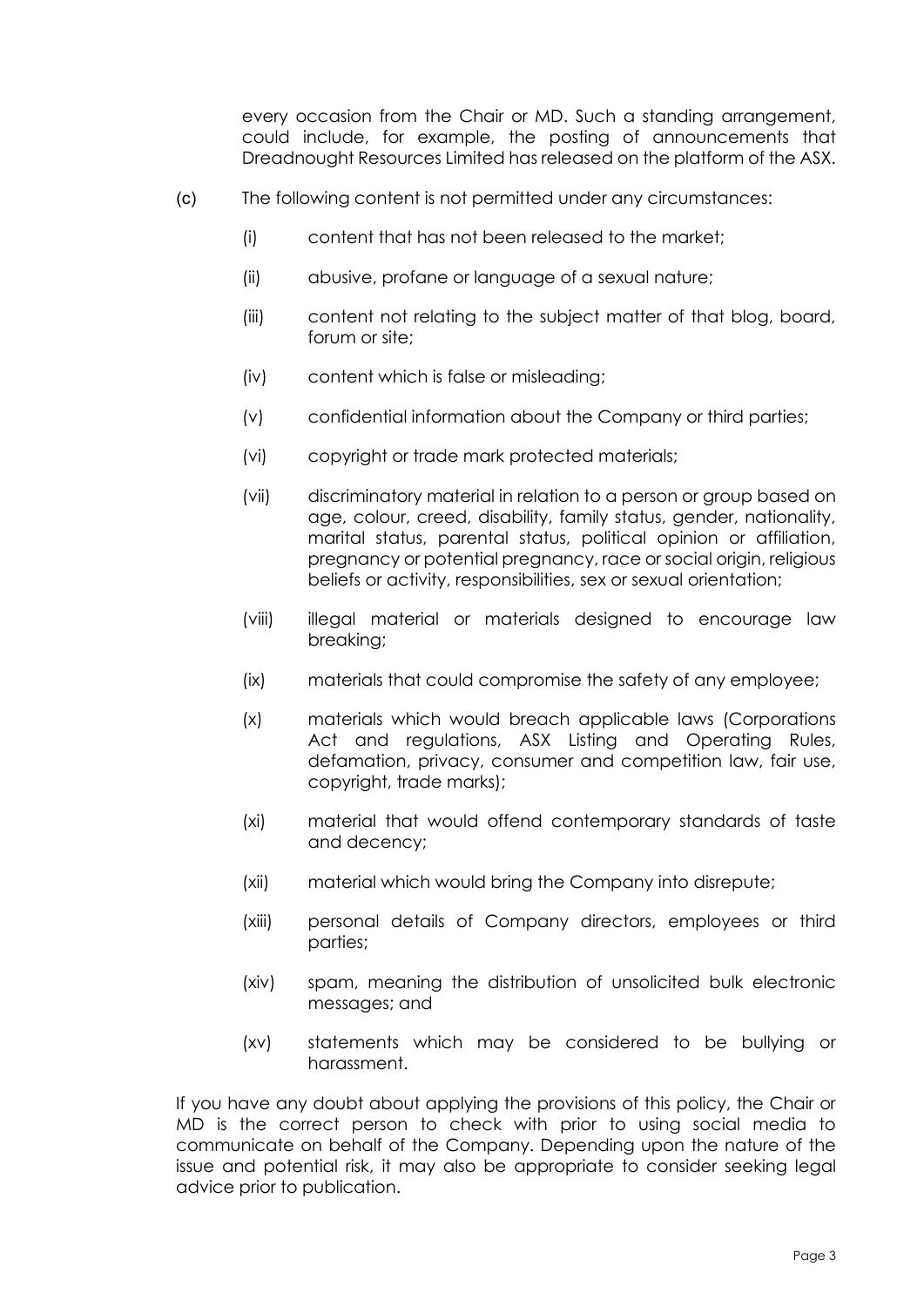every occasion from the Chair or MD. Such a standing arrangement, could include, for example, the posting of announcements that Dreadnought Resources Limited has released on the platform of the ASX.

(c) The following content is not permitted under any circumstances:

(i) content that has not been released to the market;

(ii) abusive, profane or language of a sexual nature;

(iii) content not relating to the subject matter of that blog, board, forum or site;

(iv) content which is false or misleading;

(v) confidential information about the Company or third parties;

(vi) copyright or trade mark protected materials;

(vii) discriminatory material in relation to a person or group based on age, colour, creed, disability, family status, gender, nationality, marital status, parental status, political opinion or affiliation, pregnancy or potential pregnancy, race or social origin, religious beliefs or activity, responsibilities, sex or sexual orientation;

(viii) illegal material or materials designed to encourage law breaking;

(ix) materials that could compromise the safety of any employee;

(x) materials which would breach applicable laws (Corporations Act and regulations, ASX Listing and Operating Rules, defamation, privacy, consumer and competition law, fair use, copyright, trade marks);

(xi) material that would offend contemporary standards of taste and decency;

(xii) material which would bring the Company into disrepute;

(xiii) personal details of Company directors, employees or third parties;

(xiv) spam, meaning the distribution of unsolicited bulk electronic messages; and

(xv) statements which may be considered to be bullying or harassment.

If you have any doubt about applying the provisions of this policy, the Chair or MD is the correct person to check with prior to using social media to communicate on behalf of the Company. Depending upon the nature of the issue and potential risk, it may also be appropriate to consider seeking legal advice prior to publication.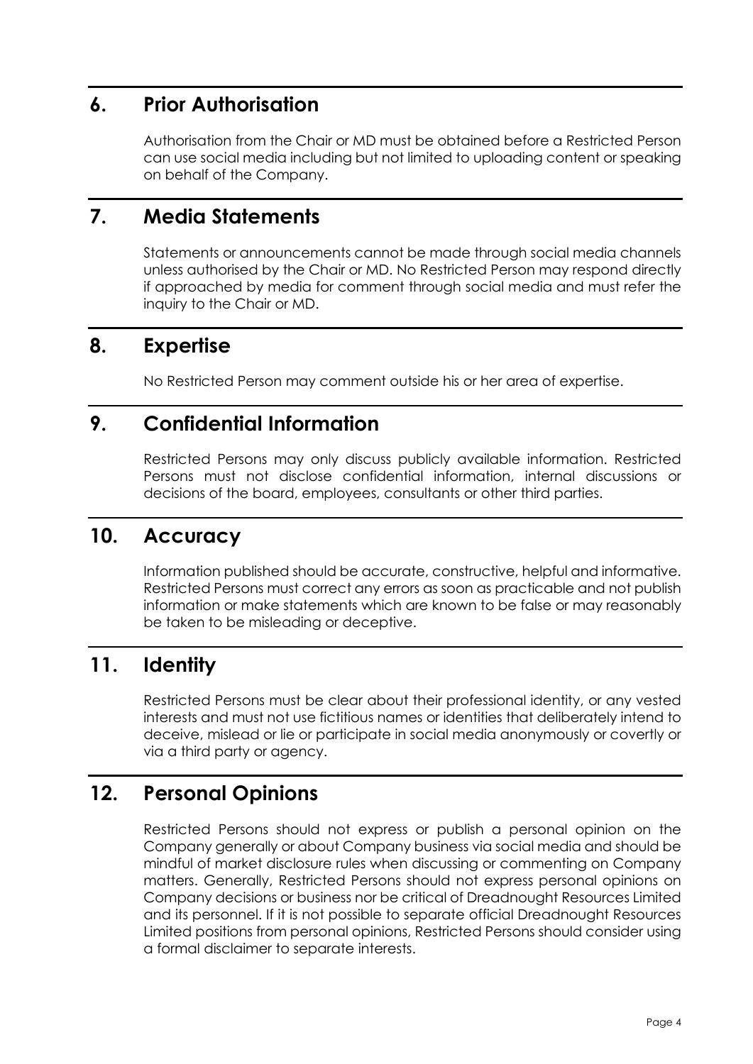## 6. Prior Authorisation

Authorisation from the Chair or MD must be obtained before a Restricted Person can use social media including but not limited to uploading content or speaking on behalf of the Company.

## 7. Media Statements

Statements or announcements cannot be made through social media channels unless authorised by the Chair or MD. No Restricted Person may respond directly if approached by media for comment through social media and must refer the inquiry to the Chair or MD.

## 8. Expertise

No Restricted Person may comment outside his or her area of expertise.

## 9. Confidential Information

Restricted Persons may only discuss publicly available information. Restricted Persons must not disclose confidential information, internal discussions or decisions of the board, employees, consultants or other third parties.

## 10. Accuracy

Information published should be accurate, constructive, helpful and informative. Restricted Persons must correct any errors as soon as practicable and not publish information or make statements which are known to be false or may reasonably be taken to be misleading or deceptive.

## 11. Identity

Restricted Persons must be clear about their professional identity, or any vested interests and must not use fictitious names or identities that deliberately intend to deceive, mislead or lie or participate in social media anonymously or covertly or via a third party or agency.

## 12. Personal Opinions

Restricted Persons should not express or publish a personal opinion on the Company generally or about Company business via social media and should be mindful of market disclosure rules when discussing or commenting on Company matters. Generally, Restricted Persons should not express personal opinions on Company decisions or business nor be critical of Dreadnought Resources Limited and its personnel. If it is not possible to separate official Dreadnought Resources Limited positions from personal opinions, Restricted Persons should consider using a formal disclaimer to separate interests.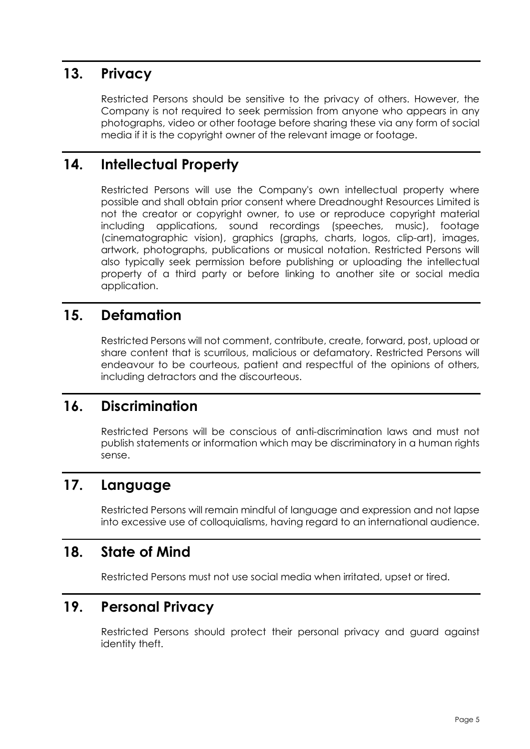## 13. Privacy

Restricted Persons should be sensitive to the privacy of others. However, the Company is not required to seek permission from anyone who appears in any photographs, video or other footage before sharing these via any form of social media if it is the copyright owner of the relevant image or footage.

## 14. Intellectual Property

Restricted Persons will use the Company's own intellectual property where possible and shall obtain prior consent where Dreadnought Resources Limited is not the creator or copyright owner, to use or reproduce copyright material including applications, sound recordings (speeches, music), footage (cinematographic vision), graphics (graphs, charts, logos, clip-art), images, artwork, photographs, publications or musical notation. Restricted Persons will also typically seek permission before publishing or uploading the intellectual property of a third party or before linking to another site or social media application.

## 15. Defamation

Restricted Persons will not comment, contribute, create, forward, post, upload or share content that is scurrilous, malicious or defamatory. Restricted Persons will endeavour to be courteous, patient and respectful of the opinions of others, including detractors and the discourteous.

## 16. Discrimination

Restricted Persons will be conscious of anti-discrimination laws and must not publish statements or information which may be discriminatory in a human rights sense.

## 17. Language

Restricted Persons will remain mindful of language and expression and not lapse into excessive use of colloquialisms, having regard to an international audience.

## 18. State of Mind

Restricted Persons must not use social media when irritated, upset or tired.

## 19. Personal Privacy

Restricted Persons should protect their personal privacy and guard against identity theft.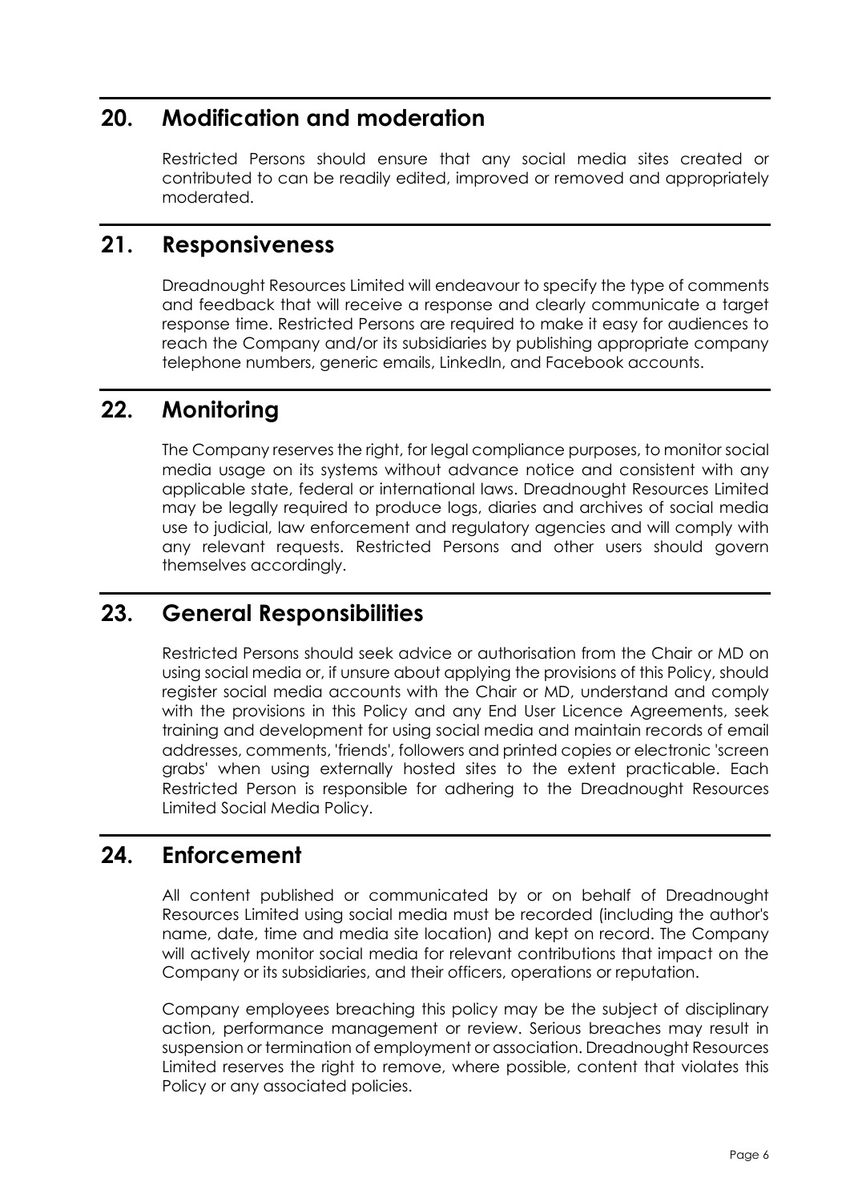## 20. Modification and moderation

Restricted Persons should ensure that any social media sites created or contributed to can be readily edited, improved or removed and appropriately moderated.

## 21. Responsiveness

Dreadnought Resources Limited will endeavour to specify the type of comments and feedback that will receive a response and clearly communicate a target response time. Restricted Persons are required to make it easy for audiences to reach the Company and/or its subsidiaries by publishing appropriate company telephone numbers, generic emails, LinkedIn, and Facebook accounts.

## 22. Monitoring

The Company reserves the right, for legal compliance purposes, to monitor social media usage on its systems without advance notice and consistent with any applicable state, federal or international laws. Dreadnought Resources Limited may be legally required to produce logs, diaries and archives of social media use to judicial, law enforcement and regulatory agencies and will comply with any relevant requests. Restricted Persons and other users should govern themselves accordingly.

## 23. General Responsibilities

Restricted Persons should seek advice or authorisation from the Chair or MD on using social media or, if unsure about applying the provisions of this Policy, should register social media accounts with the Chair or MD, understand and comply with the provisions in this Policy and any End User Licence Agreements, seek training and development for using social media and maintain records of email addresses, comments, 'friends', followers and printed copies or electronic 'screen grabs' when using externally hosted sites to the extent practicable. Each Restricted Person is responsible for adhering to the Dreadnought Resources Limited Social Media Policy.

## 24. Enforcement

All content published or communicated by or on behalf of Dreadnought Resources Limited using social media must be recorded (including the author's name, date, time and media site location) and kept on record. The Company will actively monitor social media for relevant contributions that impact on the Company or its subsidiaries, and their officers, operations or reputation.

Company employees breaching this policy may be the subject of disciplinary action, performance management or review. Serious breaches may result in suspension or termination of employment or association. Dreadnought Resources Limited reserves the right to remove, where possible, content that violates this Policy or any associated policies.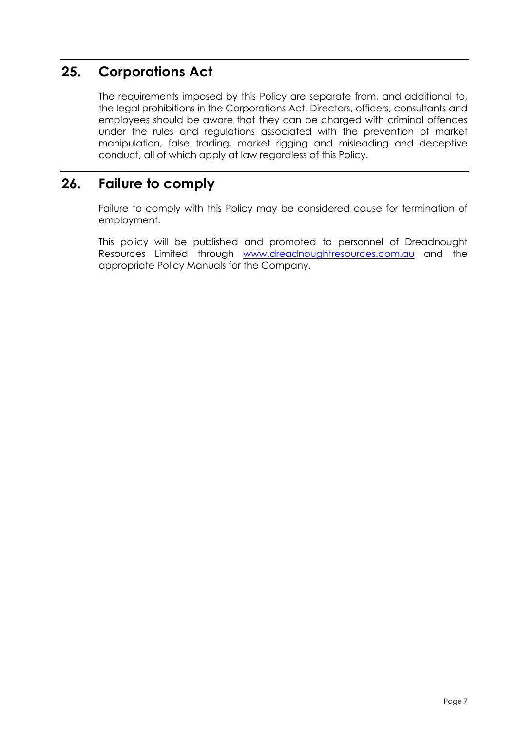## 25. Corporations Act

The requirements imposed by this Policy are separate from, and additional to, the legal prohibitions in the Corporations Act. Directors, officers, consultants and employees should be aware that they can be charged with criminal offences under the rules and regulations associated with the prevention of market manipulation, false trading, market rigging and misleading and deceptive conduct, all of which apply at law regardless of this Policy.

## 26. Failure to comply

Failure to comply with this Policy may be considered cause for termination of employment.

This policy will be published and promoted to personnel of Dreadnought Resources Limited through www.dreadnoughtresources.com.au and the appropriate Policy Manuals for the Company.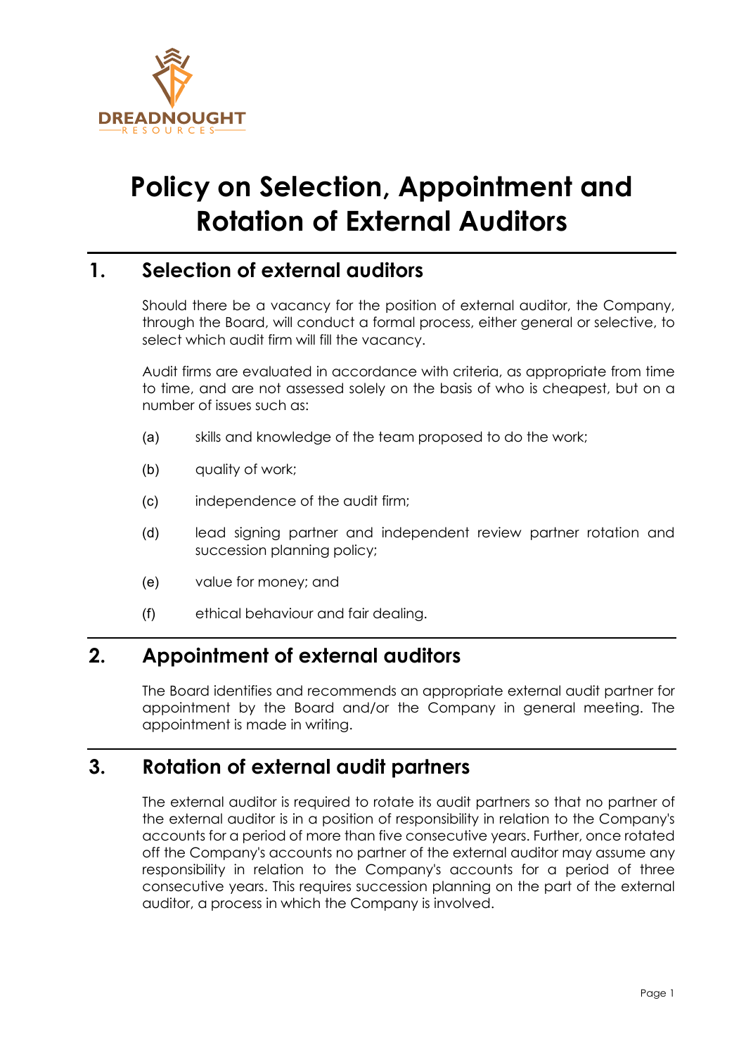# Policy on Selection, Appointment and Rotation of External Auditors

## 1. Selection of external auditors

Should there be a vacancy for the position of external auditor, the Company, through the Board, will conduct a formal process, either general or selective, to select which audit firm will fill the vacancy.

Audit firms are evaluated in accordance with criteria, as appropriate from time to time, and are not assessed solely on the basis of who is cheapest, but on a number of issues such as:

(a) skills and knowledge of the team proposed to do the work;

(b) quality of work;

(c) independence of the audit firm;

(d) lead signing partner and independent review partner rotation and succession planning policy;

(e) value for money; and

(f) ethical behaviour and fair dealing.

## 2. Appointment of external auditors

The Board identifies and recommends an appropriate external audit partner for appointment by the Board and/or the Company in general meeting. The appointment is made in writing.

## 3. Rotation of external audit partners

The external auditor is required to rotate its audit partners so that no partner of the external auditor is in a position of responsibility in relation to the Company's accounts for a period of more than five consecutive years. Further, once rotated off the Company's accounts no partner of the external auditor may assume any responsibility in relation to the Company's accounts for a period of three consecutive years. This requires succession planning on the part of the external auditor, a process in which the Company is involved.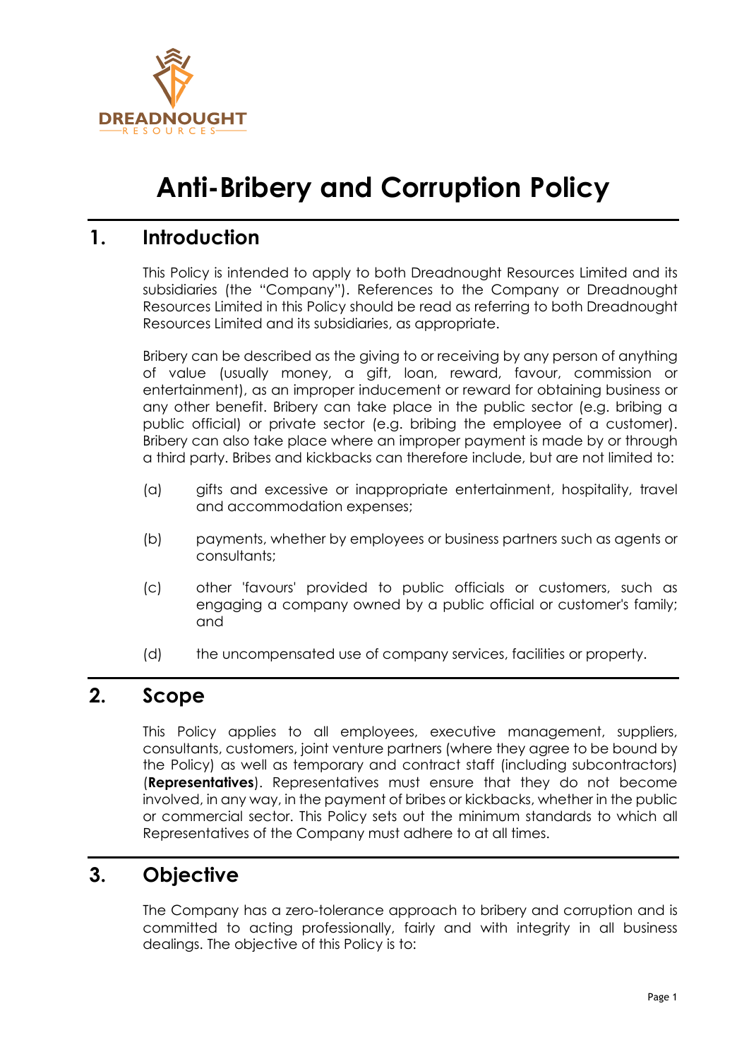# Anti-Bribery and Corruption Policy

## 1. Introduction

This Policy is intended to apply to both Dreadnought Resources Limited and its subsidiaries (the "Company"). References to the Company or Dreadnought Resources Limited in this Policy should be read as referring to both Dreadnought Resources Limited and its subsidiaries, as appropriate.

Bribery can be described as the giving to or receiving by any person of anything of value (usually money, a gift, loan, reward, favour, commission or entertainment), as an improper inducement or reward for obtaining business or any other benefit. Bribery can take place in the public sector (e.g. bribing a public official) or private sector (e.g. bribing the employee of a customer). Bribery can also take place where an improper payment is made by or through a third party. Bribes and kickbacks can therefore include, but are not limited to:

(a) gifts and excessive or inappropriate entertainment, hospitality, travel and accommodation expenses;

(b) payments, whether by employees or business partners such as agents or consultants;

(c) other 'favours' provided to public officials or customers, such as engaging a company owned by a public official or customer's family; and

(d) the uncompensated use of company services, facilities or property.

## 2. Scope

This Policy applies to all employees, executive management, suppliers, consultants, customers, joint venture partners (where they agree to be bound by the Policy) as well as temporary and contract staff (including subcontractors) (**Representatives**). Representatives must ensure that they do not become involved, in any way, in the payment of bribes or kickbacks, whether in the public or commercial sector. This Policy sets out the minimum standards to which all Representatives of the Company must adhere to at all times.

## 3. Objective

The Company has a zero-tolerance approach to bribery and corruption and is committed to acting professionally, fairly and with integrity in all business dealings. The objective of this Policy is to: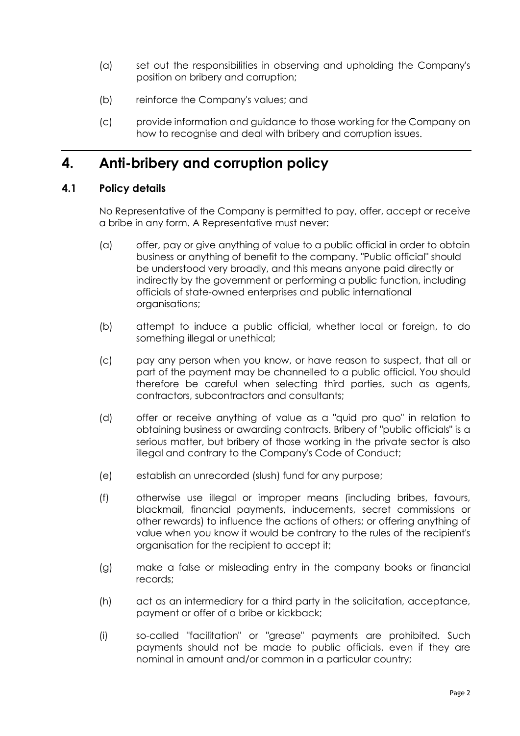(a) set out the responsibilities in observing and upholding the Company's position on bribery and corruption;

(b) reinforce the Company's values; and

(c) provide information and guidance to those working for the Company on how to recognise and deal with bribery and corruption issues.

# 4. Anti-bribery and corruption policy

## 4.1 Policy details

No Representative of the Company is permitted to pay, offer, accept or receive a bribe in any form. A Representative must never:

(a) offer, pay or give anything of value to a public official in order to obtain business or anything of benefit to the company. "Public official" should be understood very broadly, and this means anyone paid directly or indirectly by the government or performing a public function, including officials of state-owned enterprises and public international organisations;

(b) attempt to induce a public official, whether local or foreign, to do something illegal or unethical;

(c) pay any person when you know, or have reason to suspect, that all or part of the payment may be channelled to a public official. You should therefore be careful when selecting third parties, such as agents, contractors, subcontractors and consultants;

(d) offer or receive anything of value as a "quid pro quo" in relation to obtaining business or awarding contracts. Bribery of "public officials" is a serious matter, but bribery of those working in the private sector is also illegal and contrary to the Company's Code of Conduct;

(e) establish an unrecorded (slush) fund for any purpose;

(f) otherwise use illegal or improper means (including bribes, favours, blackmail, financial payments, inducements, secret commissions or other rewards) to influence the actions of others; or offering anything of value when you know it would be contrary to the rules of the recipient's organisation for the recipient to accept it;

(g) make a false or misleading entry in the company books or financial records;

(h) act as an intermediary for a third party in the solicitation, acceptance, payment or offer of a bribe or kickback;

(i) so-called "facilitation" or "grease" payments are prohibited. Such payments should not be made to public officials, even if they are nominal in amount and/or common in a particular country;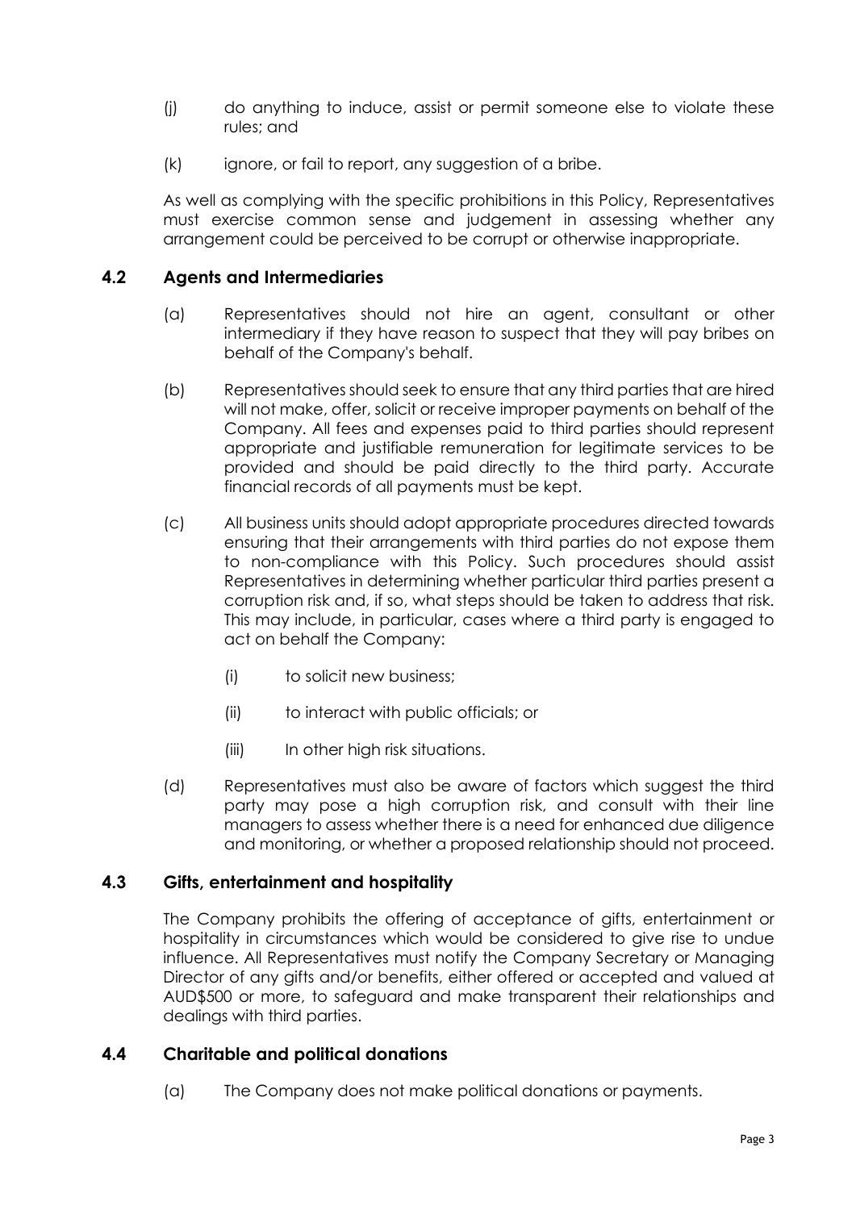(j) do anything to induce, assist or permit someone else to violate these rules; and

(k) ignore, or fail to report, any suggestion of a bribe.

As well as complying with the specific prohibitions in this Policy, Representatives must exercise common sense and judgement in assessing whether any arrangement could be perceived to be corrupt or otherwise inappropriate.

### 4.2 Agents and Intermediaries

(a) Representatives should not hire an agent, consultant or other intermediary if they have reason to suspect that they will pay bribes on behalf of the Company's behalf.

(b) Representatives should seek to ensure that any third parties that are hired will not make, offer, solicit or receive improper payments on behalf of the Company. All fees and expenses paid to third parties should represent appropriate and justifiable remuneration for legitimate services to be provided and should be paid directly to the third party. Accurate financial records of all payments must be kept.

(c) All business units should adopt appropriate procedures directed towards ensuring that their arrangements with third parties do not expose them to non-compliance with this Policy. Such procedures should assist Representatives in determining whether particular third parties present a corruption risk and, if so, what steps should be taken to address that risk. This may include, in particular, cases where a third party is engaged to act on behalf the Company:

  (i) to solicit new business;

  (ii) to interact with public officials; or

  (iii) In other high risk situations.

(d) Representatives must also be aware of factors which suggest the third party may pose a high corruption risk, and consult with their line managers to assess whether there is a need for enhanced due diligence and monitoring, or whether a proposed relationship should not proceed.

### 4.3 Gifts, entertainment and hospitality

The Company prohibits the offering of acceptance of gifts, entertainment or hospitality in circumstances which would be considered to give rise to undue influence. All Representatives must notify the Company Secretary or Managing Director of any gifts and/or benefits, either offered or accepted and valued at AUD$500 or more, to safeguard and make transparent their relationships and dealings with third parties.

### 4.4 Charitable and political donations

(a) The Company does not make political donations or payments.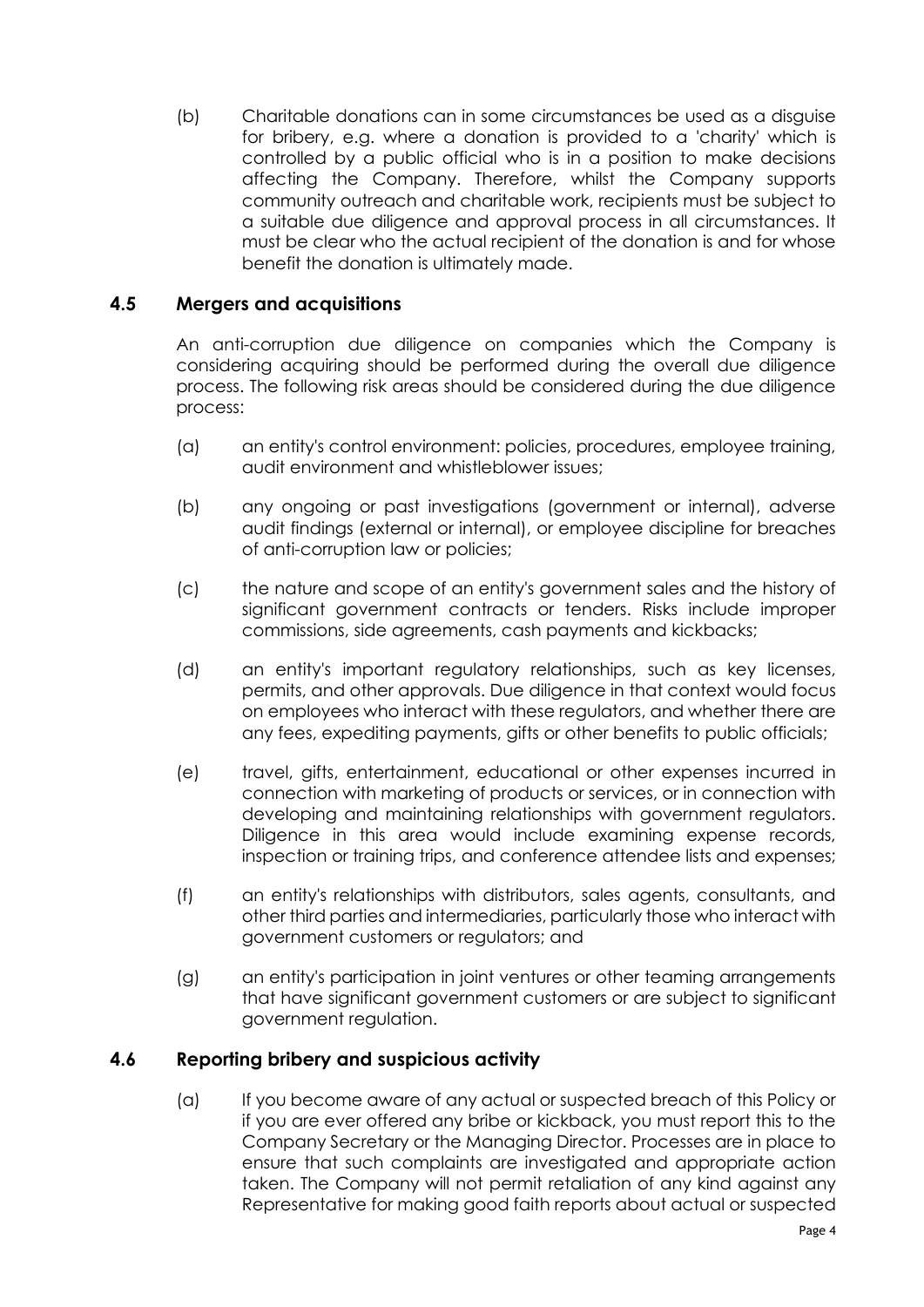(b) Charitable donations can in some circumstances be used as a disguise for bribery, e.g. where a donation is provided to a 'charity' which is controlled by a public official who is in a position to make decisions affecting the Company. Therefore, whilst the Company supports community outreach and charitable work, recipients must be subject to a suitable due diligence and approval process in all circumstances. It must be clear who the actual recipient of the donation is and for whose benefit the donation is ultimately made.

### 4.5 Mergers and acquisitions

An anti-corruption due diligence on companies which the Company is considering acquiring should be performed during the overall due diligence process. The following risk areas should be considered during the due diligence process:

(a) an entity's control environment: policies, procedures, employee training, audit environment and whistleblower issues;

(b) any ongoing or past investigations (government or internal), adverse audit findings (external or internal), or employee discipline for breaches of anti-corruption law or policies;

(c) the nature and scope of an entity's government sales and the history of significant government contracts or tenders. Risks include improper commissions, side agreements, cash payments and kickbacks;

(d) an entity's important regulatory relationships, such as key licenses, permits, and other approvals. Due diligence in that context would focus on employees who interact with these regulators, and whether there are any fees, expediting payments, gifts or other benefits to public officials;

(e) travel, gifts, entertainment, educational or other expenses incurred in connection with marketing of products or services, or in connection with developing and maintaining relationships with government regulators. Diligence in this area would include examining expense records, inspection or training trips, and conference attendee lists and expenses;

(f) an entity's relationships with distributors, sales agents, consultants, and other third parties and intermediaries, particularly those who interact with government customers or regulators; and

(g) an entity's participation in joint ventures or other teaming arrangements that have significant government customers or are subject to significant government regulation.

### 4.6 Reporting bribery and suspicious activity

(a) If you become aware of any actual or suspected breach of this Policy or if you are ever offered any bribe or kickback, you must report this to the Company Secretary or the Managing Director. Processes are in place to ensure that such complaints are investigated and appropriate action taken. The Company will not permit retaliation of any kind against any Representative for making good faith reports about actual or suspected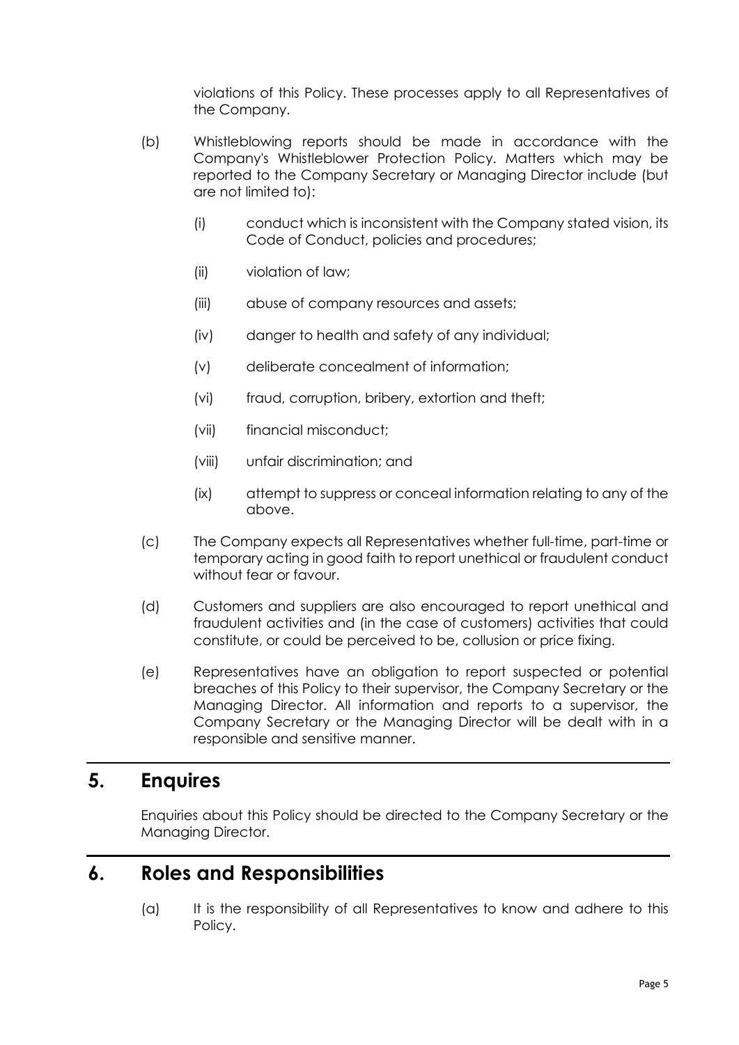violations of this Policy. These processes apply to all Representatives of the Company.

(b) Whistleblowing reports should be made in accordance with the Company's Whistleblower Protection Policy. Matters which may be reported to the Company Secretary or Managing Director include (but are not limited to):

(i) conduct which is inconsistent with the Company stated vision, its Code of Conduct, policies and procedures;

(ii) violation of law;

(iii) abuse of company resources and assets;

(iv) danger to health and safety of any individual;

(v) deliberate concealment of information;

(vi) fraud, corruption, bribery, extortion and theft;

(vii) financial misconduct;

(viii) unfair discrimination; and

(ix) attempt to suppress or conceal information relating to any of the above.

(c) The Company expects all Representatives whether full-time, part-time or temporary acting in good faith to report unethical or fraudulent conduct without fear or favour.

(d) Customers and suppliers are also encouraged to report unethical and fraudulent activities and (in the case of customers) activities that could constitute, or could be perceived to be, collusion or price fixing.

(e) Representatives have an obligation to report suspected or potential breaches of this Policy to their supervisor, the Company Secretary or the Managing Director. All information and reports to a supervisor, the Company Secretary or the Managing Director will be dealt with in a responsible and sensitive manner.

## 5. Enquires

Enquiries about this Policy should be directed to the Company Secretary or the Managing Director.

## 6. Roles and Responsibilities

(a) It is the responsibility of all Representatives to know and adhere to this Policy.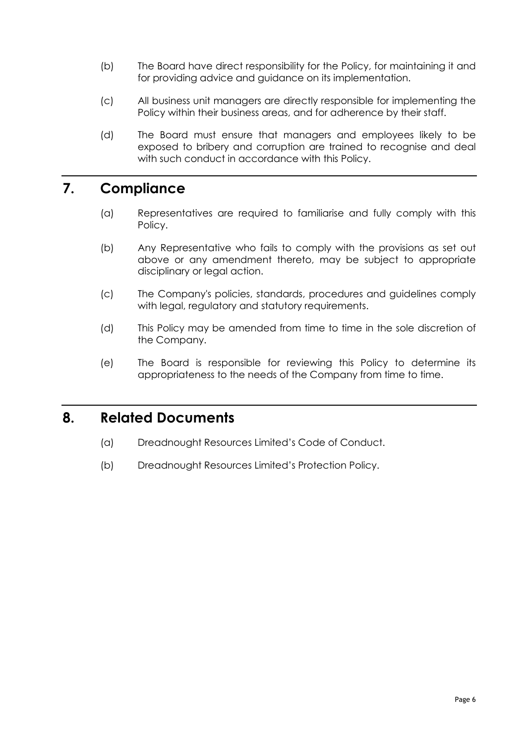(b) The Board have direct responsibility for the Policy, for maintaining it and for providing advice and guidance on its implementation.

(c) All business unit managers are directly responsible for implementing the Policy within their business areas, and for adherence by their staff.

(d) The Board must ensure that managers and employees likely to be exposed to bribery and corruption are trained to recognise and deal with such conduct in accordance with this Policy.

## 7. Compliance

(a) Representatives are required to familiarise and fully comply with this Policy.

(b) Any Representative who fails to comply with the provisions as set out above or any amendment thereto, may be subject to appropriate disciplinary or legal action.

(c) The Company's policies, standards, procedures and guidelines comply with legal, regulatory and statutory requirements.

(d) This Policy may be amended from time to time in the sole discretion of the Company.

(e) The Board is responsible for reviewing this Policy to determine its appropriateness to the needs of the Company from time to time.

## 8. Related Documents

(a) Dreadnought Resources Limited's Code of Conduct.

(b) Dreadnought Resources Limited's Protection Policy.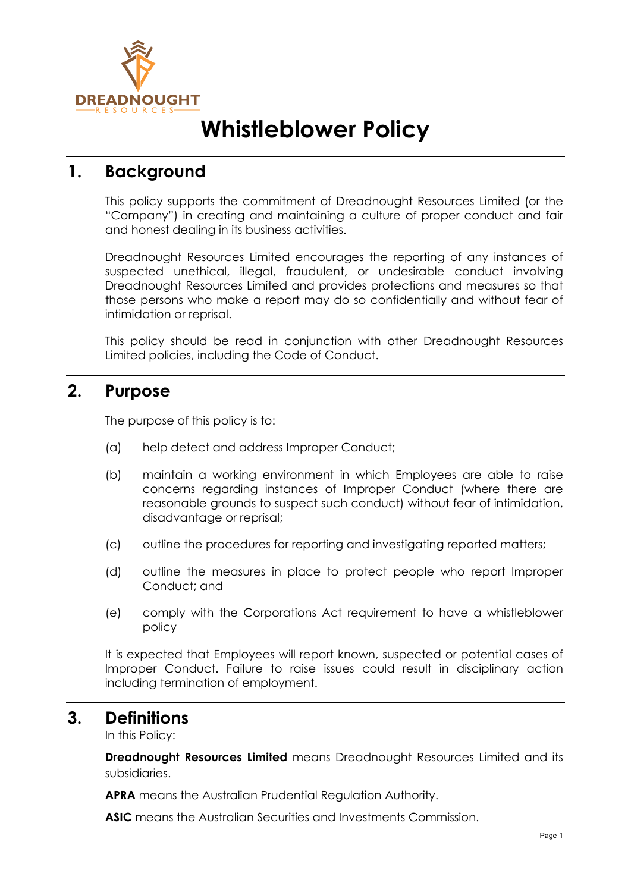# Whistleblower Policy

## 1. Background

This policy supports the commitment of Dreadnought Resources Limited (or the "Company") in creating and maintaining a culture of proper conduct and fair and honest dealing in its business activities.

Dreadnought Resources Limited encourages the reporting of any instances of suspected unethical, illegal, fraudulent, or undesirable conduct involving Dreadnought Resources Limited and provides protections and measures so that those persons who make a report may do so confidentially and without fear of intimidation or reprisal.

This policy should be read in conjunction with other Dreadnought Resources Limited policies, including the Code of Conduct.

## 2. Purpose

The purpose of this policy is to:

(a) help detect and address Improper Conduct;

(b) maintain a working environment in which Employees are able to raise concerns regarding instances of Improper Conduct (where there are reasonable grounds to suspect such conduct) without fear of intimidation, disadvantage or reprisal;

(c) outline the procedures for reporting and investigating reported matters;

(d) outline the measures in place to protect people who report Improper Conduct; and

(e) comply with the Corporations Act requirement to have a whistleblower policy

It is expected that Employees will report known, suspected or potential cases of Improper Conduct. Failure to raise issues could result in disciplinary action including termination of employment.

## 3. Definitions

In this Policy:

**Dreadnought Resources Limited** means Dreadnought Resources Limited and its subsidiaries.

**APRA** means the Australian Prudential Regulation Authority.

**ASIC** means the Australian Securities and Investments Commission.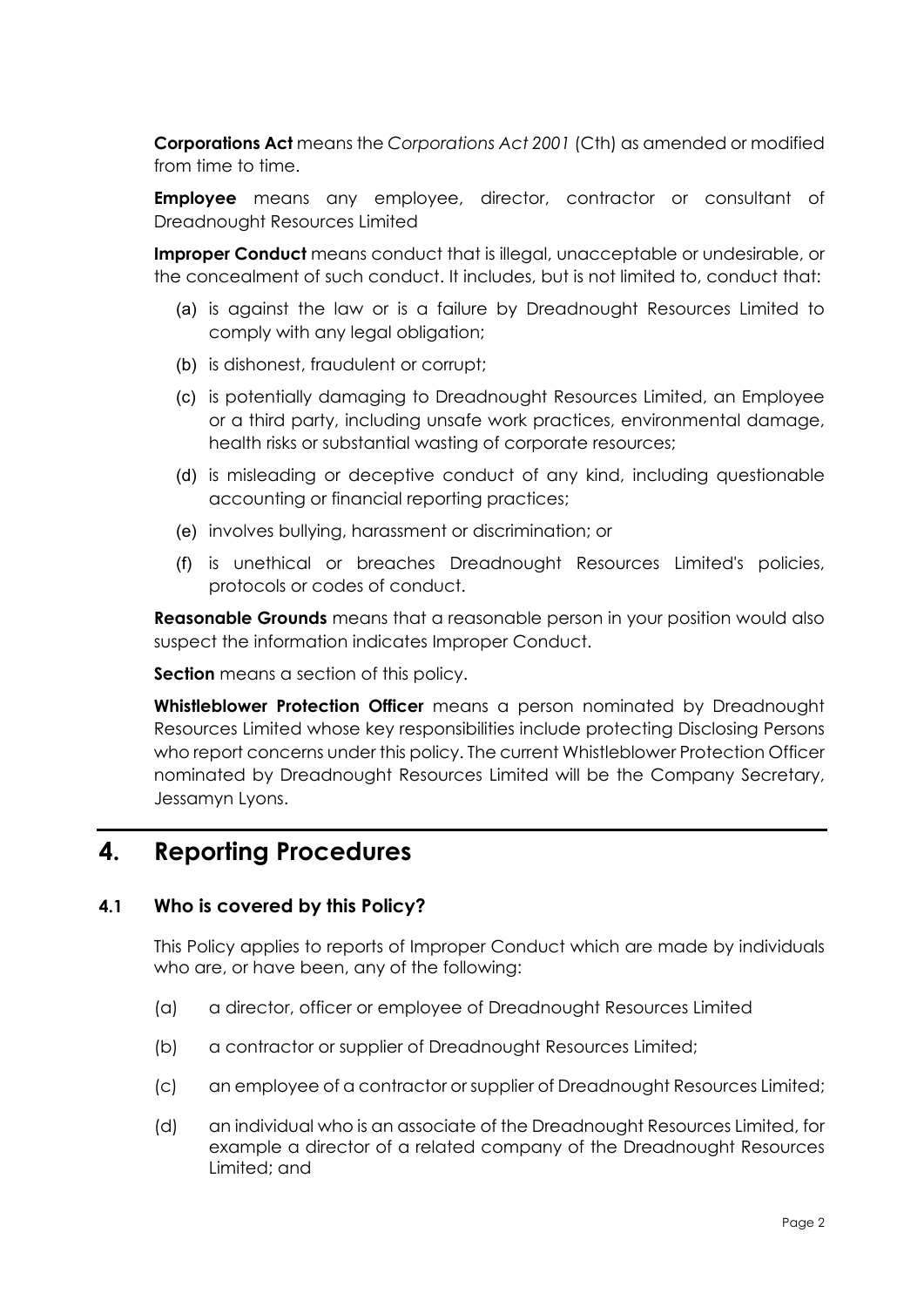**Corporations Act** means the *Corporations Act 2001* (Cth) as amended or modified from time to time.

**Employee** means any employee, director, contractor or consultant of Dreadnought Resources Limited

**Improper Conduct** means conduct that is illegal, unacceptable or undesirable, or the concealment of such conduct. It includes, but is not limited to, conduct that:

(a) is against the law or is a failure by Dreadnought Resources Limited to comply with any legal obligation;

(b) is dishonest, fraudulent or corrupt;

(c) is potentially damaging to Dreadnought Resources Limited, an Employee or a third party, including unsafe work practices, environmental damage, health risks or substantial wasting of corporate resources;

(d) is misleading or deceptive conduct of any kind, including questionable accounting or financial reporting practices;

(e) involves bullying, harassment or discrimination; or

(f) is unethical or breaches Dreadnought Resources Limited's policies, protocols or codes of conduct.

**Reasonable Grounds** means that a reasonable person in your position would also suspect the information indicates Improper Conduct.

**Section** means a section of this policy.

**Whistleblower Protection Officer** means a person nominated by Dreadnought Resources Limited whose key responsibilities include protecting Disclosing Persons who report concerns under this policy. The current Whistleblower Protection Officer nominated by Dreadnought Resources Limited will be the Company Secretary, Jessamyn Lyons.

# 4. Reporting Procedures

## 4.1 Who is covered by this Policy?

This Policy applies to reports of Improper Conduct which are made by individuals who are, or have been, any of the following:

(a) a director, officer or employee of Dreadnought Resources Limited

(b) a contractor or supplier of Dreadnought Resources Limited;

(c) an employee of a contractor or supplier of Dreadnought Resources Limited;

(d) an individual who is an associate of the Dreadnought Resources Limited, for example a director of a related company of the Dreadnought Resources Limited; and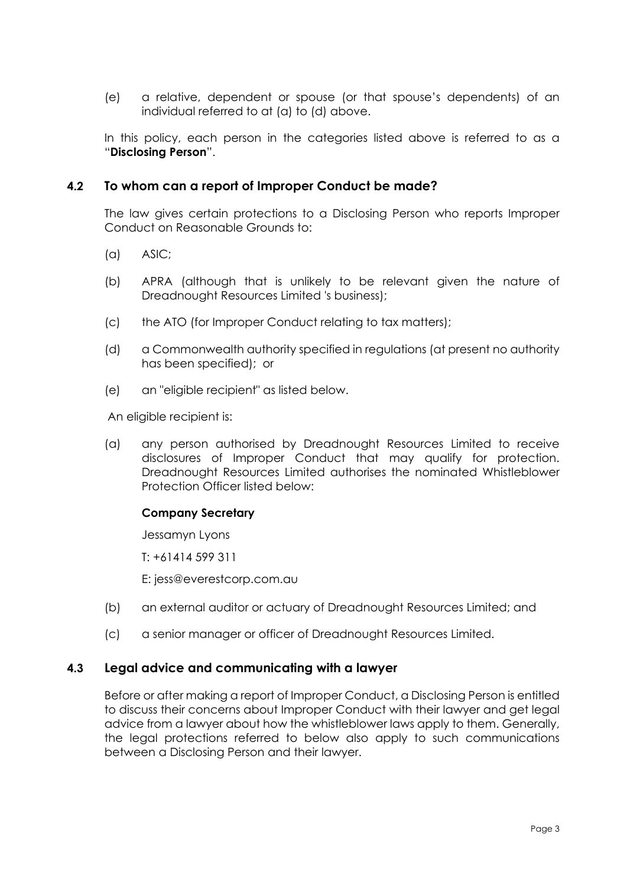(e) a relative, dependent or spouse (or that spouse's dependents) of an individual referred to at (a) to (d) above.

In this policy, each person in the categories listed above is referred to as a "**Disclosing Person**".

### 4.2 To whom can a report of Improper Conduct be made?

The law gives certain protections to a Disclosing Person who reports Improper Conduct on Reasonable Grounds to:

(a) ASIC;

(b) APRA (although that is unlikely to be relevant given the nature of Dreadnought Resources Limited 's business);

(c) the ATO (for Improper Conduct relating to tax matters);

(d) a Commonwealth authority specified in regulations (at present no authority has been specified); or

(e) an "eligible recipient" as listed below.

An eligible recipient is:

(a) any person authorised by Dreadnought Resources Limited to receive disclosures of Improper Conduct that may qualify for protection. Dreadnought Resources Limited authorises the nominated Whistleblower Protection Officer listed below:

**Company Secretary**

Jessamyn Lyons

T: +61414 599 311

E: jess@everestcorp.com.au

(b) an external auditor or actuary of Dreadnought Resources Limited; and

(c) a senior manager or officer of Dreadnought Resources Limited.

### 4.3 Legal advice and communicating with a lawyer

Before or after making a report of Improper Conduct, a Disclosing Person is entitled to discuss their concerns about Improper Conduct with their lawyer and get legal advice from a lawyer about how the whistleblower laws apply to them. Generally, the legal protections referred to below also apply to such communications between a Disclosing Person and their lawyer.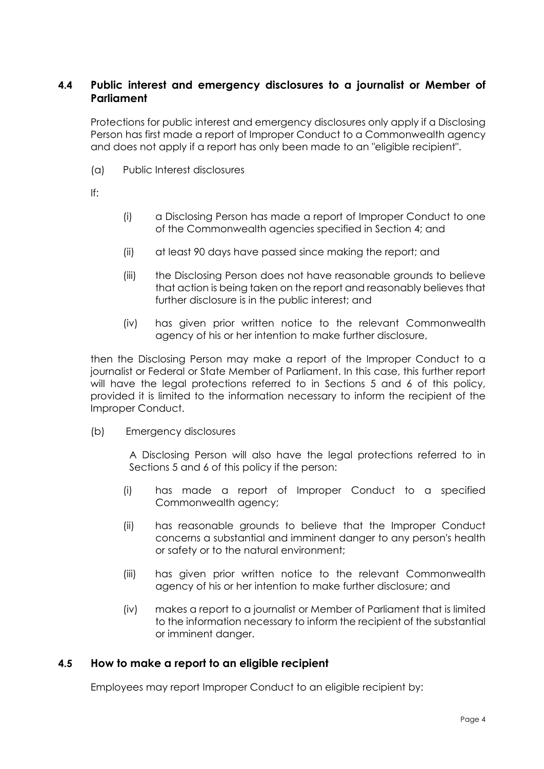## 4.4 Public interest and emergency disclosures to a journalist or Member of Parliament

Protections for public interest and emergency disclosures only apply if a Disclosing Person has first made a report of Improper Conduct to a Commonwealth agency and does not apply if a report has only been made to an "eligible recipient".

(a) Public Interest disclosures

If:

(i) a Disclosing Person has made a report of Improper Conduct to one of the Commonwealth agencies specified in Section 4; and

(ii) at least 90 days have passed since making the report; and

(iii) the Disclosing Person does not have reasonable grounds to believe that action is being taken on the report and reasonably believes that further disclosure is in the public interest; and

(iv) has given prior written notice to the relevant Commonwealth agency of his or her intention to make further disclosure,

then the Disclosing Person may make a report of the Improper Conduct to a journalist or Federal or State Member of Parliament. In this case, this further report will have the legal protections referred to in Sections 5 and 6 of this policy, provided it is limited to the information necessary to inform the recipient of the Improper Conduct.

(b) Emergency disclosures

A Disclosing Person will also have the legal protections referred to in Sections 5 and 6 of this policy if the person:

(i) has made a report of Improper Conduct to a specified Commonwealth agency;

(ii) has reasonable grounds to believe that the Improper Conduct concerns a substantial and imminent danger to any person's health or safety or to the natural environment;

(iii) has given prior written notice to the relevant Commonwealth agency of his or her intention to make further disclosure; and

(iv) makes a report to a journalist or Member of Parliament that is limited to the information necessary to inform the recipient of the substantial or imminent danger.

## 4.5 How to make a report to an eligible recipient

Employees may report Improper Conduct to an eligible recipient by: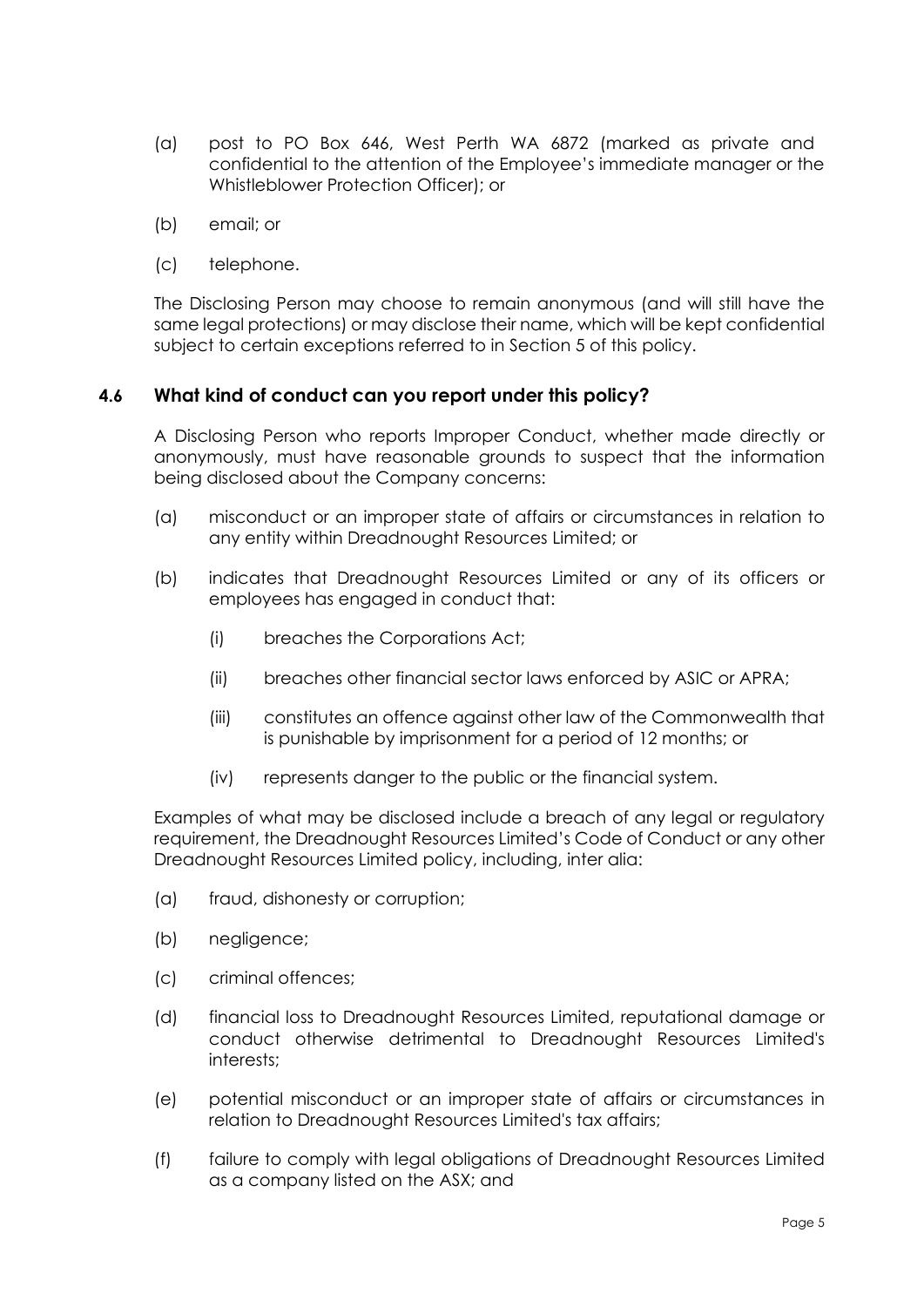(a) post to PO Box 646, West Perth WA 6872 (marked as private and confidential to the attention of the Employee's immediate manager or the Whistleblower Protection Officer); or

(b) email; or

(c) telephone.

The Disclosing Person may choose to remain anonymous (and will still have the same legal protections) or may disclose their name, which will be kept confidential subject to certain exceptions referred to in Section 5 of this policy.

### 4.6 What kind of conduct can you report under this policy?

A Disclosing Person who reports Improper Conduct, whether made directly or anonymously, must have reasonable grounds to suspect that the information being disclosed about the Company concerns:

(a) misconduct or an improper state of affairs or circumstances in relation to any entity within Dreadnought Resources Limited; or

(b) indicates that Dreadnought Resources Limited or any of its officers or employees has engaged in conduct that:

  (i) breaches the Corporations Act;

  (ii) breaches other financial sector laws enforced by ASIC or APRA;

  (iii) constitutes an offence against other law of the Commonwealth that is punishable by imprisonment for a period of 12 months; or

  (iv) represents danger to the public or the financial system.

Examples of what may be disclosed include a breach of any legal or regulatory requirement, the Dreadnought Resources Limited's Code of Conduct or any other Dreadnought Resources Limited policy, including, inter alia:

(a) fraud, dishonesty or corruption;

(b) negligence;

(c) criminal offences;

(d) financial loss to Dreadnought Resources Limited, reputational damage or conduct otherwise detrimental to Dreadnought Resources Limited's interests;

(e) potential misconduct or an improper state of affairs or circumstances in relation to Dreadnought Resources Limited's tax affairs;

(f) failure to comply with legal obligations of Dreadnought Resources Limited as a company listed on the ASX; and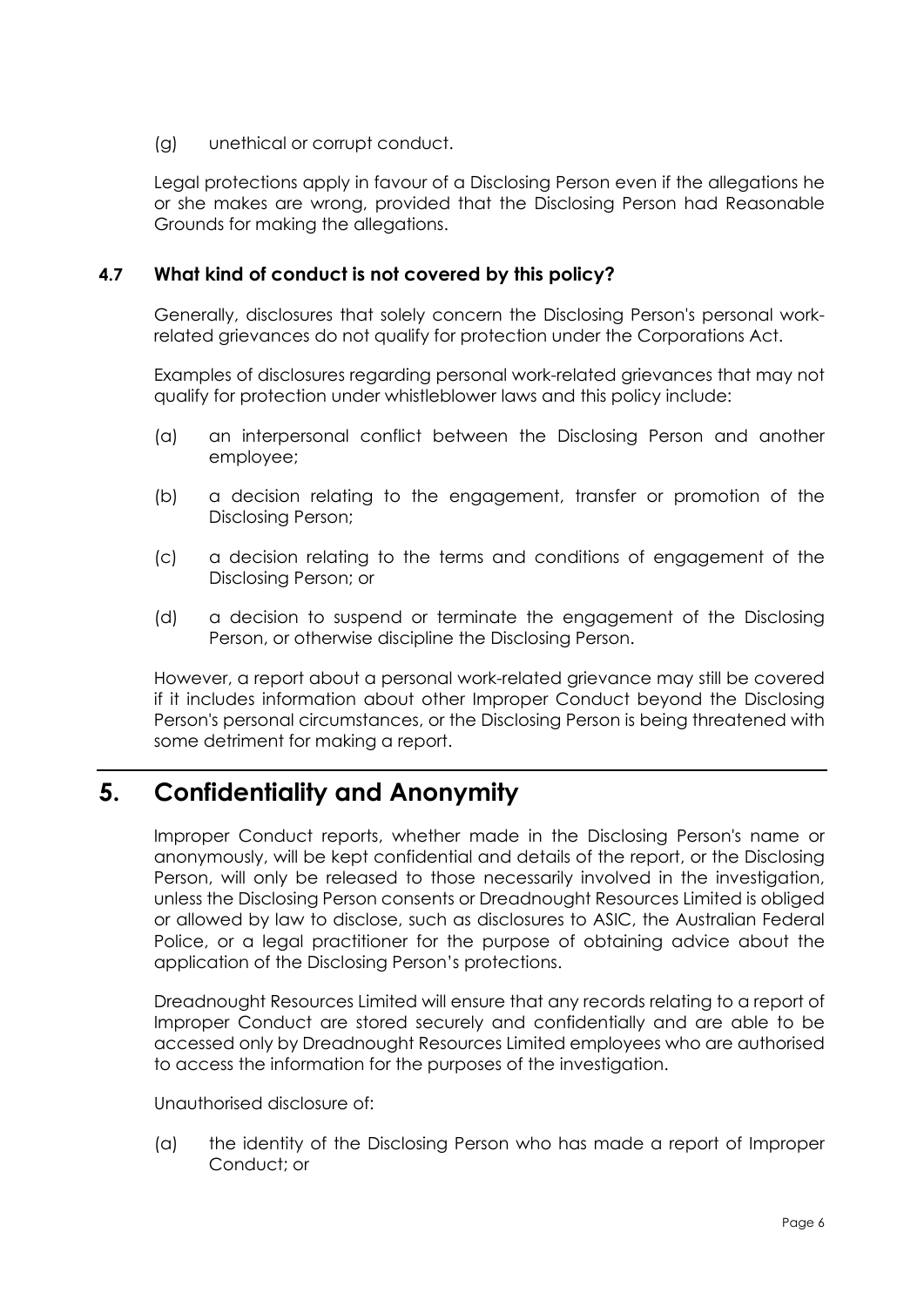(g) unethical or corrupt conduct.

Legal protections apply in favour of a Disclosing Person even if the allegations he or she makes are wrong, provided that the Disclosing Person had Reasonable Grounds for making the allegations.

### 4.7 What kind of conduct is not covered by this policy?

Generally, disclosures that solely concern the Disclosing Person's personal work-related grievances do not qualify for protection under the Corporations Act.

Examples of disclosures regarding personal work-related grievances that may not qualify for protection under whistleblower laws and this policy include:

(a) an interpersonal conflict between the Disclosing Person and another employee;

(b) a decision relating to the engagement, transfer or promotion of the Disclosing Person;

(c) a decision relating to the terms and conditions of engagement of the Disclosing Person; or

(d) a decision to suspend or terminate the engagement of the Disclosing Person, or otherwise discipline the Disclosing Person.

However, a report about a personal work-related grievance may still be covered if it includes information about other Improper Conduct beyond the Disclosing Person's personal circumstances, or the Disclosing Person is being threatened with some detriment for making a report.

## 5. Confidentiality and Anonymity

Improper Conduct reports, whether made in the Disclosing Person's name or anonymously, will be kept confidential and details of the report, or the Disclosing Person, will only be released to those necessarily involved in the investigation, unless the Disclosing Person consents or Dreadnought Resources Limited is obliged or allowed by law to disclose, such as disclosures to ASIC, the Australian Federal Police, or a legal practitioner for the purpose of obtaining advice about the application of the Disclosing Person's protections.

Dreadnought Resources Limited will ensure that any records relating to a report of Improper Conduct are stored securely and confidentially and are able to be accessed only by Dreadnought Resources Limited employees who are authorised to access the information for the purposes of the investigation.

Unauthorised disclosure of:

(a) the identity of the Disclosing Person who has made a report of Improper Conduct; or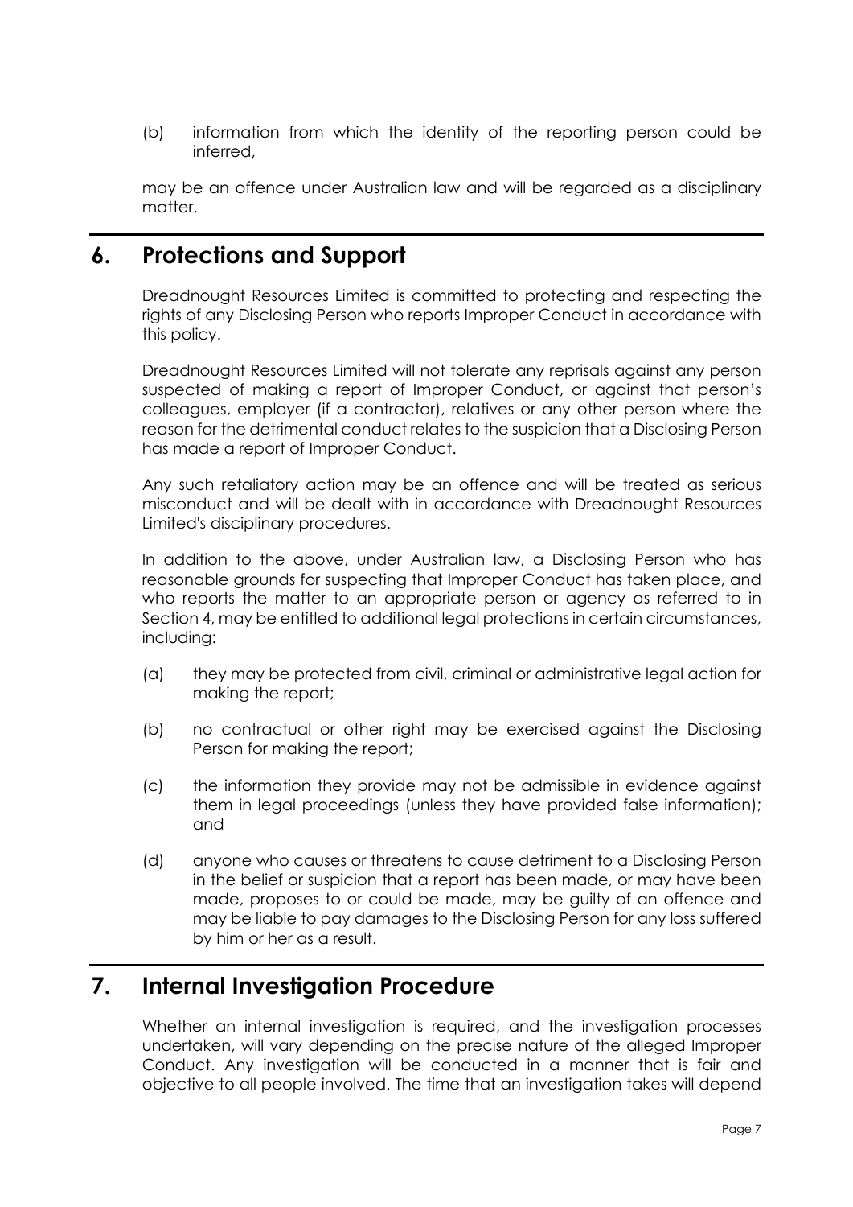(b) information from which the identity of the reporting person could be inferred,

may be an offence under Australian law and will be regarded as a disciplinary matter.

## 6. Protections and Support

Dreadnought Resources Limited is committed to protecting and respecting the rights of any Disclosing Person who reports Improper Conduct in accordance with this policy.

Dreadnought Resources Limited will not tolerate any reprisals against any person suspected of making a report of Improper Conduct, or against that person's colleagues, employer (if a contractor), relatives or any other person where the reason for the detrimental conduct relates to the suspicion that a Disclosing Person has made a report of Improper Conduct.

Any such retaliatory action may be an offence and will be treated as serious misconduct and will be dealt with in accordance with Dreadnought Resources Limited's disciplinary procedures.

In addition to the above, under Australian law, a Disclosing Person who has reasonable grounds for suspecting that Improper Conduct has taken place, and who reports the matter to an appropriate person or agency as referred to in Section 4, may be entitled to additional legal protections in certain circumstances, including:

(a) they may be protected from civil, criminal or administrative legal action for making the report;

(b) no contractual or other right may be exercised against the Disclosing Person for making the report;

(c) the information they provide may not be admissible in evidence against them in legal proceedings (unless they have provided false information); and

(d) anyone who causes or threatens to cause detriment to a Disclosing Person in the belief or suspicion that a report has been made, or may have been made, proposes to or could be made, may be guilty of an offence and may be liable to pay damages to the Disclosing Person for any loss suffered by him or her as a result.

## 7. Internal Investigation Procedure

Whether an internal investigation is required, and the investigation processes undertaken, will vary depending on the precise nature of the alleged Improper Conduct. Any investigation will be conducted in a manner that is fair and objective to all people involved. The time that an investigation takes will depend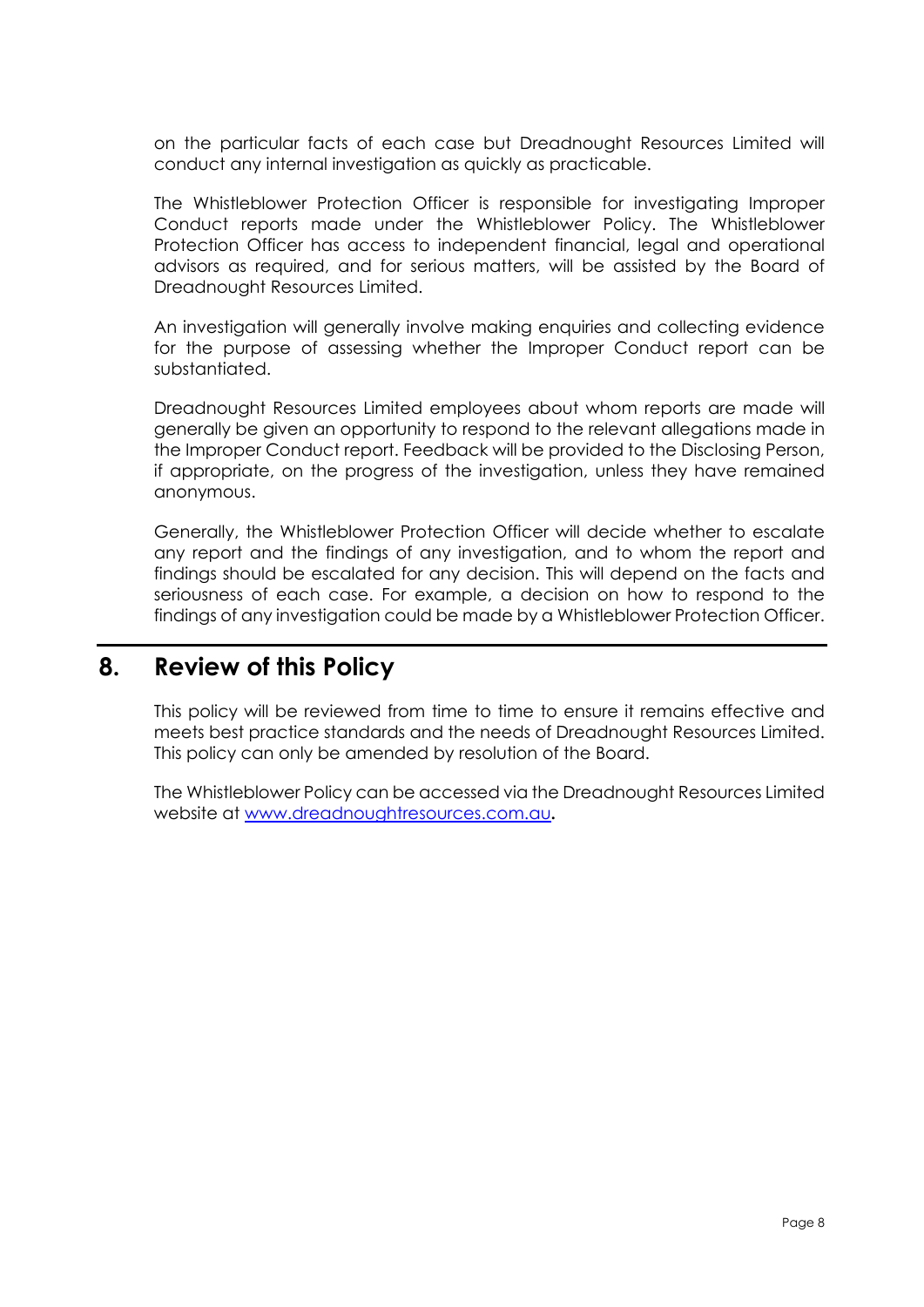on the particular facts of each case but Dreadnought Resources Limited will conduct any internal investigation as quickly as practicable.

The Whistleblower Protection Officer is responsible for investigating Improper Conduct reports made under the Whistleblower Policy. The Whistleblower Protection Officer has access to independent financial, legal and operational advisors as required, and for serious matters, will be assisted by the Board of Dreadnought Resources Limited.

An investigation will generally involve making enquiries and collecting evidence for the purpose of assessing whether the Improper Conduct report can be substantiated.

Dreadnought Resources Limited employees about whom reports are made will generally be given an opportunity to respond to the relevant allegations made in the Improper Conduct report. Feedback will be provided to the Disclosing Person, if appropriate, on the progress of the investigation, unless they have remained anonymous.

Generally, the Whistleblower Protection Officer will decide whether to escalate any report and the findings of any investigation, and to whom the report and findings should be escalated for any decision. This will depend on the facts and seriousness of each case. For example, a decision on how to respond to the findings of any investigation could be made by a Whistleblower Protection Officer.

## 8. Review of this Policy

This policy will be reviewed from time to time to ensure it remains effective and meets best practice standards and the needs of Dreadnought Resources Limited. This policy can only be amended by resolution of the Board.

The Whistleblower Policy can be accessed via the Dreadnought Resources Limited website at [www.dreadnoughtresources.com.au](http://www.dreadnoughtresources.com.au).